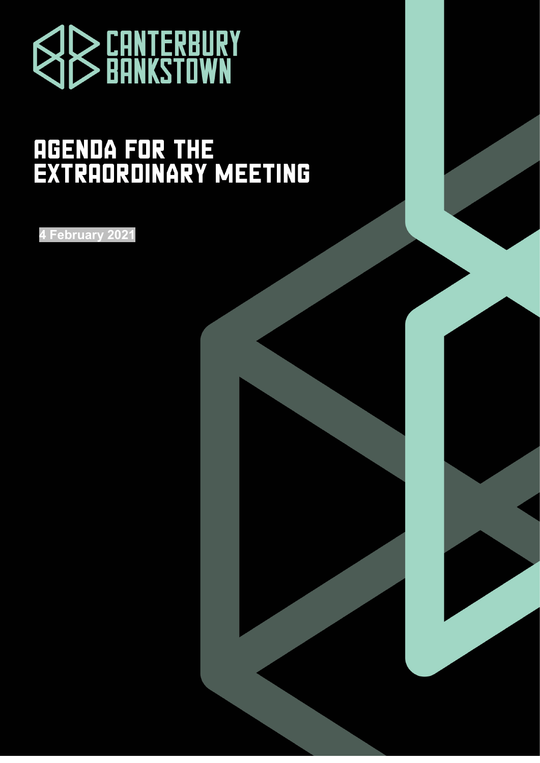CANTERBURY BANKSTOWN

# AGENDA FOR THE EXTRAORDINARY MEETING

**4 February 2021**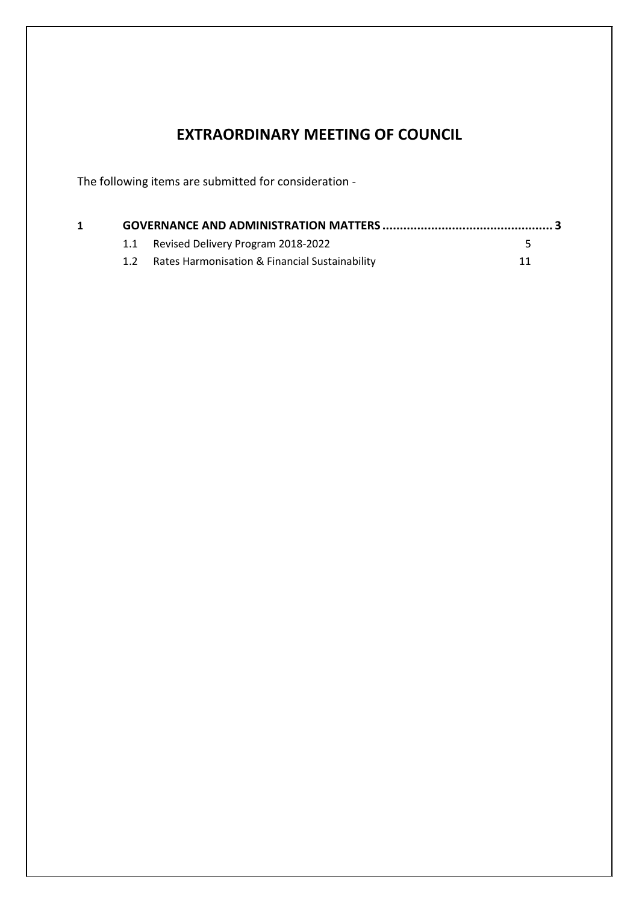# EXTRAORDINARY MEETING OF COUNCIL

The following items are submitted for consideration -

| | | | |
|---|---|---|---|
| **1** | **GOVERNANCE AND ADMINISTRATION MATTERS** | | **3** |
| | 1.1 | Revised Delivery Program 2018-2022 | 5 |
| | 1.2 | Rates Harmonisation & Financial Sustainability | 11 |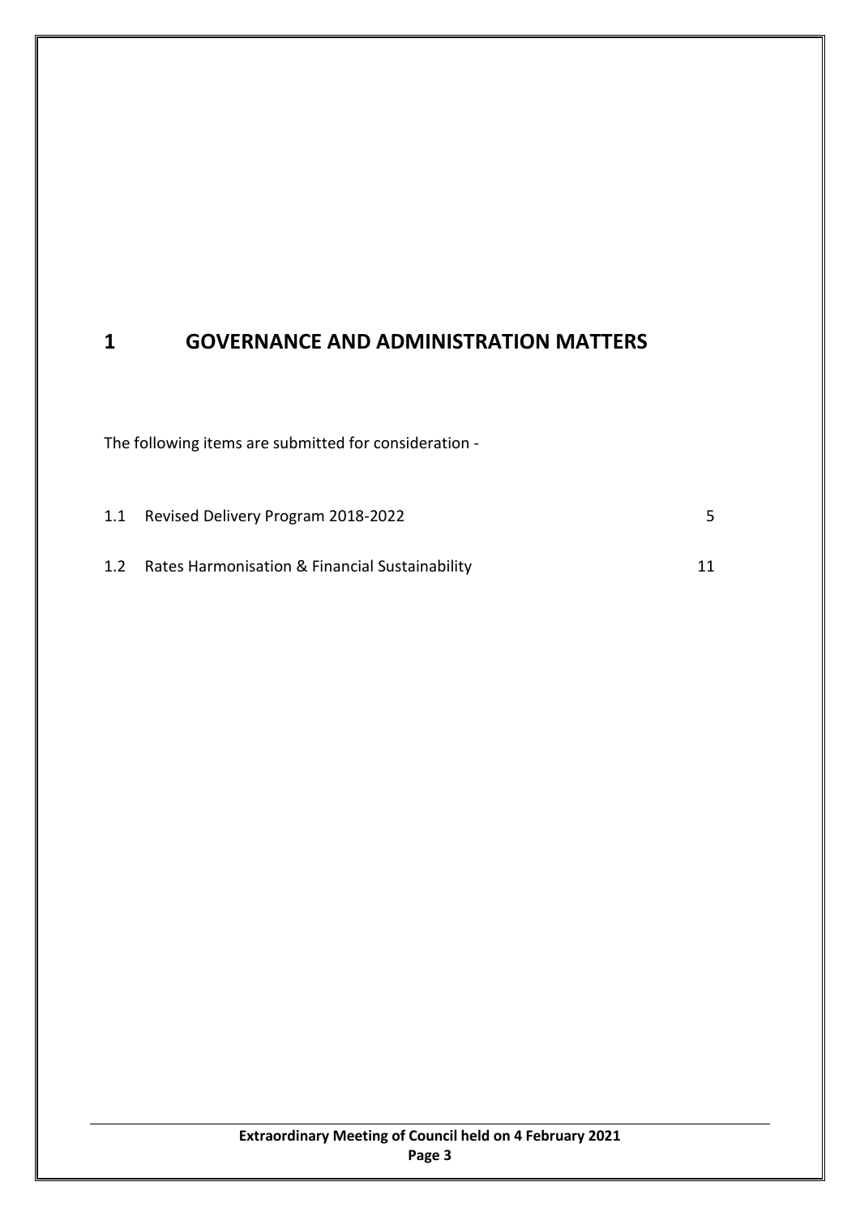# 1 GOVERNANCE AND ADMINISTRATION MATTERS

The following items are submitted for consideration -

| | | |
|---|---|---|
| 1.1 | Revised Delivery Program 2018-2022 | 5 |
| 1.2 | Rates Harmonisation & Financial Sustainability | 11 |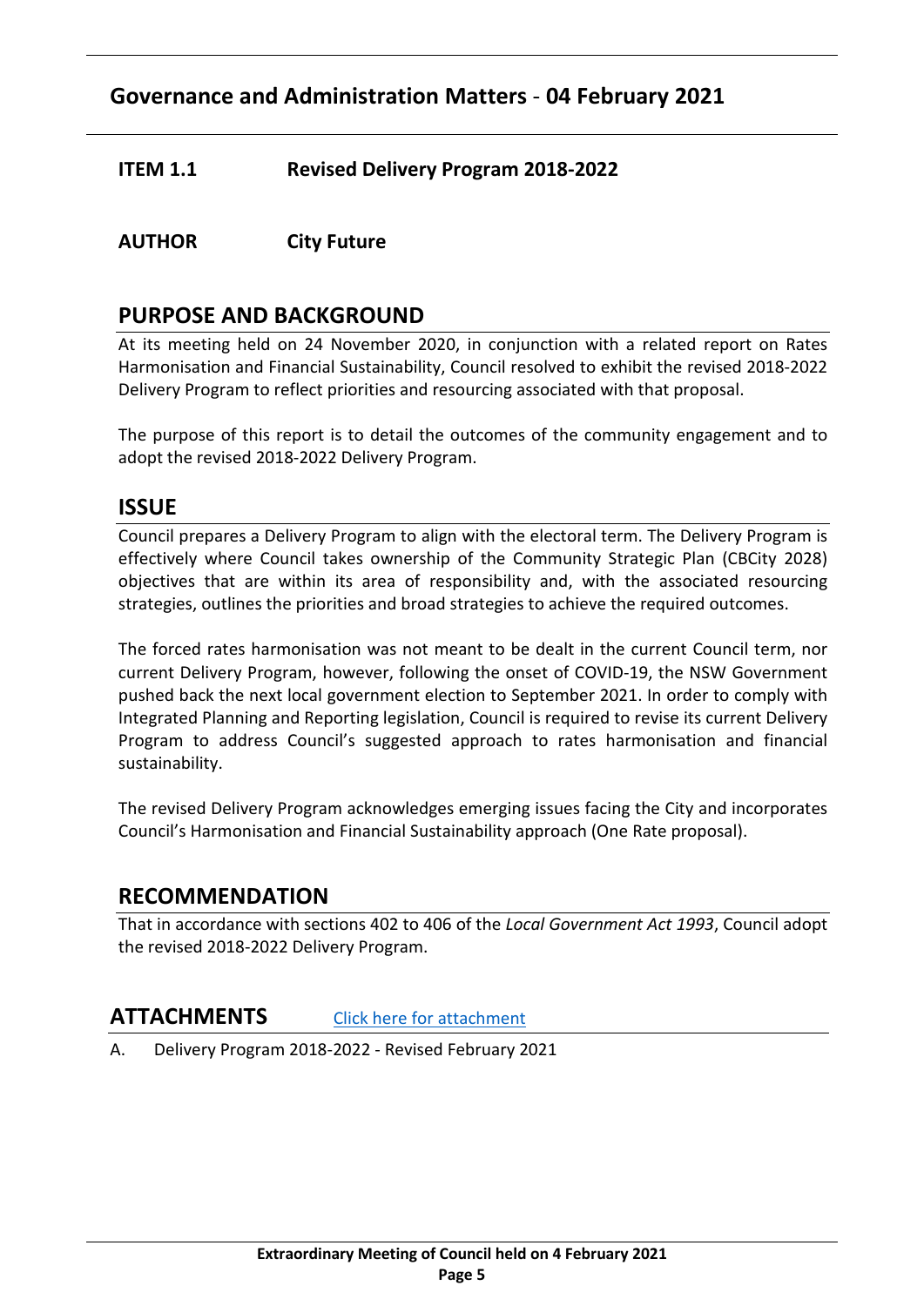## Governance and Administration Matters - 04 February 2021

**ITEM 1.1 Revised Delivery Program 2018-2022**

**AUTHOR City Future**

## PURPOSE AND BACKGROUND

At its meeting held on 24 November 2020, in conjunction with a related report on Rates Harmonisation and Financial Sustainability, Council resolved to exhibit the revised 2018-2022 Delivery Program to reflect priorities and resourcing associated with that proposal.

The purpose of this report is to detail the outcomes of the community engagement and to adopt the revised 2018-2022 Delivery Program.

## ISSUE

Council prepares a Delivery Program to align with the electoral term. The Delivery Program is effectively where Council takes ownership of the Community Strategic Plan (CBCity 2028) objectives that are within its area of responsibility and, with the associated resourcing strategies, outlines the priorities and broad strategies to achieve the required outcomes.

The forced rates harmonisation was not meant to be dealt in the current Council term, nor current Delivery Program, however, following the onset of COVID-19, the NSW Government pushed back the next local government election to September 2021. In order to comply with Integrated Planning and Reporting legislation, Council is required to revise its current Delivery Program to address Council's suggested approach to rates harmonisation and financial sustainability.

The revised Delivery Program acknowledges emerging issues facing the City and incorporates Council's Harmonisation and Financial Sustainability approach (One Rate proposal).

## RECOMMENDATION

That in accordance with sections 402 to 406 of the *Local Government Act 1993*, Council adopt the revised 2018-2022 Delivery Program.

## ATTACHMENTS

[Click here for attachment]

A. Delivery Program 2018-2022 - Revised February 2021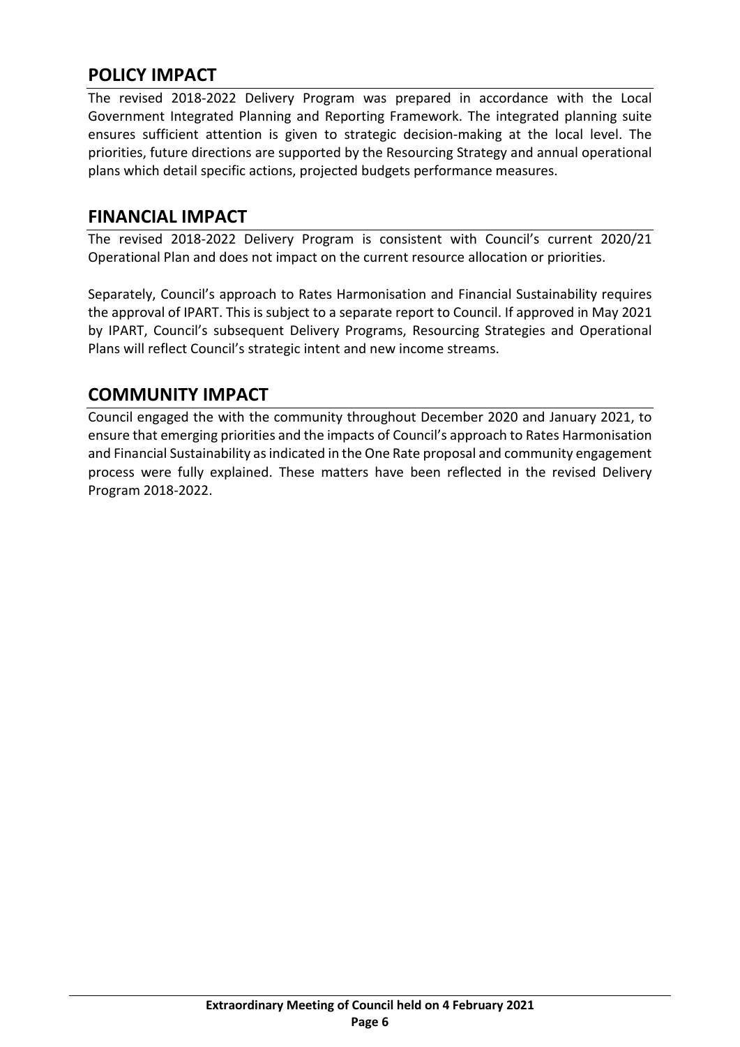## POLICY IMPACT

The revised 2018-2022 Delivery Program was prepared in accordance with the Local Government Integrated Planning and Reporting Framework. The integrated planning suite ensures sufficient attention is given to strategic decision-making at the local level. The priorities, future directions are supported by the Resourcing Strategy and annual operational plans which detail specific actions, projected budgets performance measures.

## FINANCIAL IMPACT

The revised 2018-2022 Delivery Program is consistent with Council's current 2020/21 Operational Plan and does not impact on the current resource allocation or priorities.

Separately, Council's approach to Rates Harmonisation and Financial Sustainability requires the approval of IPART. This is subject to a separate report to Council. If approved in May 2021 by IPART, Council's subsequent Delivery Programs, Resourcing Strategies and Operational Plans will reflect Council's strategic intent and new income streams.

## COMMUNITY IMPACT

Council engaged the with the community throughout December 2020 and January 2021, to ensure that emerging priorities and the impacts of Council's approach to Rates Harmonisation and Financial Sustainability as indicated in the One Rate proposal and community engagement process were fully explained. These matters have been reflected in the revised Delivery Program 2018-2022.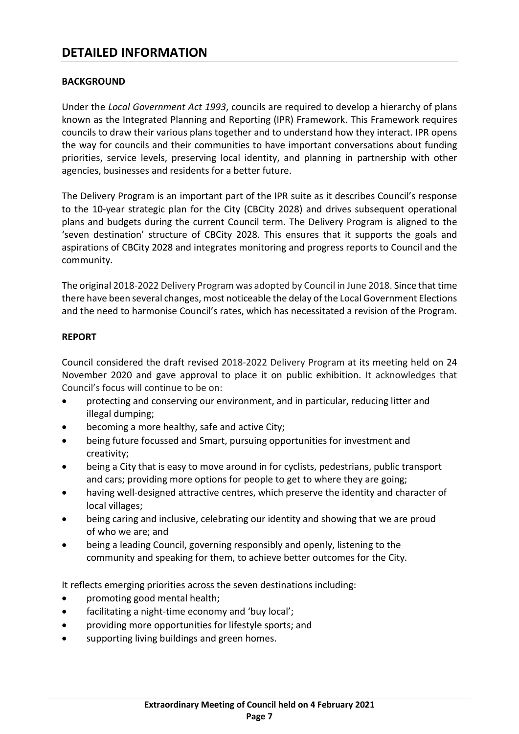# DETAILED INFORMATION

**BACKGROUND**

Under the *Local Government Act 1993*, councils are required to develop a hierarchy of plans known as the Integrated Planning and Reporting (IPR) Framework. This Framework requires councils to draw their various plans together and to understand how they interact. IPR opens the way for councils and their communities to have important conversations about funding priorities, service levels, preserving local identity, and planning in partnership with other agencies, businesses and residents for a better future.

The Delivery Program is an important part of the IPR suite as it describes Council's response to the 10-year strategic plan for the City (CBCity 2028) and drives subsequent operational plans and budgets during the current Council term. The Delivery Program is aligned to the 'seven destination' structure of CBCity 2028. This ensures that it supports the goals and aspirations of CBCity 2028 and integrates monitoring and progress reports to Council and the community.

The original 2018-2022 Delivery Program was adopted by Council in June 2018. Since that time there have been several changes, most noticeable the delay of the Local Government Elections and the need to harmonise Council's rates, which has necessitated a revision of the Program.

**REPORT**

Council considered the draft revised 2018-2022 Delivery Program at its meeting held on 24 November 2020 and gave approval to place it on public exhibition. It acknowledges that Council's focus will continue to be on:

- protecting and conserving our environment, and in particular, reducing litter and illegal dumping;
- becoming a more healthy, safe and active City;
- being future focussed and Smart, pursuing opportunities for investment and creativity;
- being a City that is easy to move around in for cyclists, pedestrians, public transport and cars; providing more options for people to get to where they are going;
- having well-designed attractive centres, which preserve the identity and character of local villages;
- being caring and inclusive, celebrating our identity and showing that we are proud of who we are; and
- being a leading Council, governing responsibly and openly, listening to the community and speaking for them, to achieve better outcomes for the City.

It reflects emerging priorities across the seven destinations including:

- promoting good mental health;
- facilitating a night-time economy and 'buy local';
- providing more opportunities for lifestyle sports; and
- supporting living buildings and green homes.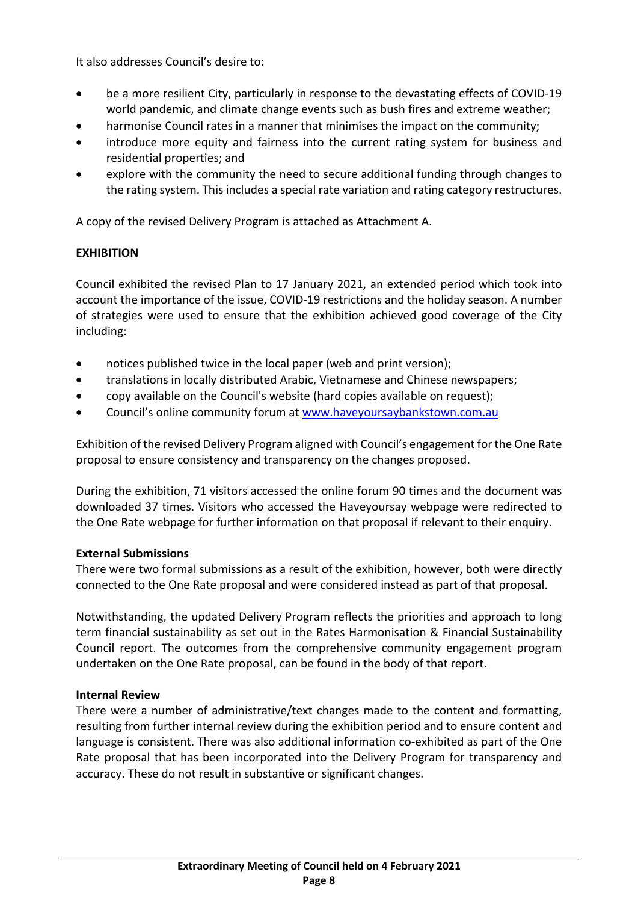It also addresses Council's desire to:

- be a more resilient City, particularly in response to the devastating effects of COVID-19 world pandemic, and climate change events such as bush fires and extreme weather;
- harmonise Council rates in a manner that minimises the impact on the community;
- introduce more equity and fairness into the current rating system for business and residential properties; and
- explore with the community the need to secure additional funding through changes to the rating system. This includes a special rate variation and rating category restructures.

A copy of the revised Delivery Program is attached as Attachment A.

**EXHIBITION**

Council exhibited the revised Plan to 17 January 2021, an extended period which took into account the importance of the issue, COVID-19 restrictions and the holiday season. A number of strategies were used to ensure that the exhibition achieved good coverage of the City including:

- notices published twice in the local paper (web and print version);
- translations in locally distributed Arabic, Vietnamese and Chinese newspapers;
- copy available on the Council's website (hard copies available on request);
- Council's online community forum at www.haveyoursaybankstown.com.au

Exhibition of the revised Delivery Program aligned with Council's engagement for the One Rate proposal to ensure consistency and transparency on the changes proposed.

During the exhibition, 71 visitors accessed the online forum 90 times and the document was downloaded 37 times. Visitors who accessed the Haveyoursay webpage were redirected to the One Rate webpage for further information on that proposal if relevant to their enquiry.

**External Submissions**

There were two formal submissions as a result of the exhibition, however, both were directly connected to the One Rate proposal and were considered instead as part of that proposal.

Notwithstanding, the updated Delivery Program reflects the priorities and approach to long term financial sustainability as set out in the Rates Harmonisation & Financial Sustainability Council report. The outcomes from the comprehensive community engagement program undertaken on the One Rate proposal, can be found in the body of that report.

**Internal Review**

There were a number of administrative/text changes made to the content and formatting, resulting from further internal review during the exhibition period and to ensure content and language is consistent. There was also additional information co-exhibited as part of the One Rate proposal that has been incorporated into the Delivery Program for transparency and accuracy. These do not result in substantive or significant changes.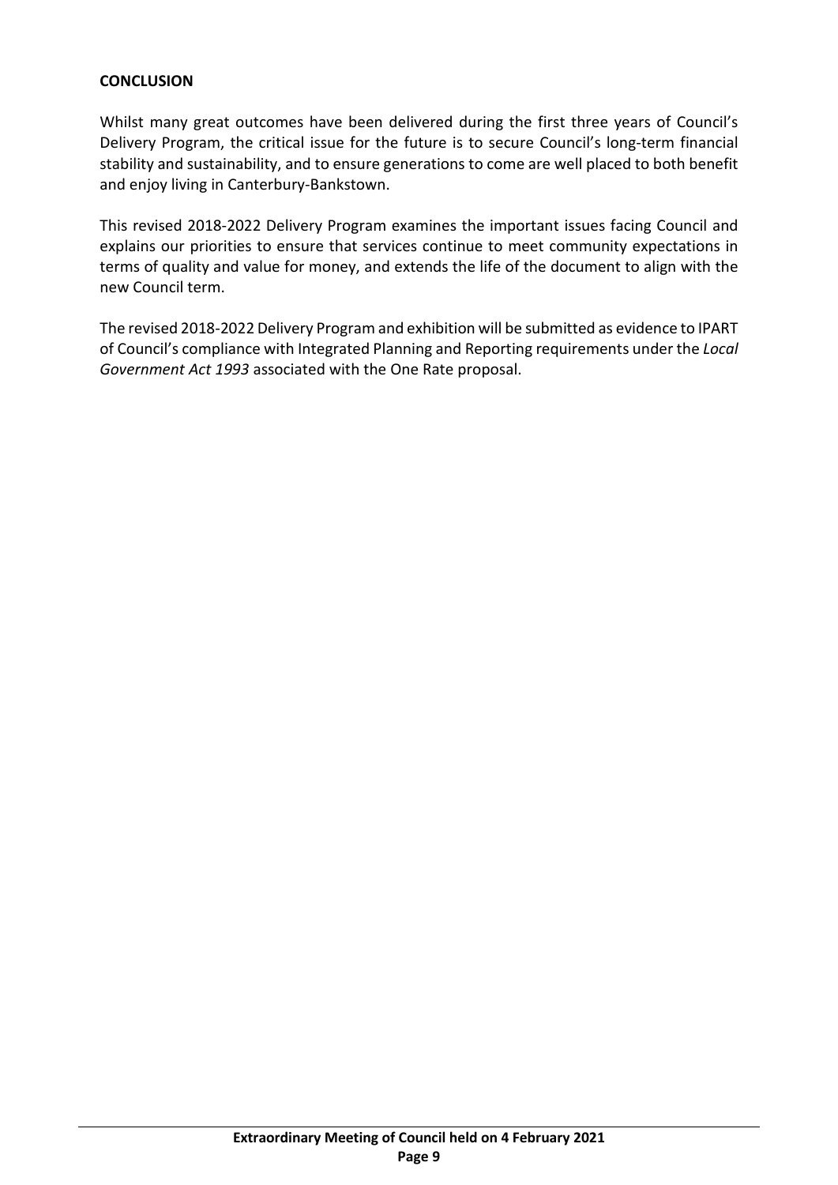**CONCLUSION**

Whilst many great outcomes have been delivered during the first three years of Council's Delivery Program, the critical issue for the future is to secure Council's long-term financial stability and sustainability, and to ensure generations to come are well placed to both benefit and enjoy living in Canterbury-Bankstown.

This revised 2018-2022 Delivery Program examines the important issues facing Council and explains our priorities to ensure that services continue to meet community expectations in terms of quality and value for money, and extends the life of the document to align with the new Council term.

The revised 2018-2022 Delivery Program and exhibition will be submitted as evidence to IPART of Council's compliance with Integrated Planning and Reporting requirements under the *Local Government Act 1993* associated with the One Rate proposal.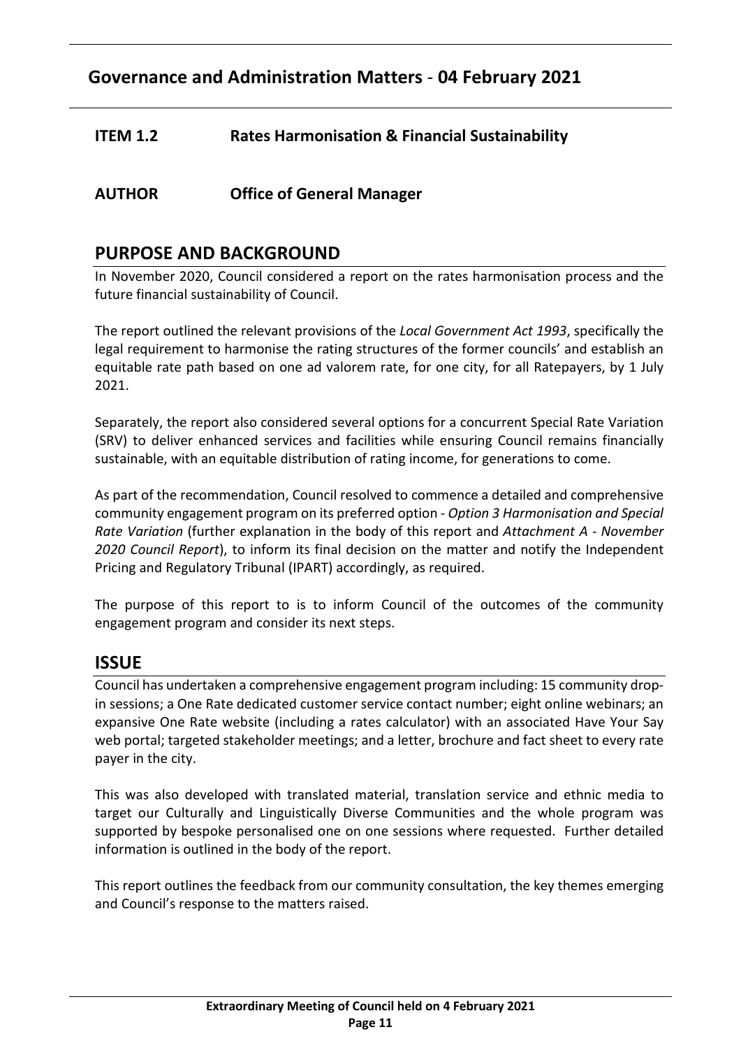## Governance and Administration Matters - 04 February 2021

**ITEM 1.2 Rates Harmonisation & Financial Sustainability**

**AUTHOR Office of General Manager**

## PURPOSE AND BACKGROUND

In November 2020, Council considered a report on the rates harmonisation process and the future financial sustainability of Council.

The report outlined the relevant provisions of the *Local Government Act 1993*, specifically the legal requirement to harmonise the rating structures of the former councils' and establish an equitable rate path based on one ad valorem rate, for one city, for all Ratepayers, by 1 July 2021.

Separately, the report also considered several options for a concurrent Special Rate Variation (SRV) to deliver enhanced services and facilities while ensuring Council remains financially sustainable, with an equitable distribution of rating income, for generations to come.

As part of the recommendation, Council resolved to commence a detailed and comprehensive community engagement program on its preferred option - *Option 3 Harmonisation and Special Rate Variation* (further explanation in the body of this report and *Attachment A - November 2020 Council Report*), to inform its final decision on the matter and notify the Independent Pricing and Regulatory Tribunal (IPART) accordingly, as required.

The purpose of this report to is to inform Council of the outcomes of the community engagement program and consider its next steps.

## ISSUE

Council has undertaken a comprehensive engagement program including: 15 community drop-in sessions; a One Rate dedicated customer service contact number; eight online webinars; an expansive One Rate website (including a rates calculator) with an associated Have Your Say web portal; targeted stakeholder meetings; and a letter, brochure and fact sheet to every rate payer in the city.

This was also developed with translated material, translation service and ethnic media to target our Culturally and Linguistically Diverse Communities and the whole program was supported by bespoke personalised one on one sessions where requested. Further detailed information is outlined in the body of the report.

This report outlines the feedback from our community consultation, the key themes emerging and Council's response to the matters raised.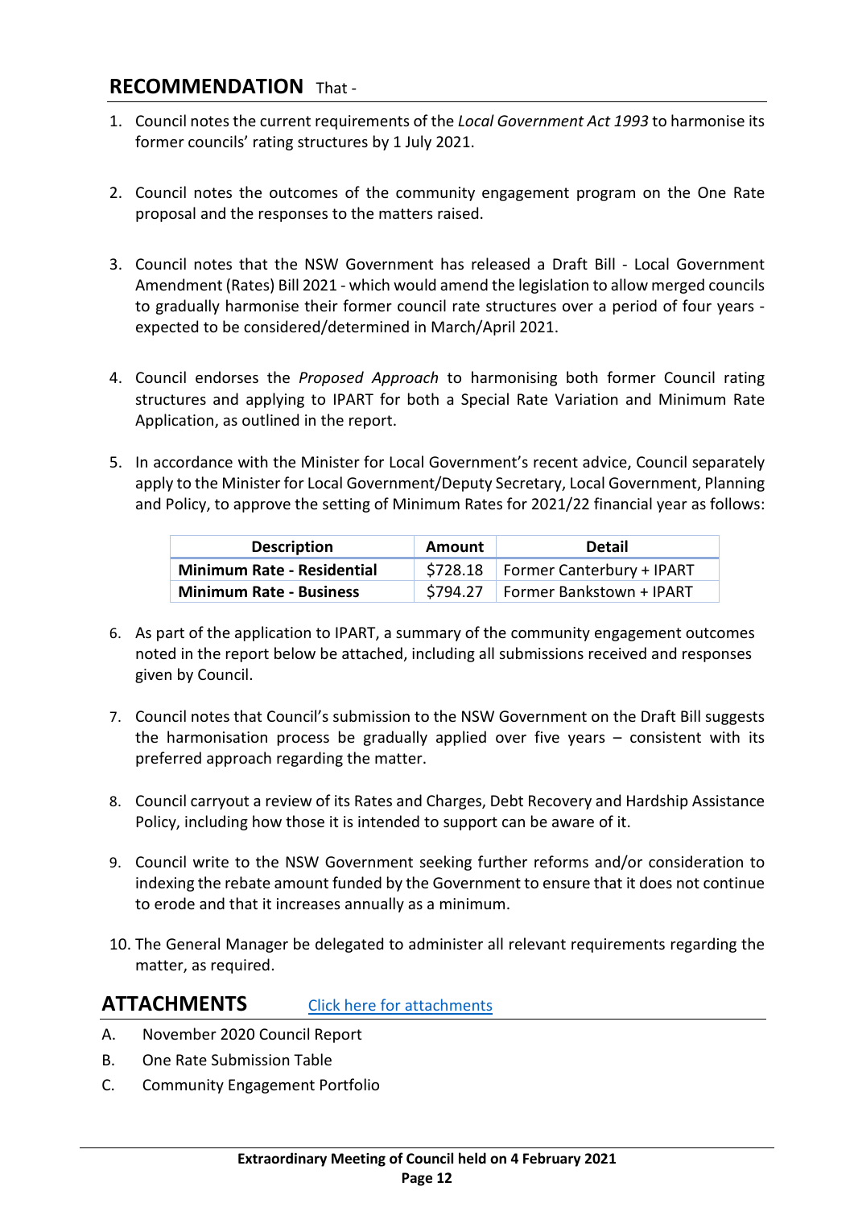## RECOMMENDATION That -

1. Council notes the current requirements of the *Local Government Act 1993* to harmonise its former councils' rating structures by 1 July 2021.

2. Council notes the outcomes of the community engagement program on the One Rate proposal and the responses to the matters raised.

3. Council notes that the NSW Government has released a Draft Bill - Local Government Amendment (Rates) Bill 2021 - which would amend the legislation to allow merged councils to gradually harmonise their former council rate structures over a period of four years - expected to be considered/determined in March/April 2021.

4. Council endorses the *Proposed Approach* to harmonising both former Council rating structures and applying to IPART for both a Special Rate Variation and Minimum Rate Application, as outlined in the report.

5. In accordance with the Minister for Local Government's recent advice, Council separately apply to the Minister for Local Government/Deputy Secretary, Local Government, Planning and Policy, to approve the setting of Minimum Rates for 2021/22 financial year as follows:

| Description | Amount | Detail |
|---|---|---|
| **Minimum Rate - Residential** | $728.18 | Former Canterbury + IPART |
| **Minimum Rate - Business** | $794.27 | Former Bankstown + IPART |

6. As part of the application to IPART, a summary of the community engagement outcomes noted in the report below be attached, including all submissions received and responses given by Council.

7. Council notes that Council's submission to the NSW Government on the Draft Bill suggests the harmonisation process be gradually applied over five years – consistent with its preferred approach regarding the matter.

8. Council carryout a review of its Rates and Charges, Debt Recovery and Hardship Assistance Policy, including how those it is intended to support can be aware of it.

9. Council write to the NSW Government seeking further reforms and/or consideration to indexing the rebate amount funded by the Government to ensure that it does not continue to erode and that it increases annually as a minimum.

10. The General Manager be delegated to administer all relevant requirements regarding the matter, as required.

## ATTACHMENTS [Click here for attachments]

A. November 2020 Council Report
B. One Rate Submission Table
C. Community Engagement Portfolio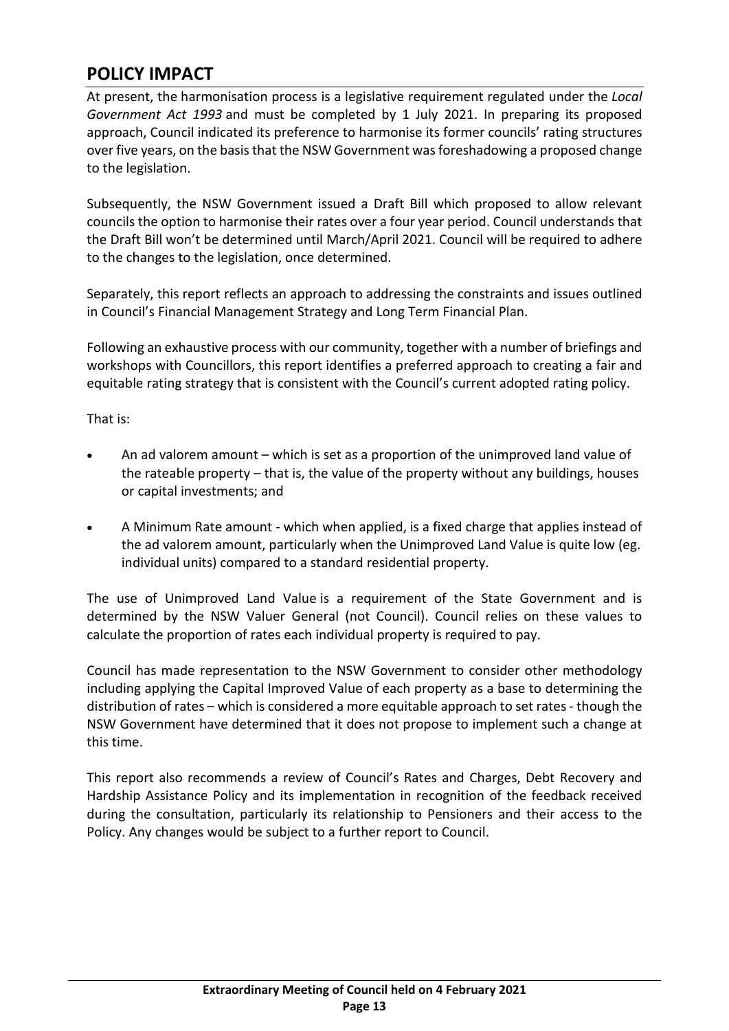## POLICY IMPACT

At present, the harmonisation process is a legislative requirement regulated under the *Local Government Act 1993* and must be completed by 1 July 2021. In preparing its proposed approach, Council indicated its preference to harmonise its former councils' rating structures over five years, on the basis that the NSW Government was foreshadowing a proposed change to the legislation.

Subsequently, the NSW Government issued a Draft Bill which proposed to allow relevant councils the option to harmonise their rates over a four year period. Council understands that the Draft Bill won't be determined until March/April 2021. Council will be required to adhere to the changes to the legislation, once determined.

Separately, this report reflects an approach to addressing the constraints and issues outlined in Council's Financial Management Strategy and Long Term Financial Plan.

Following an exhaustive process with our community, together with a number of briefings and workshops with Councillors, this report identifies a preferred approach to creating a fair and equitable rating strategy that is consistent with the Council's current adopted rating policy.

That is:

- An ad valorem amount – which is set as a proportion of the unimproved land value of the rateable property – that is, the value of the property without any buildings, houses or capital investments; and
- A Minimum Rate amount - which when applied, is a fixed charge that applies instead of the ad valorem amount, particularly when the Unimproved Land Value is quite low (eg. individual units) compared to a standard residential property.

The use of Unimproved Land Value is a requirement of the State Government and is determined by the NSW Valuer General (not Council). Council relies on these values to calculate the proportion of rates each individual property is required to pay.

Council has made representation to the NSW Government to consider other methodology including applying the Capital Improved Value of each property as a base to determining the distribution of rates – which is considered a more equitable approach to set rates - though the NSW Government have determined that it does not propose to implement such a change at this time.

This report also recommends a review of Council's Rates and Charges, Debt Recovery and Hardship Assistance Policy and its implementation in recognition of the feedback received during the consultation, particularly its relationship to Pensioners and their access to the Policy. Any changes would be subject to a further report to Council.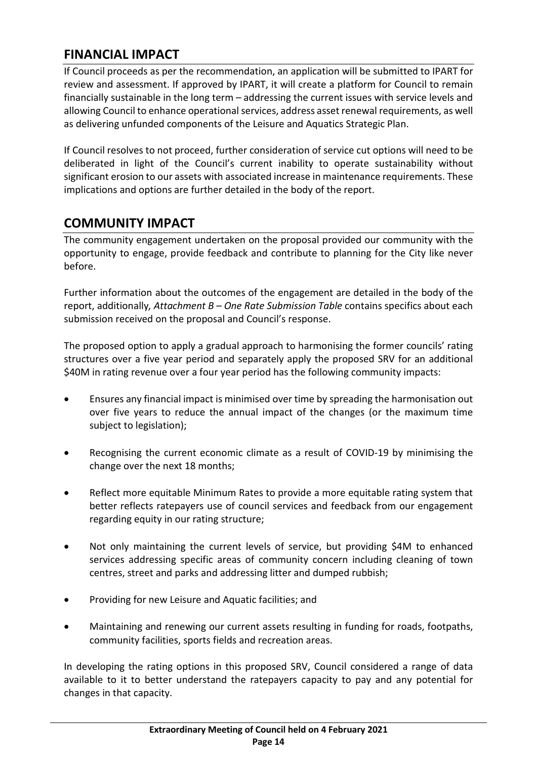## FINANCIAL IMPACT

If Council proceeds as per the recommendation, an application will be submitted to IPART for review and assessment. If approved by IPART, it will create a platform for Council to remain financially sustainable in the long term – addressing the current issues with service levels and allowing Council to enhance operational services, address asset renewal requirements, as well as delivering unfunded components of the Leisure and Aquatics Strategic Plan.

If Council resolves to not proceed, further consideration of service cut options will need to be deliberated in light of the Council's current inability to operate sustainability without significant erosion to our assets with associated increase in maintenance requirements. These implications and options are further detailed in the body of the report.

## COMMUNITY IMPACT

The community engagement undertaken on the proposal provided our community with the opportunity to engage, provide feedback and contribute to planning for the City like never before.

Further information about the outcomes of the engagement are detailed in the body of the report, additionally*, Attachment B – One Rate Submission Table* contains specifics about each submission received on the proposal and Council's response.

The proposed option to apply a gradual approach to harmonising the former councils' rating structures over a five year period and separately apply the proposed SRV for an additional $40M in rating revenue over a four year period has the following community impacts:

- Ensures any financial impact is minimised over time by spreading the harmonisation out over five years to reduce the annual impact of the changes (or the maximum time subject to legislation);
- Recognising the current economic climate as a result of COVID-19 by minimising the change over the next 18 months;
- Reflect more equitable Minimum Rates to provide a more equitable rating system that better reflects ratepayers use of council services and feedback from our engagement regarding equity in our rating structure;
- Not only maintaining the current levels of service, but providing $4M to enhanced services addressing specific areas of community concern including cleaning of town centres, street and parks and addressing litter and dumped rubbish;
- Providing for new Leisure and Aquatic facilities; and
- Maintaining and renewing our current assets resulting in funding for roads, footpaths, community facilities, sports fields and recreation areas.

In developing the rating options in this proposed SRV, Council considered a range of data available to it to better understand the ratepayers capacity to pay and any potential for changes in that capacity.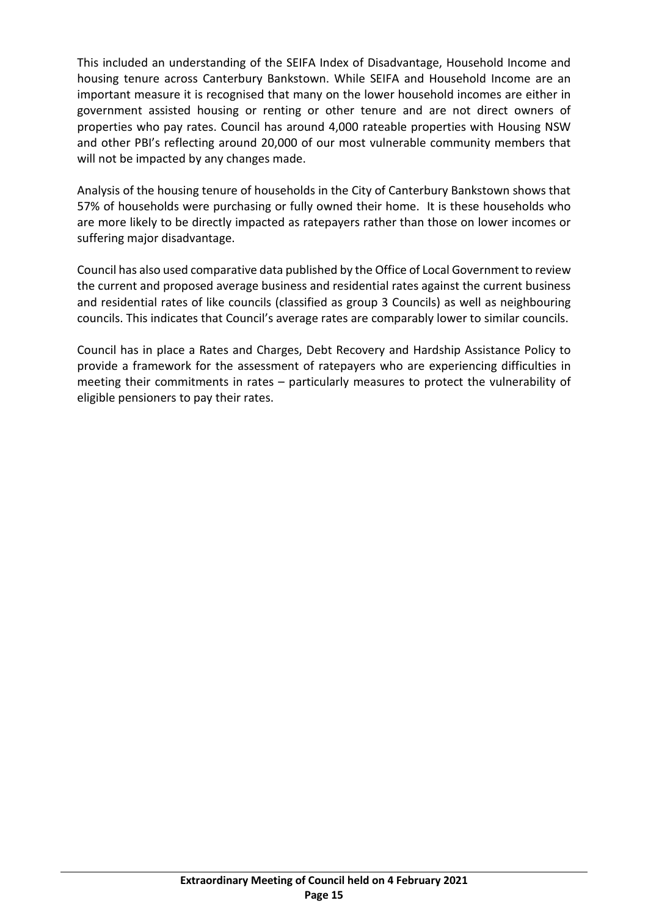This included an understanding of the SEIFA Index of Disadvantage, Household Income and housing tenure across Canterbury Bankstown. While SEIFA and Household Income are an important measure it is recognised that many on the lower household incomes are either in government assisted housing or renting or other tenure and are not direct owners of properties who pay rates. Council has around 4,000 rateable properties with Housing NSW and other PBI's reflecting around 20,000 of our most vulnerable community members that will not be impacted by any changes made.

Analysis of the housing tenure of households in the City of Canterbury Bankstown shows that 57% of households were purchasing or fully owned their home. It is these households who are more likely to be directly impacted as ratepayers rather than those on lower incomes or suffering major disadvantage.

Council has also used comparative data published by the Office of Local Government to review the current and proposed average business and residential rates against the current business and residential rates of like councils (classified as group 3 Councils) as well as neighbouring councils. This indicates that Council's average rates are comparably lower to similar councils.

Council has in place a Rates and Charges, Debt Recovery and Hardship Assistance Policy to provide a framework for the assessment of ratepayers who are experiencing difficulties in meeting their commitments in rates – particularly measures to protect the vulnerability of eligible pensioners to pay their rates.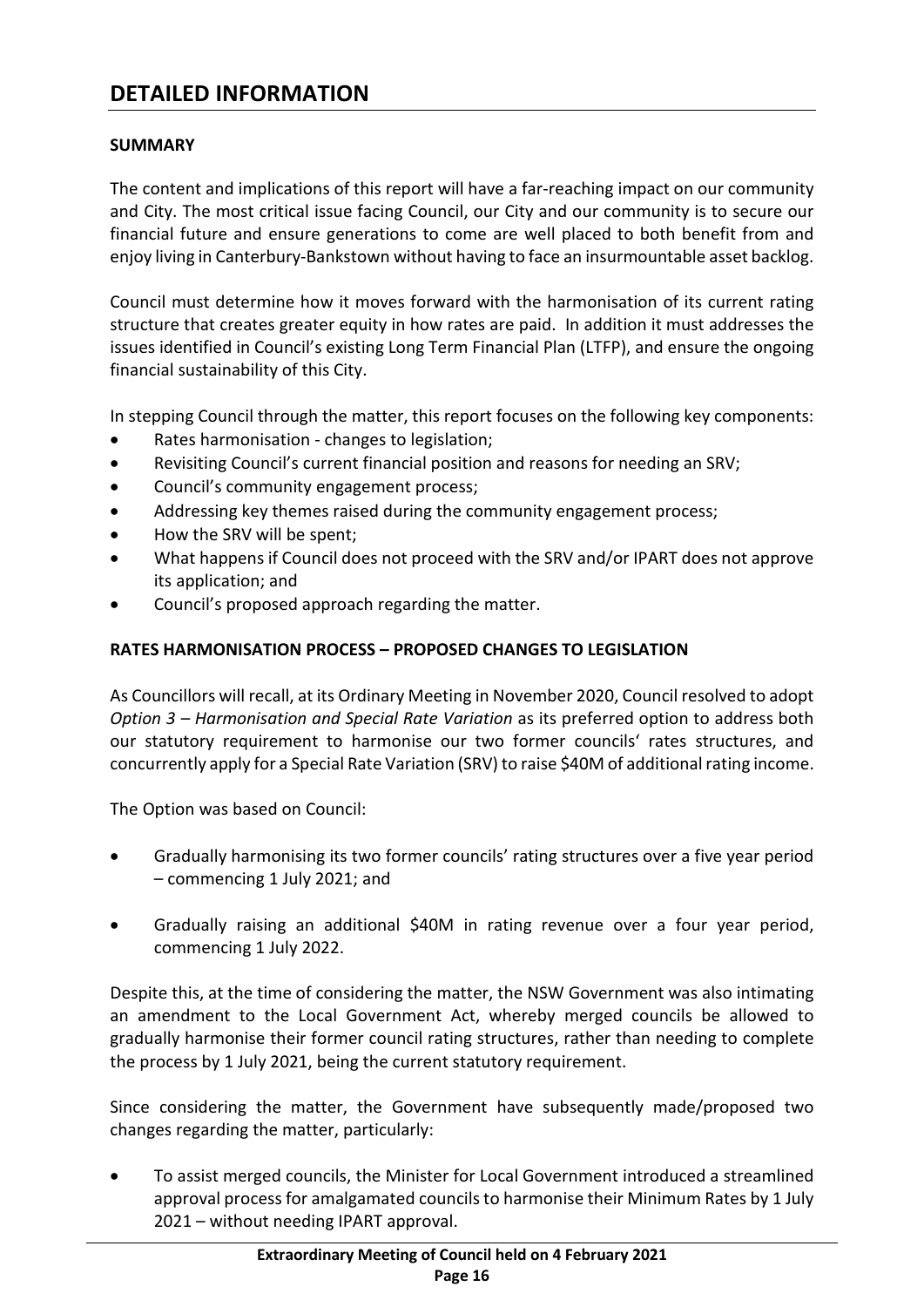# DETAILED INFORMATION

**SUMMARY**

The content and implications of this report will have a far-reaching impact on our community and City. The most critical issue facing Council, our City and our community is to secure our financial future and ensure generations to come are well placed to both benefit from and enjoy living in Canterbury-Bankstown without having to face an insurmountable asset backlog.

Council must determine how it moves forward with the harmonisation of its current rating structure that creates greater equity in how rates are paid. In addition it must addresses the issues identified in Council's existing Long Term Financial Plan (LTFP), and ensure the ongoing financial sustainability of this City.

In stepping Council through the matter, this report focuses on the following key components:

- Rates harmonisation - changes to legislation;
- Revisiting Council's current financial position and reasons for needing an SRV;
- Council's community engagement process;
- Addressing key themes raised during the community engagement process;
- How the SRV will be spent;
- What happens if Council does not proceed with the SRV and/or IPART does not approve its application; and
- Council's proposed approach regarding the matter.

**RATES HARMONISATION PROCESS – PROPOSED CHANGES TO LEGISLATION**

As Councillors will recall, at its Ordinary Meeting in November 2020, Council resolved to adopt *Option 3 – Harmonisation and Special Rate Variation* as its preferred option to address both our statutory requirement to harmonise our two former councils' rates structures, and concurrently apply for a Special Rate Variation (SRV) to raise $40M of additional rating income.

The Option was based on Council:

- Gradually harmonising its two former councils' rating structures over a five year period – commencing 1 July 2021; and
- Gradually raising an additional $40M in rating revenue over a four year period, commencing 1 July 2022.

Despite this, at the time of considering the matter, the NSW Government was also intimating an amendment to the Local Government Act, whereby merged councils be allowed to gradually harmonise their former council rating structures, rather than needing to complete the process by 1 July 2021, being the current statutory requirement.

Since considering the matter, the Government have subsequently made/proposed two changes regarding the matter, particularly:

- To assist merged councils, the Minister for Local Government introduced a streamlined approval process for amalgamated councils to harmonise their Minimum Rates by 1 July 2021 – without needing IPART approval.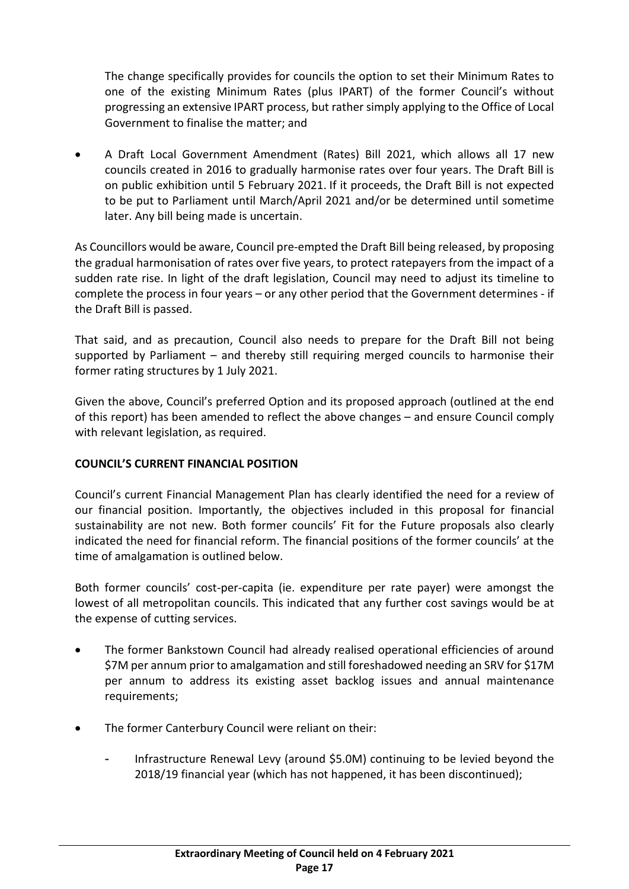The change specifically provides for councils the option to set their Minimum Rates to one of the existing Minimum Rates (plus IPART) of the former Council's without progressing an extensive IPART process, but rather simply applying to the Office of Local Government to finalise the matter; and

- A Draft Local Government Amendment (Rates) Bill 2021, which allows all 17 new councils created in 2016 to gradually harmonise rates over four years. The Draft Bill is on public exhibition until 5 February 2021. If it proceeds, the Draft Bill is not expected to be put to Parliament until March/April 2021 and/or be determined until sometime later. Any bill being made is uncertain.

As Councillors would be aware, Council pre-empted the Draft Bill being released, by proposing the gradual harmonisation of rates over five years, to protect ratepayers from the impact of a sudden rate rise. In light of the draft legislation, Council may need to adjust its timeline to complete the process in four years – or any other period that the Government determines - if the Draft Bill is passed.

That said, and as precaution, Council also needs to prepare for the Draft Bill not being supported by Parliament – and thereby still requiring merged councils to harmonise their former rating structures by 1 July 2021.

Given the above, Council's preferred Option and its proposed approach (outlined at the end of this report) has been amended to reflect the above changes – and ensure Council comply with relevant legislation, as required.

**COUNCIL'S CURRENT FINANCIAL POSITION**

Council's current Financial Management Plan has clearly identified the need for a review of our financial position. Importantly, the objectives included in this proposal for financial sustainability are not new. Both former councils' Fit for the Future proposals also clearly indicated the need for financial reform. The financial positions of the former councils' at the time of amalgamation is outlined below.

Both former councils' cost-per-capita (ie. expenditure per rate payer) were amongst the lowest of all metropolitan councils. This indicated that any further cost savings would be at the expense of cutting services.

- The former Bankstown Council had already realised operational efficiencies of around \$7M per annum prior to amalgamation and still foreshadowed needing an SRV for \$17M per annum to address its existing asset backlog issues and annual maintenance requirements;

- The former Canterbury Council were reliant on their:

  - Infrastructure Renewal Levy (around \$5.0M) continuing to be levied beyond the 2018/19 financial year (which has not happened, it has been discontinued);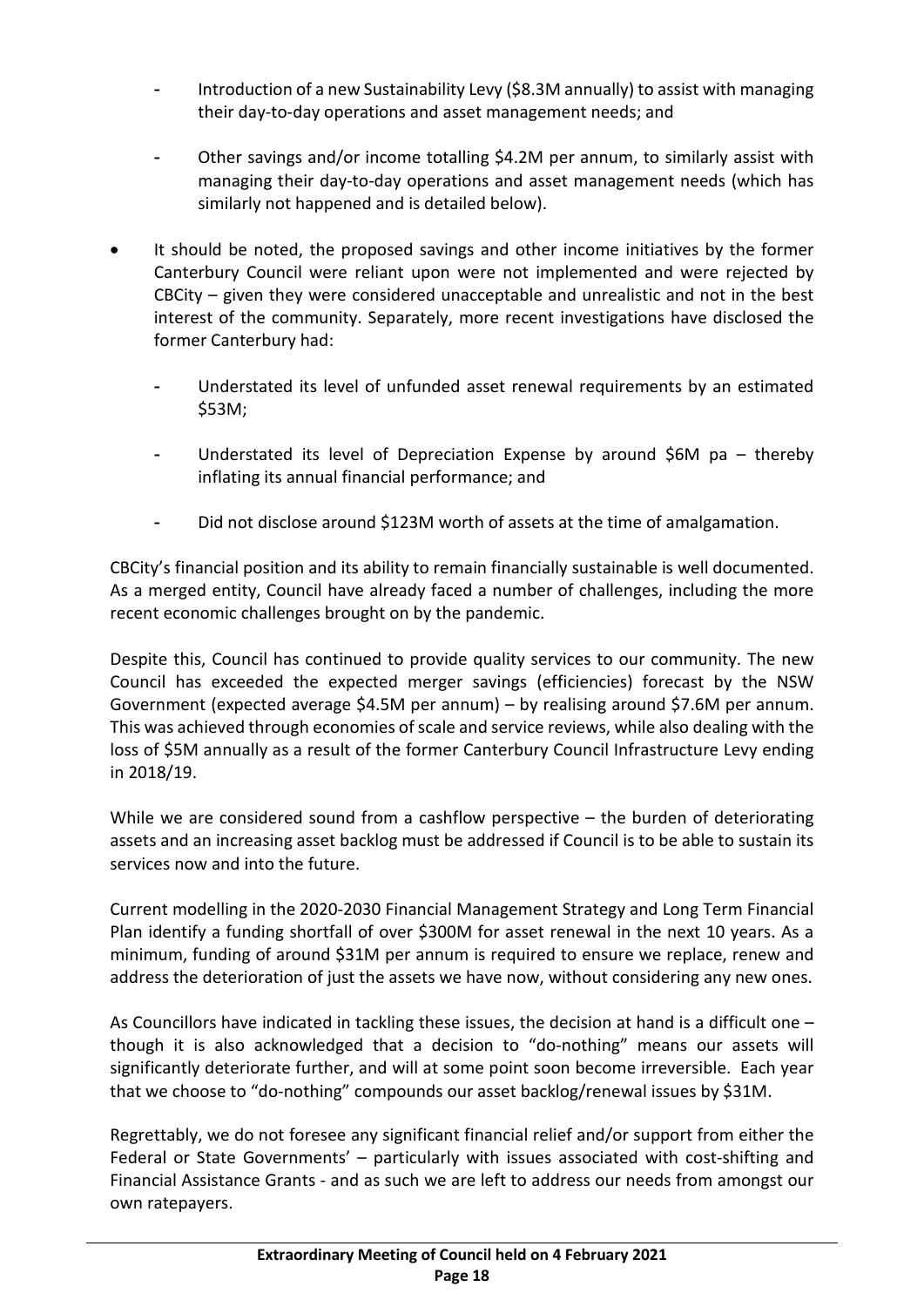- Introduction of a new Sustainability Levy ($8.3M annually) to assist with managing their day-to-day operations and asset management needs; and
- Other savings and/or income totalling $4.2M per annum, to similarly assist with managing their day-to-day operations and asset management needs (which has similarly not happened and is detailed below).

- It should be noted, the proposed savings and other income initiatives by the former Canterbury Council were reliant upon were not implemented and were rejected by CBCity – given they were considered unacceptable and unrealistic and not in the best interest of the community. Separately, more recent investigations have disclosed the former Canterbury had:
  - Understated its level of unfunded asset renewal requirements by an estimated $53M;
  - Understated its level of Depreciation Expense by around $6M pa – thereby inflating its annual financial performance; and
  - Did not disclose around $123M worth of assets at the time of amalgamation.

CBCity's financial position and its ability to remain financially sustainable is well documented. As a merged entity, Council have already faced a number of challenges, including the more recent economic challenges brought on by the pandemic.

Despite this, Council has continued to provide quality services to our community. The new Council has exceeded the expected merger savings (efficiencies) forecast by the NSW Government (expected average $4.5M per annum) – by realising around $7.6M per annum. This was achieved through economies of scale and service reviews, while also dealing with the loss of $5M annually as a result of the former Canterbury Council Infrastructure Levy ending in 2018/19.

While we are considered sound from a cashflow perspective – the burden of deteriorating assets and an increasing asset backlog must be addressed if Council is to be able to sustain its services now and into the future.

Current modelling in the 2020-2030 Financial Management Strategy and Long Term Financial Plan identify a funding shortfall of over $300M for asset renewal in the next 10 years. As a minimum, funding of around $31M per annum is required to ensure we replace, renew and address the deterioration of just the assets we have now, without considering any new ones.

As Councillors have indicated in tackling these issues, the decision at hand is a difficult one – though it is also acknowledged that a decision to "do-nothing" means our assets will significantly deteriorate further, and will at some point soon become irreversible. Each year that we choose to "do-nothing" compounds our asset backlog/renewal issues by $31M.

Regrettably, we do not foresee any significant financial relief and/or support from either the Federal or State Governments' – particularly with issues associated with cost-shifting and Financial Assistance Grants - and as such we are left to address our needs from amongst our own ratepayers.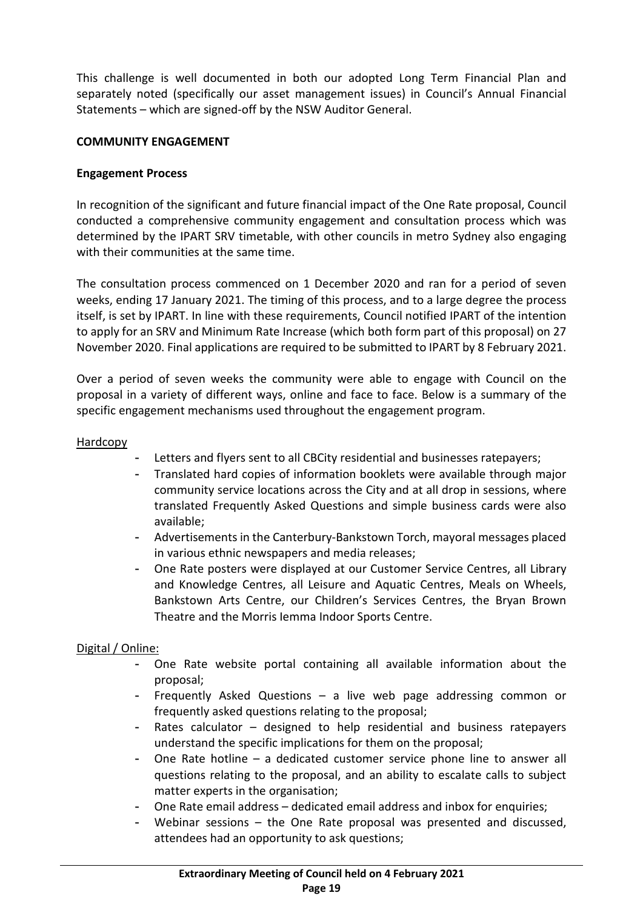This challenge is well documented in both our adopted Long Term Financial Plan and separately noted (specifically our asset management issues) in Council's Annual Financial Statements – which are signed-off by the NSW Auditor General.

**COMMUNITY ENGAGEMENT**

**Engagement Process**

In recognition of the significant and future financial impact of the One Rate proposal, Council conducted a comprehensive community engagement and consultation process which was determined by the IPART SRV timetable, with other councils in metro Sydney also engaging with their communities at the same time.

The consultation process commenced on 1 December 2020 and ran for a period of seven weeks, ending 17 January 2021. The timing of this process, and to a large degree the process itself, is set by IPART. In line with these requirements, Council notified IPART of the intention to apply for an SRV and Minimum Rate Increase (which both form part of this proposal) on 27 November 2020. Final applications are required to be submitted to IPART by 8 February 2021.

Over a period of seven weeks the community were able to engage with Council on the proposal in a variety of different ways, online and face to face. Below is a summary of the specific engagement mechanisms used throughout the engagement program.

Hardcopy

- Letters and flyers sent to all CBCity residential and businesses ratepayers;
- Translated hard copies of information booklets were available through major community service locations across the City and at all drop in sessions, where translated Frequently Asked Questions and simple business cards were also available;
- Advertisements in the Canterbury-Bankstown Torch, mayoral messages placed in various ethnic newspapers and media releases;
- One Rate posters were displayed at our Customer Service Centres, all Library and Knowledge Centres, all Leisure and Aquatic Centres, Meals on Wheels, Bankstown Arts Centre, our Children's Services Centres, the Bryan Brown Theatre and the Morris Iemma Indoor Sports Centre.

Digital / Online:

- One Rate website portal containing all available information about the proposal;
- Frequently Asked Questions – a live web page addressing common or frequently asked questions relating to the proposal;
- Rates calculator – designed to help residential and business ratepayers understand the specific implications for them on the proposal;
- One Rate hotline – a dedicated customer service phone line to answer all questions relating to the proposal, and an ability to escalate calls to subject matter experts in the organisation;
- One Rate email address – dedicated email address and inbox for enquiries;
- Webinar sessions – the One Rate proposal was presented and discussed, attendees had an opportunity to ask questions;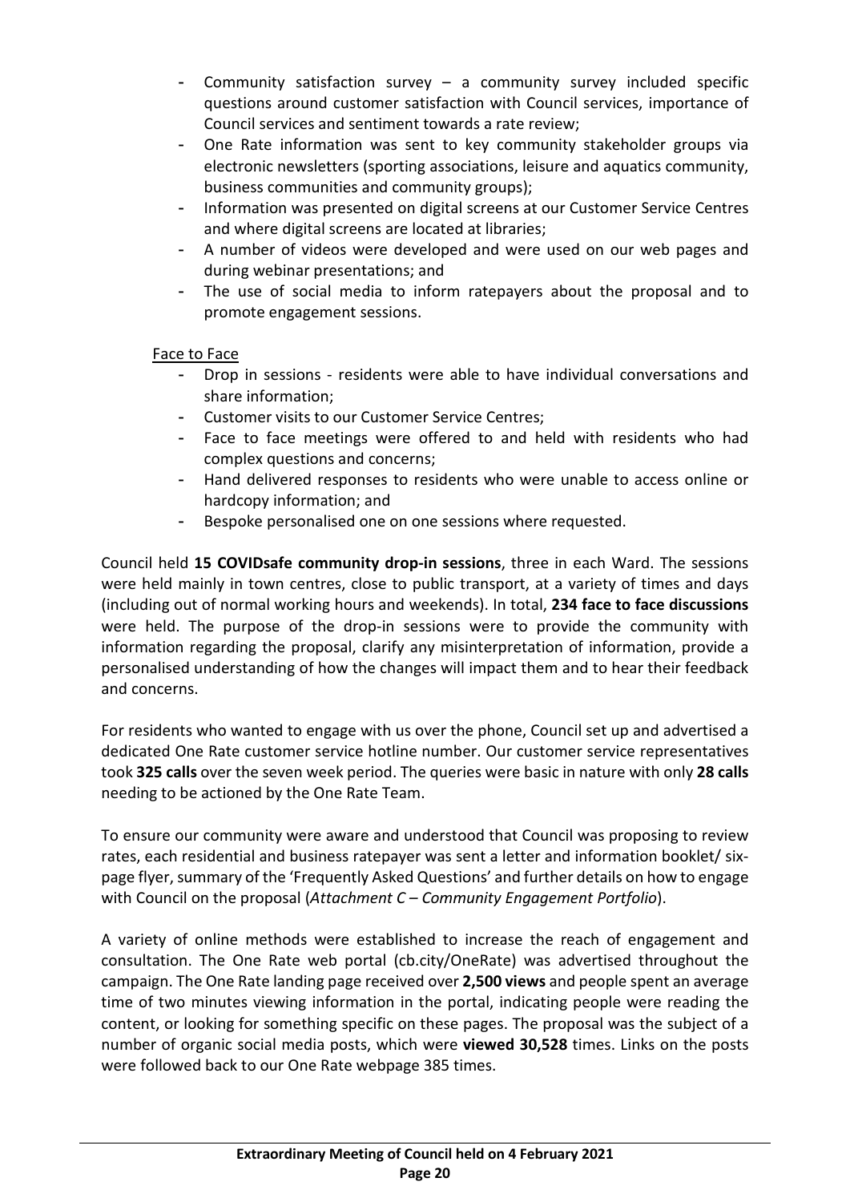- Community satisfaction survey – a community survey included specific questions around customer satisfaction with Council services, importance of Council services and sentiment towards a rate review;
- One Rate information was sent to key community stakeholder groups via electronic newsletters (sporting associations, leisure and aquatics community, business communities and community groups);
- Information was presented on digital screens at our Customer Service Centres and where digital screens are located at libraries;
- A number of videos were developed and were used on our web pages and during webinar presentations; and
- The use of social media to inform ratepayers about the proposal and to promote engagement sessions.

Face to Face

- Drop in sessions - residents were able to have individual conversations and share information;
- Customer visits to our Customer Service Centres;
- Face to face meetings were offered to and held with residents who had complex questions and concerns;
- Hand delivered responses to residents who were unable to access online or hardcopy information; and
- Bespoke personalised one on one sessions where requested.

Council held **15 COVIDsafe community drop-in sessions**, three in each Ward. The sessions were held mainly in town centres, close to public transport, at a variety of times and days (including out of normal working hours and weekends). In total, **234 face to face discussions** were held. The purpose of the drop-in sessions were to provide the community with information regarding the proposal, clarify any misinterpretation of information, provide a personalised understanding of how the changes will impact them and to hear their feedback and concerns.

For residents who wanted to engage with us over the phone, Council set up and advertised a dedicated One Rate customer service hotline number. Our customer service representatives took **325 calls** over the seven week period. The queries were basic in nature with only **28 calls** needing to be actioned by the One Rate Team.

To ensure our community were aware and understood that Council was proposing to review rates, each residential and business ratepayer was sent a letter and information booklet/ six-page flyer, summary of the 'Frequently Asked Questions' and further details on how to engage with Council on the proposal (*Attachment C – Community Engagement Portfolio*).

A variety of online methods were established to increase the reach of engagement and consultation. The One Rate web portal (cb.city/OneRate) was advertised throughout the campaign. The One Rate landing page received over **2,500 views** and people spent an average time of two minutes viewing information in the portal, indicating people were reading the content, or looking for something specific on these pages. The proposal was the subject of a number of organic social media posts, which were **viewed 30,528** times. Links on the posts were followed back to our One Rate webpage 385 times.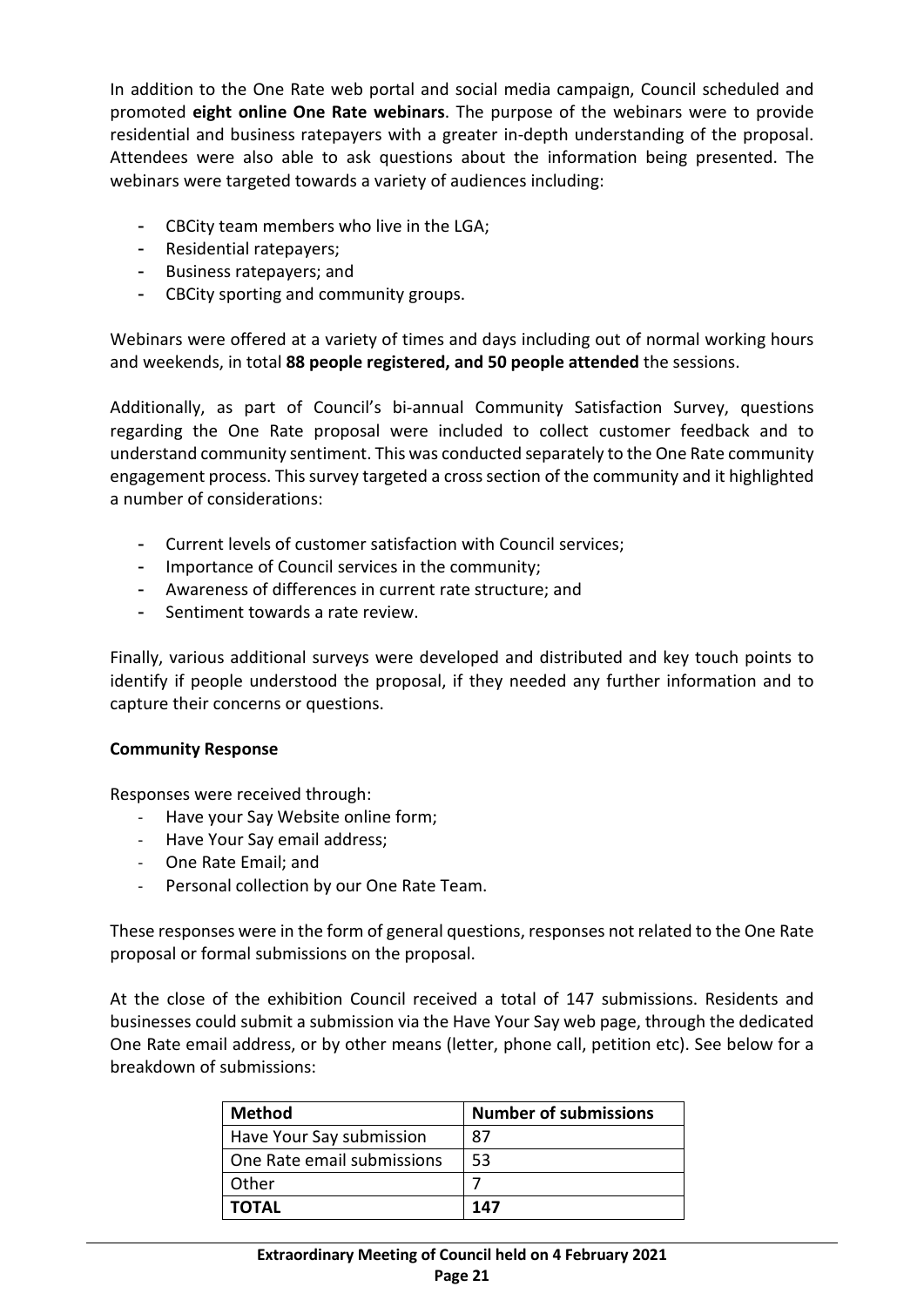In addition to the One Rate web portal and social media campaign, Council scheduled and promoted **eight online One Rate webinars**. The purpose of the webinars were to provide residential and business ratepayers with a greater in-depth understanding of the proposal. Attendees were also able to ask questions about the information being presented. The webinars were targeted towards a variety of audiences including:

- CBCity team members who live in the LGA;
- Residential ratepayers;
- Business ratepayers; and
- CBCity sporting and community groups.

Webinars were offered at a variety of times and days including out of normal working hours and weekends, in total **88 people registered, and 50 people attended** the sessions.

Additionally, as part of Council's bi-annual Community Satisfaction Survey, questions regarding the One Rate proposal were included to collect customer feedback and to understand community sentiment. This was conducted separately to the One Rate community engagement process. This survey targeted a cross section of the community and it highlighted a number of considerations:

- Current levels of customer satisfaction with Council services;
- Importance of Council services in the community;
- Awareness of differences in current rate structure; and
- Sentiment towards a rate review.

Finally, various additional surveys were developed and distributed and key touch points to identify if people understood the proposal, if they needed any further information and to capture their concerns or questions.

**Community Response**

Responses were received through:

- Have your Say Website online form;
- Have Your Say email address;
- One Rate Email; and
- Personal collection by our One Rate Team.

These responses were in the form of general questions, responses not related to the One Rate proposal or formal submissions on the proposal.

At the close of the exhibition Council received a total of 147 submissions. Residents and businesses could submit a submission via the Have Your Say web page, through the dedicated One Rate email address, or by other means (letter, phone call, petition etc). See below for a breakdown of submissions:

| Method | Number of submissions |
|---|---|
| Have Your Say submission | 87 |
| One Rate email submissions | 53 |
| Other | 7 |
| **TOTAL** | **147** |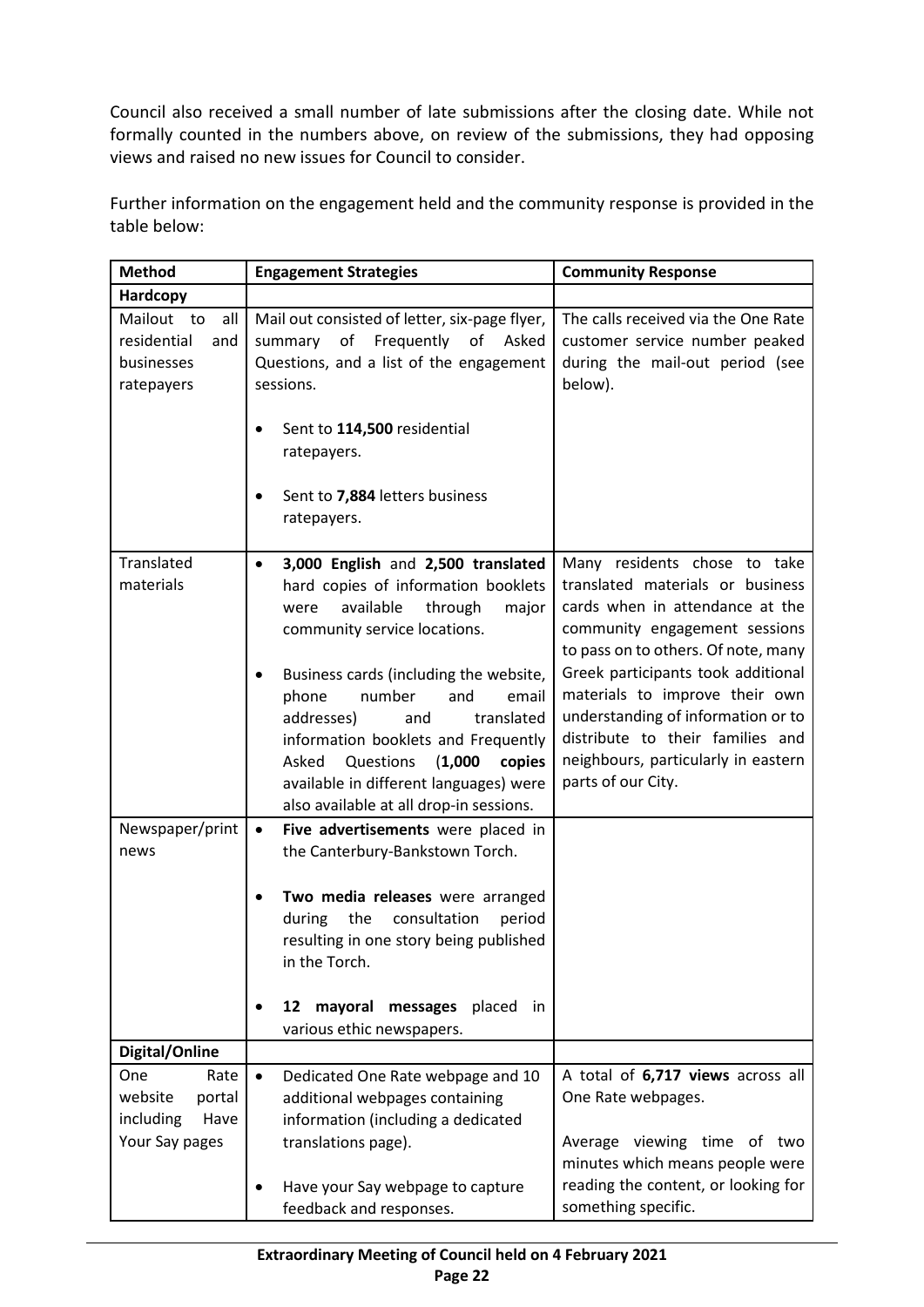Council also received a small number of late submissions after the closing date. While not formally counted in the numbers above, on review of the submissions, they had opposing views and raised no new issues for Council to consider.

Further information on the engagement held and the community response is provided in the table below:

| Method | Engagement Strategies | Community Response |
|---|---|---|
| **Hardcopy** | | |
| Mailout to all residential and businesses ratepayers | Mail out consisted of letter, six-page flyer, summary of Frequently of Asked Questions, and a list of the engagement sessions.<br><br>• Sent to **114,500** residential ratepayers.<br><br>• Sent to **7,884** letters business ratepayers. | The calls received via the One Rate customer service number peaked during the mail-out period (see below). |
| Translated materials | • **3,000 English** and **2,500 translated** hard copies of information booklets were available through major community service locations.<br><br>• Business cards (including the website, phone number and email addresses) and translated information booklets and Frequently Asked Questions (**1,000 copies** available in different languages) were also available at all drop-in sessions. | Many residents chose to take translated materials or business cards when in attendance at the community engagement sessions to pass on to others. Of note, many Greek participants took additional materials to improve their own understanding of information or to distribute to their families and neighbours, particularly in eastern parts of our City. |
| Newspaper/print news | • **Five advertisements** were placed in the Canterbury-Bankstown Torch.<br><br>• **Two media releases** were arranged during the consultation period resulting in one story being published in the Torch.<br><br>• **12 mayoral messages** placed in various ethic newspapers. | |
| **Digital/Online** | | |
| One Rate website portal including Have Your Say pages | • Dedicated One Rate webpage and 10 additional webpages containing information (including a dedicated translations page).<br><br>• Have your Say webpage to capture feedback and responses. | A total of **6,717 views** across all One Rate webpages.<br><br>Average viewing time of two minutes which means people were reading the content, or looking for something specific. |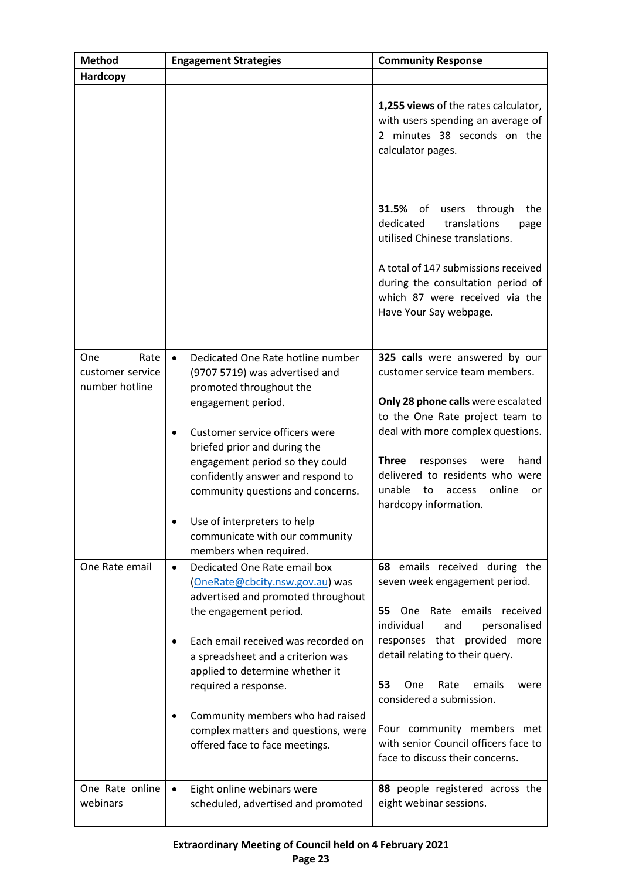| Method | Engagement Strategies | Community Response |
|---|---|---|
| **Hardcopy** | | |
| | | **1,255 views** of the rates calculator, with users spending an average of 2 minutes 38 seconds on the calculator pages.<br><br>**31.5%** of users through the dedicated translations page utilised Chinese translations.<br><br>A total of 147 submissions received during the consultation period of which 87 were received via the Have Your Say webpage. |
| One Rate customer service number hotline | • Dedicated One Rate hotline number (9707 5719) was advertised and promoted throughout the engagement period.<br><br>• Customer service officers were briefed prior and during the engagement period so they could confidently answer and respond to community questions and concerns.<br><br>• Use of interpreters to help communicate with our community members when required. | **325 calls** were answered by our customer service team members.<br><br>**Only 28 phone calls** were escalated to the One Rate project team to deal with more complex questions.<br><br>**Three** responses were hand delivered to residents who were unable to access online or hardcopy information. |
| One Rate email | • Dedicated One Rate email box (OneRate@cbcity.nsw.gov.au) was advertised and promoted throughout the engagement period.<br><br>• Each email received was recorded on a spreadsheet and a criterion was applied to determine whether it required a response.<br><br>• Community members who had raised complex matters and questions, were offered face to face meetings. | **68** emails received during the seven week engagement period.<br><br>**55** One Rate emails received individual and personalised responses that provided more detail relating to their query.<br><br>**53** One Rate emails were considered a submission.<br><br>Four community members met with senior Council officers face to face to discuss their concerns. |
| One Rate online webinars | • Eight online webinars were scheduled, advertised and promoted | **88** people registered across the eight webinar sessions. |

**Extraordinary Meeting of Council held on 4 February 2021**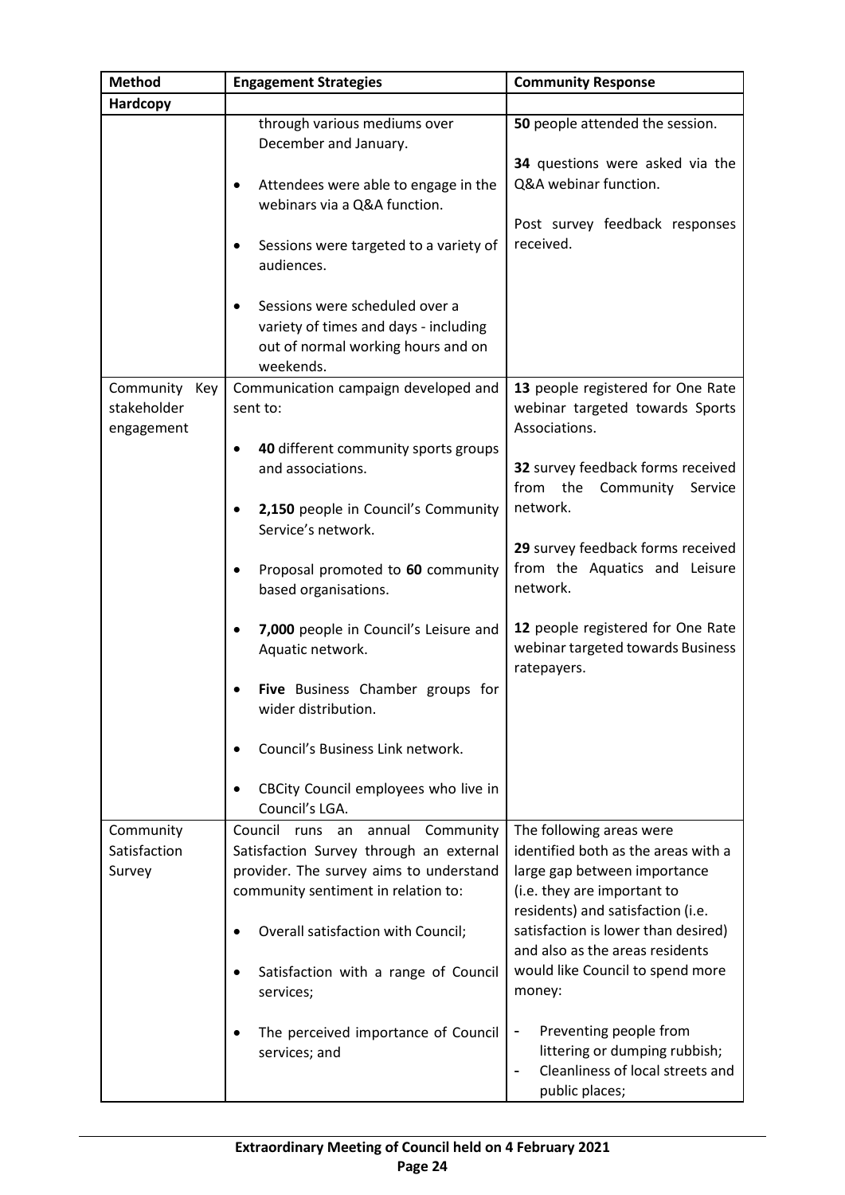| Method | Engagement Strategies | Community Response |
|---|---|---|
| **Hardcopy** | | |
| | through various mediums over December and January.<br><br>• Attendees were able to engage in the webinars via a Q&A function.<br><br>• Sessions were targeted to a variety of audiences.<br><br>• Sessions were scheduled over a variety of times and days - including out of normal working hours and on weekends. | **50** people attended the session.<br><br>**34** questions were asked via the Q&A webinar function.<br><br>Post survey feedback responses received. |
| Community Key stakeholder engagement | Communication campaign developed and sent to:<br><br>• **40** different community sports groups and associations.<br><br>• **2,150** people in Council's Community Service's network.<br><br>• Proposal promoted to **60** community based organisations.<br><br>• **7,000** people in Council's Leisure and Aquatic network.<br><br>• **Five** Business Chamber groups for wider distribution.<br><br>• Council's Business Link network.<br><br>• CBCity Council employees who live in Council's LGA. | **13** people registered for One Rate webinar targeted towards Sports Associations.<br><br>**32** survey feedback forms received from the Community Service network.<br><br>**29** survey feedback forms received from the Aquatics and Leisure network.<br><br>**12** people registered for One Rate webinar targeted towards Business ratepayers. |
| Community Satisfaction Survey | Council runs an annual Community Satisfaction Survey through an external provider. The survey aims to understand community sentiment in relation to:<br><br>• Overall satisfaction with Council;<br><br>• Satisfaction with a range of Council services;<br><br>• The perceived importance of Council services; and | The following areas were identified both as the areas with a large gap between importance (i.e. they are important to residents) and satisfaction (i.e. satisfaction is lower than desired) and also as the areas residents would like Council to spend more money:<br><br>- Preventing people from littering or dumping rubbish;<br>- Cleanliness of local streets and public places; |

**Extraordinary Meeting of Council held on 4 February 2021**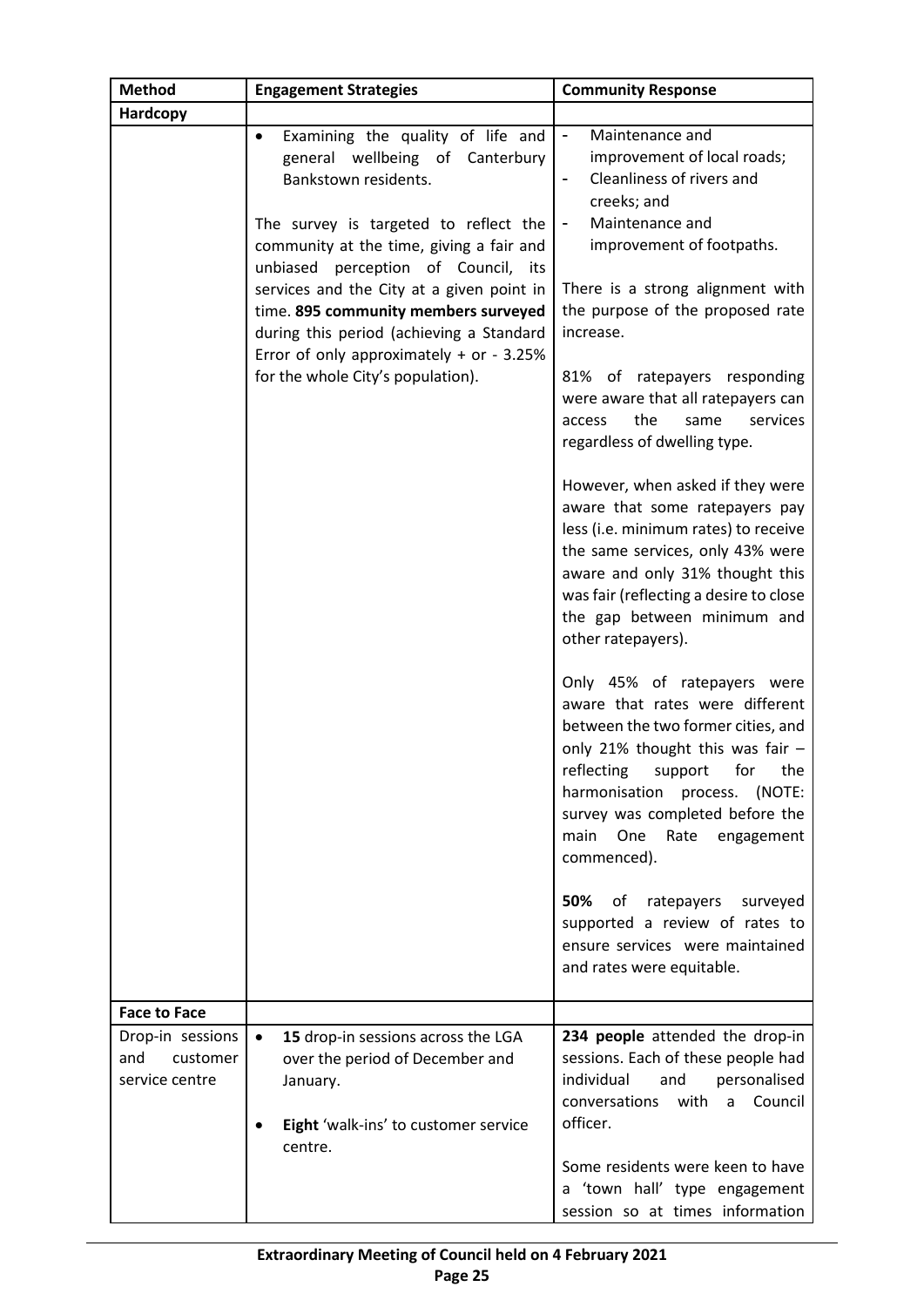| Method | Engagement Strategies | Community Response |
| --- | --- | --- |
| **Hardcopy** | | |
| | • Examining the quality of life and general wellbeing of Canterbury Bankstown residents.<br><br>The survey is targeted to reflect the community at the time, giving a fair and unbiased perception of Council, its services and the City at a given point in time. **895 community members surveyed** during this period (achieving a Standard Error of only approximately + or - 3.25% for the whole City's population). | - Maintenance and improvement of local roads;<br>- Cleanliness of rivers and creeks; and<br>- Maintenance and improvement of footpaths.<br><br>There is a strong alignment with the purpose of the proposed rate increase.<br><br>81% of ratepayers responding were aware that all ratepayers can access the same services regardless of dwelling type.<br><br>However, when asked if they were aware that some ratepayers pay less (i.e. minimum rates) to receive the same services, only 43% were aware and only 31% thought this was fair (reflecting a desire to close the gap between minimum and other ratepayers).<br><br>Only 45% of ratepayers were aware that rates were different between the two former cities, and only 21% thought this was fair – reflecting support for the harmonisation process. (NOTE: survey was completed before the main One Rate engagement commenced).<br><br>**50%** of ratepayers surveyed supported a review of rates to ensure services were maintained and rates were equitable. |
| **Face to Face** | | |
| Drop-in sessions and customer service centre | • **15** drop-in sessions across the LGA over the period of December and January.<br><br>• **Eight** 'walk-ins' to customer service centre. | **234 people** attended the drop-in sessions. Each of these people had individual and personalised conversations with a Council officer.<br><br>Some residents were keen to have a 'town hall' type engagement session so at times information |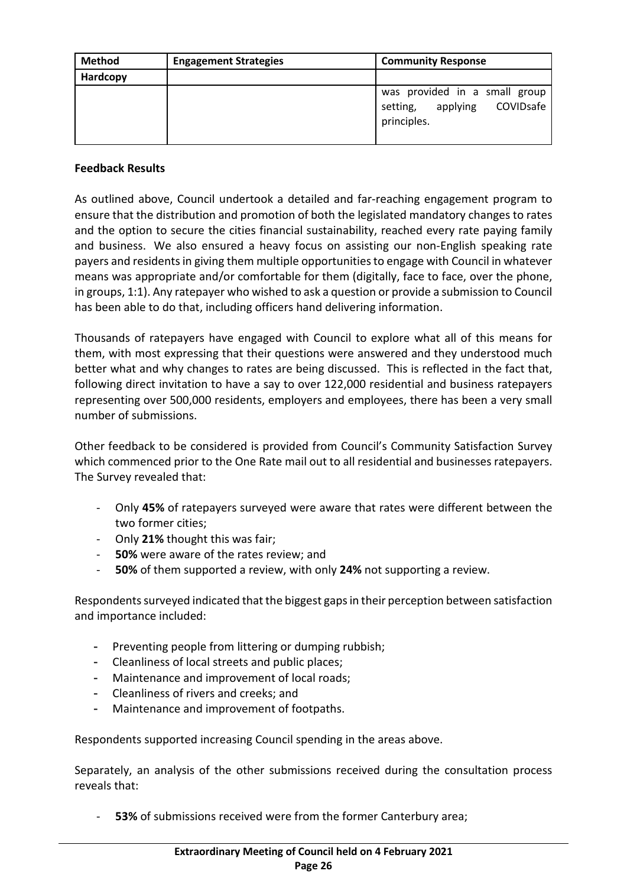| Method | Engagement Strategies | Community Response |
| --- | --- | --- |
| **Hardcopy** | | |
| | | was provided in a small group setting, applying COVIDsafe principles. |

**Feedback Results**

As outlined above, Council undertook a detailed and far-reaching engagement program to ensure that the distribution and promotion of both the legislated mandatory changes to rates and the option to secure the cities financial sustainability, reached every rate paying family and business. We also ensured a heavy focus on assisting our non-English speaking rate payers and residents in giving them multiple opportunities to engage with Council in whatever means was appropriate and/or comfortable for them (digitally, face to face, over the phone, in groups, 1:1). Any ratepayer who wished to ask a question or provide a submission to Council has been able to do that, including officers hand delivering information.

Thousands of ratepayers have engaged with Council to explore what all of this means for them, with most expressing that their questions were answered and they understood much better what and why changes to rates are being discussed. This is reflected in the fact that, following direct invitation to have a say to over 122,000 residential and business ratepayers representing over 500,000 residents, employers and employees, there has been a very small number of submissions.

Other feedback to be considered is provided from Council's Community Satisfaction Survey which commenced prior to the One Rate mail out to all residential and businesses ratepayers. The Survey revealed that:

- Only **45%** of ratepayers surveyed were aware that rates were different between the two former cities;
- Only **21%** thought this was fair;
- **50%** were aware of the rates review; and
- **50%** of them supported a review, with only **24%** not supporting a review.

Respondents surveyed indicated that the biggest gaps in their perception between satisfaction and importance included:

- Preventing people from littering or dumping rubbish;
- Cleanliness of local streets and public places;
- Maintenance and improvement of local roads;
- Cleanliness of rivers and creeks; and
- Maintenance and improvement of footpaths.

Respondents supported increasing Council spending in the areas above.

Separately, an analysis of the other submissions received during the consultation process reveals that:

- **53%** of submissions received were from the former Canterbury area;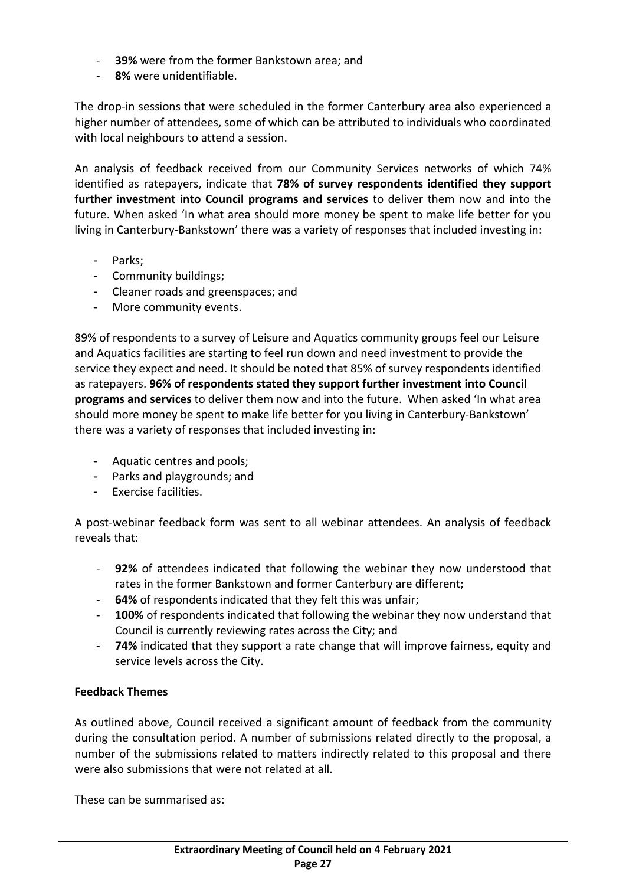- **39%** were from the former Bankstown area; and
- **8%** were unidentifiable.

The drop-in sessions that were scheduled in the former Canterbury area also experienced a higher number of attendees, some of which can be attributed to individuals who coordinated with local neighbours to attend a session.

An analysis of feedback received from our Community Services networks of which 74% identified as ratepayers, indicate that **78% of survey respondents identified they support further investment into Council programs and services** to deliver them now and into the future. When asked 'In what area should more money be spent to make life better for you living in Canterbury-Bankstown' there was a variety of responses that included investing in:

- Parks;
- Community buildings;
- Cleaner roads and greenspaces; and
- More community events.

89% of respondents to a survey of Leisure and Aquatics community groups feel our Leisure and Aquatics facilities are starting to feel run down and need investment to provide the service they expect and need. It should be noted that 85% of survey respondents identified as ratepayers. **96% of respondents stated they support further investment into Council programs and services** to deliver them now and into the future. When asked 'In what area should more money be spent to make life better for you living in Canterbury-Bankstown' there was a variety of responses that included investing in:

- Aquatic centres and pools;
- Parks and playgrounds; and
- Exercise facilities.

A post-webinar feedback form was sent to all webinar attendees. An analysis of feedback reveals that:

- **92%** of attendees indicated that following the webinar they now understood that rates in the former Bankstown and former Canterbury are different;
- **64%** of respondents indicated that they felt this was unfair;
- **100%** of respondents indicated that following the webinar they now understand that Council is currently reviewing rates across the City; and
- **74%** indicated that they support a rate change that will improve fairness, equity and service levels across the City.

**Feedback Themes**

As outlined above, Council received a significant amount of feedback from the community during the consultation period. A number of submissions related directly to the proposal, a number of the submissions related to matters indirectly related to this proposal and there were also submissions that were not related at all.

These can be summarised as: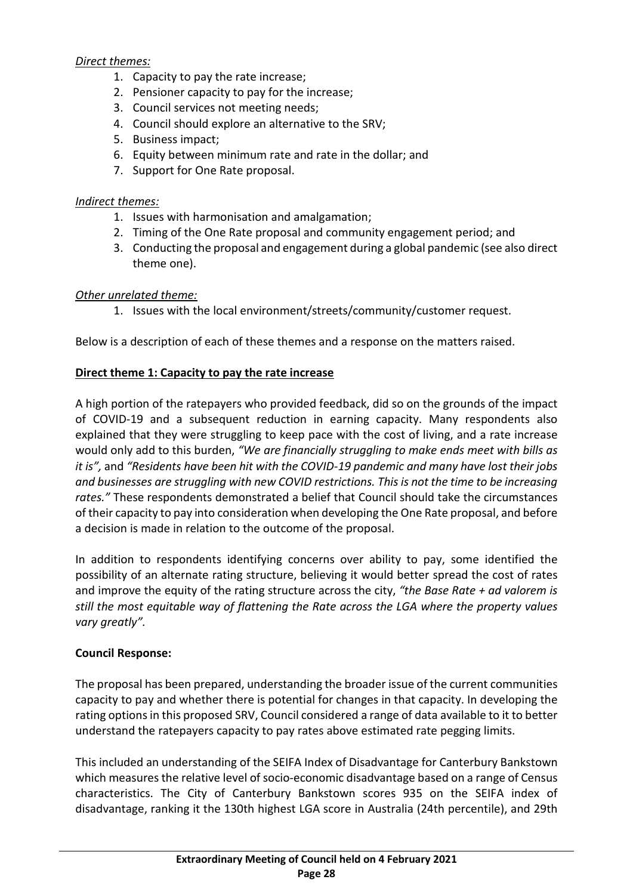*Direct themes:*

1. Capacity to pay the rate increase;
2. Pensioner capacity to pay for the increase;
3. Council services not meeting needs;
4. Council should explore an alternative to the SRV;
5. Business impact;
6. Equity between minimum rate and rate in the dollar; and
7. Support for One Rate proposal.

*Indirect themes:*

1. Issues with harmonisation and amalgamation;
2. Timing of the One Rate proposal and community engagement period; and
3. Conducting the proposal and engagement during a global pandemic (see also direct theme one).

*Other unrelated theme:*

1. Issues with the local environment/streets/community/customer request.

Below is a description of each of these themes and a response on the matters raised.

**Direct theme 1: Capacity to pay the rate increase**

A high portion of the ratepayers who provided feedback, did so on the grounds of the impact of COVID-19 and a subsequent reduction in earning capacity. Many respondents also explained that they were struggling to keep pace with the cost of living, and a rate increase would only add to this burden, *"We are financially struggling to make ends meet with bills as it is",* and *"Residents have been hit with the COVID-19 pandemic and many have lost their jobs and businesses are struggling with new COVID restrictions. This is not the time to be increasing rates."* These respondents demonstrated a belief that Council should take the circumstances of their capacity to pay into consideration when developing the One Rate proposal, and before a decision is made in relation to the outcome of the proposal.

In addition to respondents identifying concerns over ability to pay, some identified the possibility of an alternate rating structure, believing it would better spread the cost of rates and improve the equity of the rating structure across the city, *"the Base Rate + ad valorem is still the most equitable way of flattening the Rate across the LGA where the property values vary greatly".*

**Council Response:**

The proposal has been prepared, understanding the broader issue of the current communities capacity to pay and whether there is potential for changes in that capacity. In developing the rating options in this proposed SRV, Council considered a range of data available to it to better understand the ratepayers capacity to pay rates above estimated rate pegging limits.

This included an understanding of the SEIFA Index of Disadvantage for Canterbury Bankstown which measures the relative level of socio-economic disadvantage based on a range of Census characteristics. The City of Canterbury Bankstown scores 935 on the SEIFA index of disadvantage, ranking it the 130th highest LGA score in Australia (24th percentile), and 29th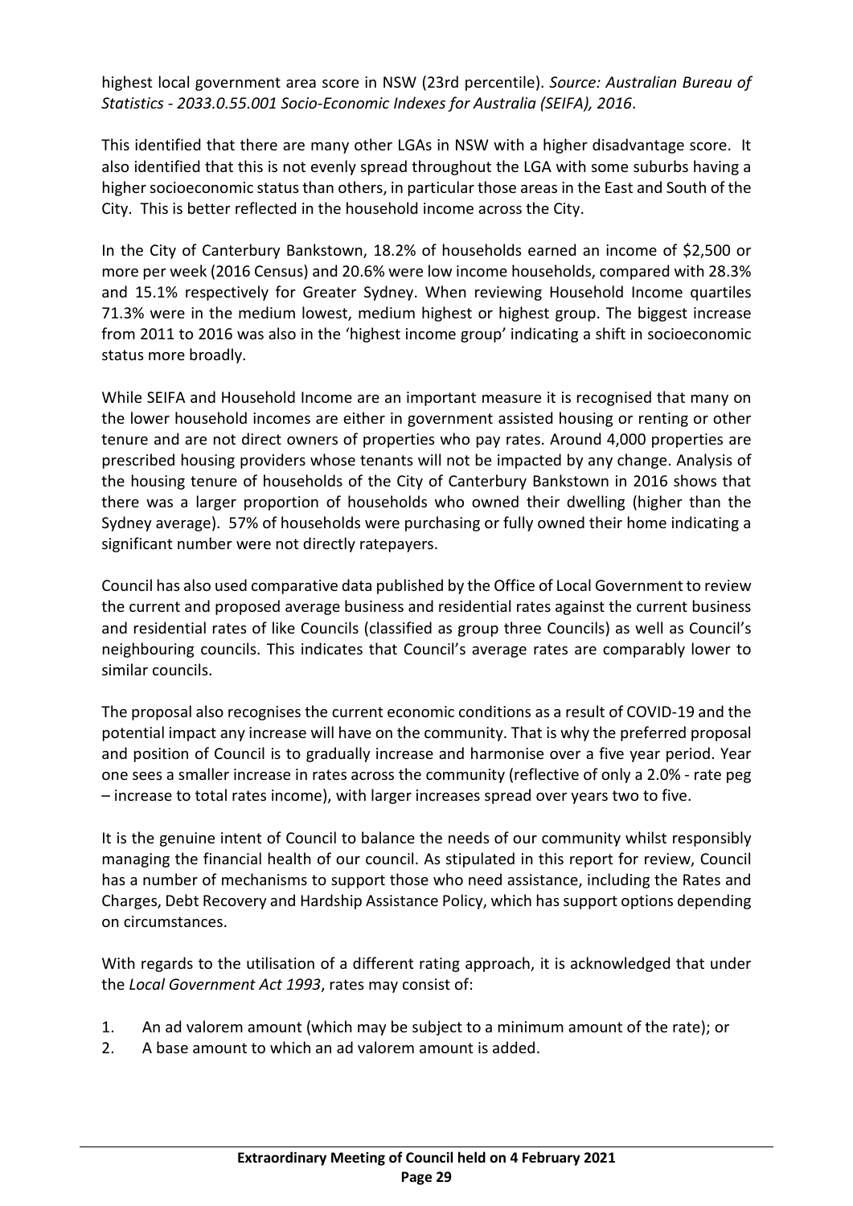highest local government area score in NSW (23rd percentile). *Source: Australian Bureau of Statistics - 2033.0.55.001 Socio-Economic Indexes for Australia (SEIFA), 2016*.

This identified that there are many other LGAs in NSW with a higher disadvantage score. It also identified that this is not evenly spread throughout the LGA with some suburbs having a higher socioeconomic status than others, in particular those areas in the East and South of the City. This is better reflected in the household income across the City.

In the City of Canterbury Bankstown, 18.2% of households earned an income of $2,500 or more per week (2016 Census) and 20.6% were low income households, compared with 28.3% and 15.1% respectively for Greater Sydney. When reviewing Household Income quartiles 71.3% were in the medium lowest, medium highest or highest group. The biggest increase from 2011 to 2016 was also in the 'highest income group' indicating a shift in socioeconomic status more broadly.

While SEIFA and Household Income are an important measure it is recognised that many on the lower household incomes are either in government assisted housing or renting or other tenure and are not direct owners of properties who pay rates. Around 4,000 properties are prescribed housing providers whose tenants will not be impacted by any change. Analysis of the housing tenure of households of the City of Canterbury Bankstown in 2016 shows that there was a larger proportion of households who owned their dwelling (higher than the Sydney average). 57% of households were purchasing or fully owned their home indicating a significant number were not directly ratepayers.

Council has also used comparative data published by the Office of Local Government to review the current and proposed average business and residential rates against the current business and residential rates of like Councils (classified as group three Councils) as well as Council's neighbouring councils. This indicates that Council's average rates are comparably lower to similar councils.

The proposal also recognises the current economic conditions as a result of COVID-19 and the potential impact any increase will have on the community. That is why the preferred proposal and position of Council is to gradually increase and harmonise over a five year period. Year one sees a smaller increase in rates across the community (reflective of only a 2.0% - rate peg – increase to total rates income), with larger increases spread over years two to five.

It is the genuine intent of Council to balance the needs of our community whilst responsibly managing the financial health of our council. As stipulated in this report for review, Council has a number of mechanisms to support those who need assistance, including the Rates and Charges, Debt Recovery and Hardship Assistance Policy, which has support options depending on circumstances.

With regards to the utilisation of a different rating approach, it is acknowledged that under the *Local Government Act 1993*, rates may consist of:

1. An ad valorem amount (which may be subject to a minimum amount of the rate); or
2. A base amount to which an ad valorem amount is added.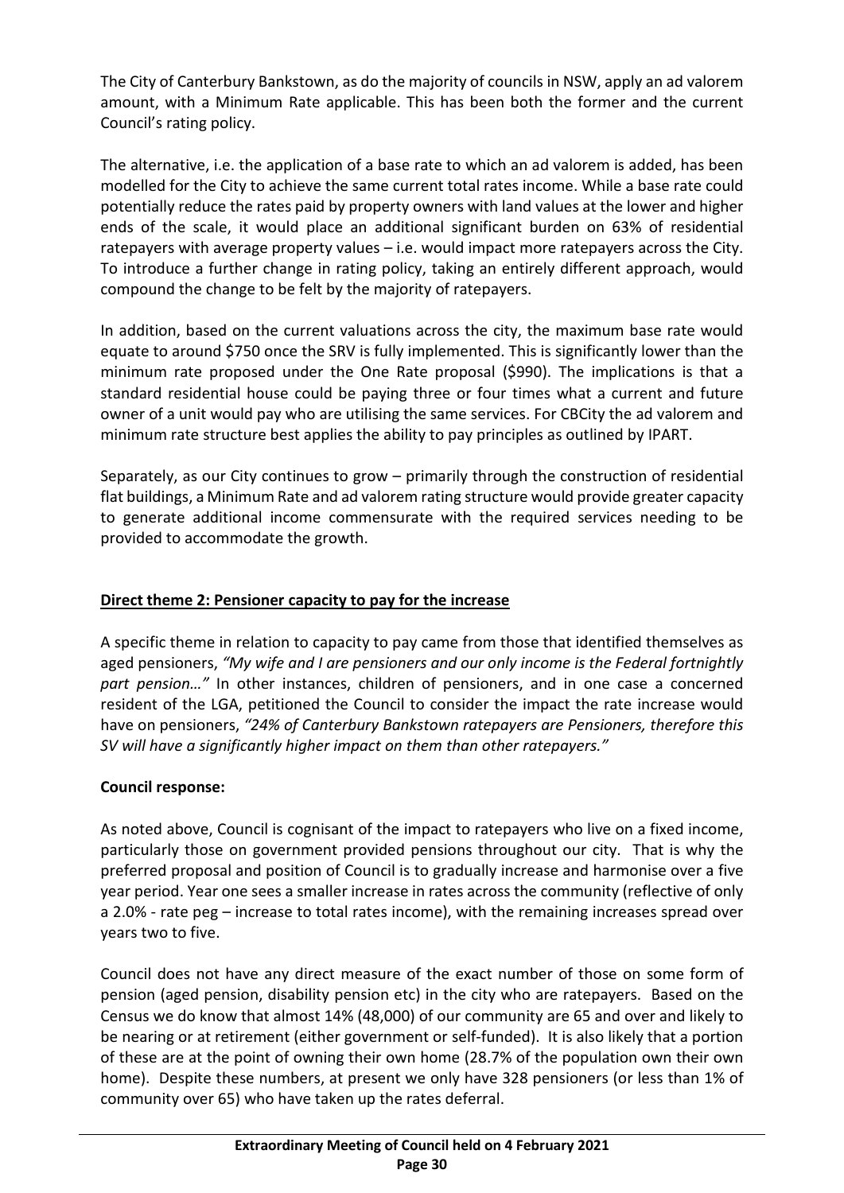The City of Canterbury Bankstown, as do the majority of councils in NSW, apply an ad valorem amount, with a Minimum Rate applicable. This has been both the former and the current Council's rating policy.

The alternative, i.e. the application of a base rate to which an ad valorem is added, has been modelled for the City to achieve the same current total rates income. While a base rate could potentially reduce the rates paid by property owners with land values at the lower and higher ends of the scale, it would place an additional significant burden on 63% of residential ratepayers with average property values – i.e. would impact more ratepayers across the City. To introduce a further change in rating policy, taking an entirely different approach, would compound the change to be felt by the majority of ratepayers.

In addition, based on the current valuations across the city, the maximum base rate would equate to around $750 once the SRV is fully implemented. This is significantly lower than the minimum rate proposed under the One Rate proposal ($990). The implications is that a standard residential house could be paying three or four times what a current and future owner of a unit would pay who are utilising the same services. For CBCity the ad valorem and minimum rate structure best applies the ability to pay principles as outlined by IPART.

Separately, as our City continues to grow – primarily through the construction of residential flat buildings, a Minimum Rate and ad valorem rating structure would provide greater capacity to generate additional income commensurate with the required services needing to be provided to accommodate the growth.

**Direct theme 2: Pensioner capacity to pay for the increase**

A specific theme in relation to capacity to pay came from those that identified themselves as aged pensioners, *"My wife and I are pensioners and our only income is the Federal fortnightly part pension…"* In other instances, children of pensioners, and in one case a concerned resident of the LGA, petitioned the Council to consider the impact the rate increase would have on pensioners, *"24% of Canterbury Bankstown ratepayers are Pensioners, therefore this SV will have a significantly higher impact on them than other ratepayers."*

**Council response:**

As noted above, Council is cognisant of the impact to ratepayers who live on a fixed income, particularly those on government provided pensions throughout our city. That is why the preferred proposal and position of Council is to gradually increase and harmonise over a five year period. Year one sees a smaller increase in rates across the community (reflective of only a 2.0% - rate peg – increase to total rates income), with the remaining increases spread over years two to five.

Council does not have any direct measure of the exact number of those on some form of pension (aged pension, disability pension etc) in the city who are ratepayers. Based on the Census we do know that almost 14% (48,000) of our community are 65 and over and likely to be nearing or at retirement (either government or self-funded). It is also likely that a portion of these are at the point of owning their own home (28.7% of the population own their own home). Despite these numbers, at present we only have 328 pensioners (or less than 1% of community over 65) who have taken up the rates deferral.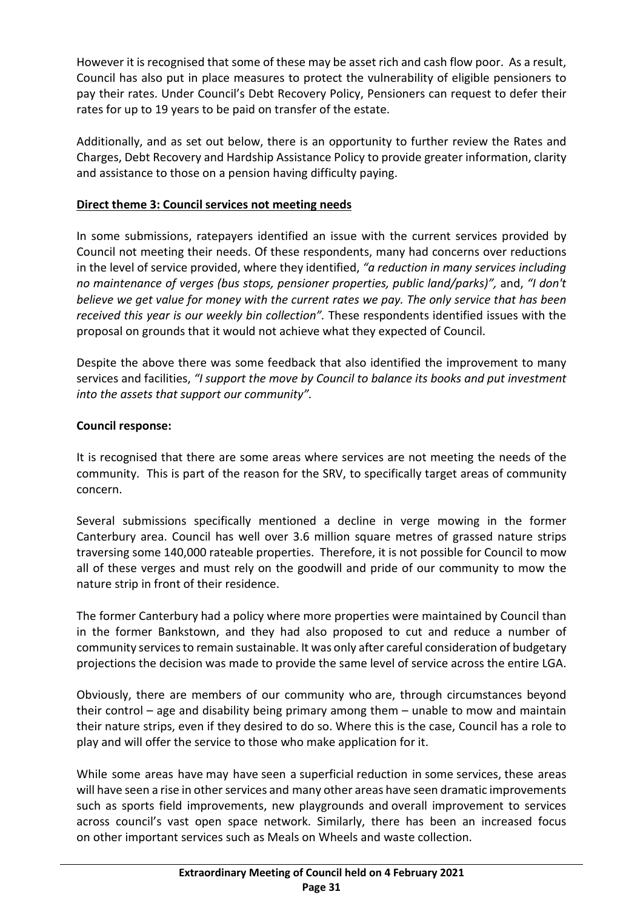However it is recognised that some of these may be asset rich and cash flow poor. As a result, Council has also put in place measures to protect the vulnerability of eligible pensioners to pay their rates. Under Council's Debt Recovery Policy, Pensioners can request to defer their rates for up to 19 years to be paid on transfer of the estate.

Additionally, and as set out below, there is an opportunity to further review the Rates and Charges, Debt Recovery and Hardship Assistance Policy to provide greater information, clarity and assistance to those on a pension having difficulty paying.

**Direct theme 3: Council services not meeting needs**

In some submissions, ratepayers identified an issue with the current services provided by Council not meeting their needs. Of these respondents, many had concerns over reductions in the level of service provided, where they identified, *"a reduction in many services including no maintenance of verges (bus stops, pensioner properties, public land/parks)",* and, *"I don't believe we get value for money with the current rates we pay. The only service that has been received this year is our weekly bin collection".* These respondents identified issues with the proposal on grounds that it would not achieve what they expected of Council.

Despite the above there was some feedback that also identified the improvement to many services and facilities, *"I support the move by Council to balance its books and put investment into the assets that support our community".*

**Council response:**

It is recognised that there are some areas where services are not meeting the needs of the community. This is part of the reason for the SRV, to specifically target areas of community concern.

Several submissions specifically mentioned a decline in verge mowing in the former Canterbury area. Council has well over 3.6 million square metres of grassed nature strips traversing some 140,000 rateable properties. Therefore, it is not possible for Council to mow all of these verges and must rely on the goodwill and pride of our community to mow the nature strip in front of their residence.

The former Canterbury had a policy where more properties were maintained by Council than in the former Bankstown, and they had also proposed to cut and reduce a number of community services to remain sustainable. It was only after careful consideration of budgetary projections the decision was made to provide the same level of service across the entire LGA.

Obviously, there are members of our community who are, through circumstances beyond their control – age and disability being primary among them – unable to mow and maintain their nature strips, even if they desired to do so. Where this is the case, Council has a role to play and will offer the service to those who make application for it.

While some areas have may have seen a superficial reduction in some services, these areas will have seen a rise in other services and many other areas have seen dramatic improvements such as sports field improvements, new playgrounds and overall improvement to services across council's vast open space network. Similarly, there has been an increased focus on other important services such as Meals on Wheels and waste collection.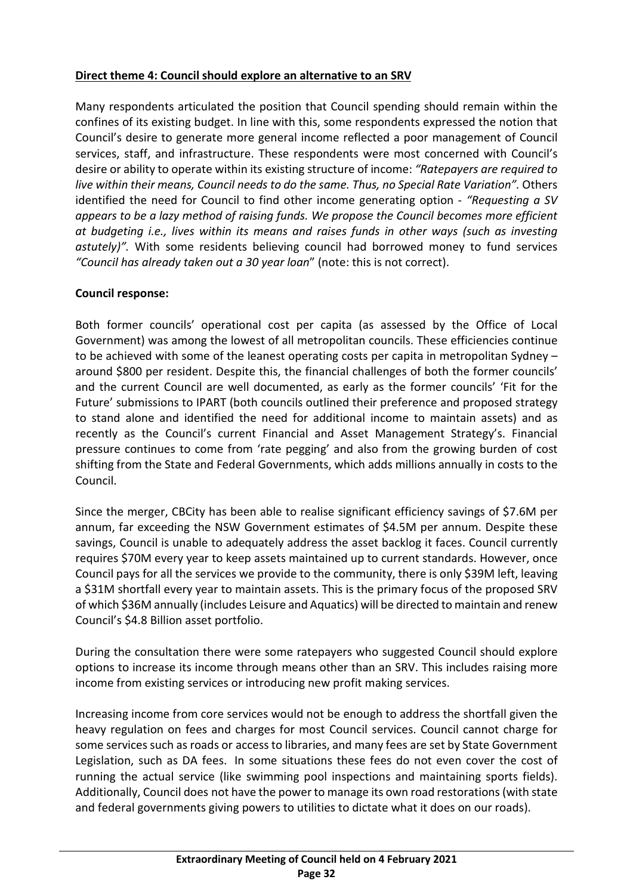**<u>Direct theme 4: Council should explore an alternative to an SRV</u>**

Many respondents articulated the position that Council spending should remain within the confines of its existing budget. In line with this, some respondents expressed the notion that Council's desire to generate more general income reflected a poor management of Council services, staff, and infrastructure. These respondents were most concerned with Council's desire or ability to operate within its existing structure of income: *"Ratepayers are required to live within their means, Council needs to do the same. Thus, no Special Rate Variation".* Others identified the need for Council to find other income generating option - *"Requesting a SV appears to be a lazy method of raising funds. We propose the Council becomes more efficient at budgeting i.e., lives within its means and raises funds in other ways (such as investing astutely)".* With some residents believing council had borrowed money to fund services *"Council has already taken out a 30 year loan*" (note: this is not correct).

**Council response:**

Both former councils' operational cost per capita (as assessed by the Office of Local Government) was among the lowest of all metropolitan councils. These efficiencies continue to be achieved with some of the leanest operating costs per capita in metropolitan Sydney – around $800 per resident. Despite this, the financial challenges of both the former councils' and the current Council are well documented, as early as the former councils' 'Fit for the Future' submissions to IPART (both councils outlined their preference and proposed strategy to stand alone and identified the need for additional income to maintain assets) and as recently as the Council's current Financial and Asset Management Strategy's. Financial pressure continues to come from 'rate pegging' and also from the growing burden of cost shifting from the State and Federal Governments, which adds millions annually in costs to the Council.

Since the merger, CBCity has been able to realise significant efficiency savings of $7.6M per annum, far exceeding the NSW Government estimates of $4.5M per annum. Despite these savings, Council is unable to adequately address the asset backlog it faces. Council currently requires $70M every year to keep assets maintained up to current standards. However, once Council pays for all the services we provide to the community, there is only $39M left, leaving a $31M shortfall every year to maintain assets. This is the primary focus of the proposed SRV of which $36M annually (includes Leisure and Aquatics) will be directed to maintain and renew Council's $4.8 Billion asset portfolio.

During the consultation there were some ratepayers who suggested Council should explore options to increase its income through means other than an SRV. This includes raising more income from existing services or introducing new profit making services.

Increasing income from core services would not be enough to address the shortfall given the heavy regulation on fees and charges for most Council services. Council cannot charge for some services such as roads or access to libraries, and many fees are set by State Government Legislation, such as DA fees. In some situations these fees do not even cover the cost of running the actual service (like swimming pool inspections and maintaining sports fields). Additionally, Council does not have the power to manage its own road restorations (with state and federal governments giving powers to utilities to dictate what it does on our roads).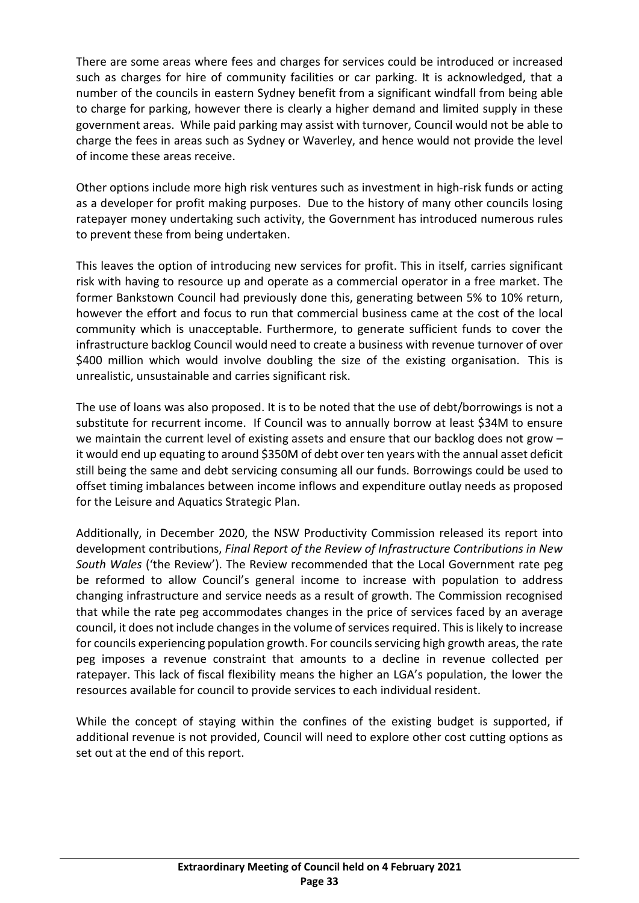There are some areas where fees and charges for services could be introduced or increased such as charges for hire of community facilities or car parking. It is acknowledged, that a number of the councils in eastern Sydney benefit from a significant windfall from being able to charge for parking, however there is clearly a higher demand and limited supply in these government areas. While paid parking may assist with turnover, Council would not be able to charge the fees in areas such as Sydney or Waverley, and hence would not provide the level of income these areas receive.

Other options include more high risk ventures such as investment in high-risk funds or acting as a developer for profit making purposes. Due to the history of many other councils losing ratepayer money undertaking such activity, the Government has introduced numerous rules to prevent these from being undertaken.

This leaves the option of introducing new services for profit. This in itself, carries significant risk with having to resource up and operate as a commercial operator in a free market. The former Bankstown Council had previously done this, generating between 5% to 10% return, however the effort and focus to run that commercial business came at the cost of the local community which is unacceptable. Furthermore, to generate sufficient funds to cover the infrastructure backlog Council would need to create a business with revenue turnover of over $400 million which would involve doubling the size of the existing organisation. This is unrealistic, unsustainable and carries significant risk.

The use of loans was also proposed. It is to be noted that the use of debt/borrowings is not a substitute for recurrent income. If Council was to annually borrow at least $34M to ensure we maintain the current level of existing assets and ensure that our backlog does not grow – it would end up equating to around $350M of debt over ten years with the annual asset deficit still being the same and debt servicing consuming all our funds. Borrowings could be used to offset timing imbalances between income inflows and expenditure outlay needs as proposed for the Leisure and Aquatics Strategic Plan.

Additionally, in December 2020, the NSW Productivity Commission released its report into development contributions, *Final Report of the Review of Infrastructure Contributions in New South Wales* ('the Review'). The Review recommended that the Local Government rate peg be reformed to allow Council's general income to increase with population to address changing infrastructure and service needs as a result of growth. The Commission recognised that while the rate peg accommodates changes in the price of services faced by an average council, it does not include changes in the volume of services required. This is likely to increase for councils experiencing population growth. For councils servicing high growth areas, the rate peg imposes a revenue constraint that amounts to a decline in revenue collected per ratepayer. This lack of fiscal flexibility means the higher an LGA's population, the lower the resources available for council to provide services to each individual resident.

While the concept of staying within the confines of the existing budget is supported, if additional revenue is not provided, Council will need to explore other cost cutting options as set out at the end of this report.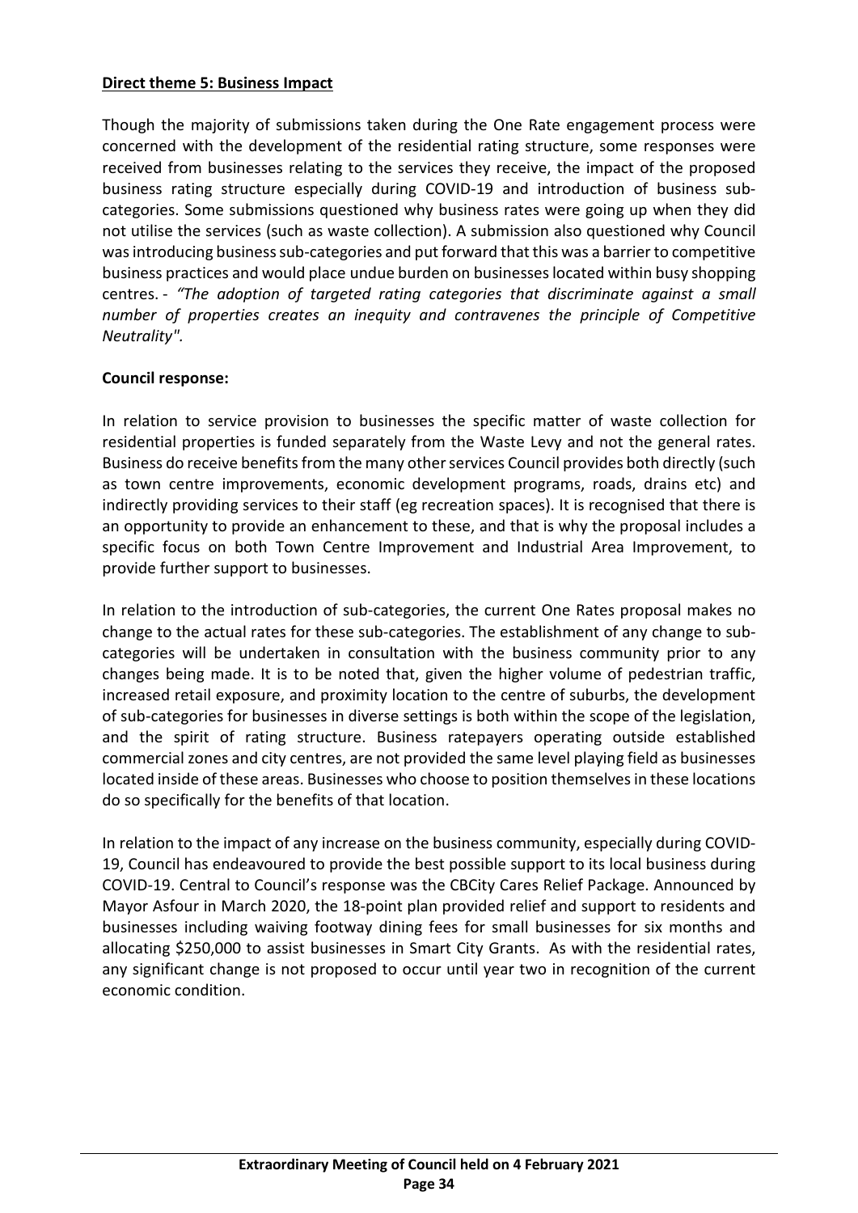**Direct theme 5: Business Impact**

Though the majority of submissions taken during the One Rate engagement process were concerned with the development of the residential rating structure, some responses were received from businesses relating to the services they receive, the impact of the proposed business rating structure especially during COVID-19 and introduction of business sub-categories. Some submissions questioned why business rates were going up when they did not utilise the services (such as waste collection). A submission also questioned why Council was introducing business sub-categories and put forward that this was a barrier to competitive business practices and would place undue burden on businesses located within busy shopping centres. - *"The adoption of targeted rating categories that discriminate against a small number of properties creates an inequity and contravenes the principle of Competitive Neutrality".*

**Council response:**

In relation to service provision to businesses the specific matter of waste collection for residential properties is funded separately from the Waste Levy and not the general rates. Business do receive benefits from the many other services Council provides both directly (such as town centre improvements, economic development programs, roads, drains etc) and indirectly providing services to their staff (eg recreation spaces). It is recognised that there is an opportunity to provide an enhancement to these, and that is why the proposal includes a specific focus on both Town Centre Improvement and Industrial Area Improvement, to provide further support to businesses.

In relation to the introduction of sub-categories, the current One Rates proposal makes no change to the actual rates for these sub-categories. The establishment of any change to sub-categories will be undertaken in consultation with the business community prior to any changes being made. It is to be noted that, given the higher volume of pedestrian traffic, increased retail exposure, and proximity location to the centre of suburbs, the development of sub-categories for businesses in diverse settings is both within the scope of the legislation, and the spirit of rating structure. Business ratepayers operating outside established commercial zones and city centres, are not provided the same level playing field as businesses located inside of these areas. Businesses who choose to position themselves in these locations do so specifically for the benefits of that location.

In relation to the impact of any increase on the business community, especially during COVID-19, Council has endeavoured to provide the best possible support to its local business during COVID-19. Central to Council's response was the CBCity Cares Relief Package. Announced by Mayor Asfour in March 2020, the 18-point plan provided relief and support to residents and businesses including waiving footway dining fees for small businesses for six months and allocating $250,000 to assist businesses in Smart City Grants. As with the residential rates, any significant change is not proposed to occur until year two in recognition of the current economic condition.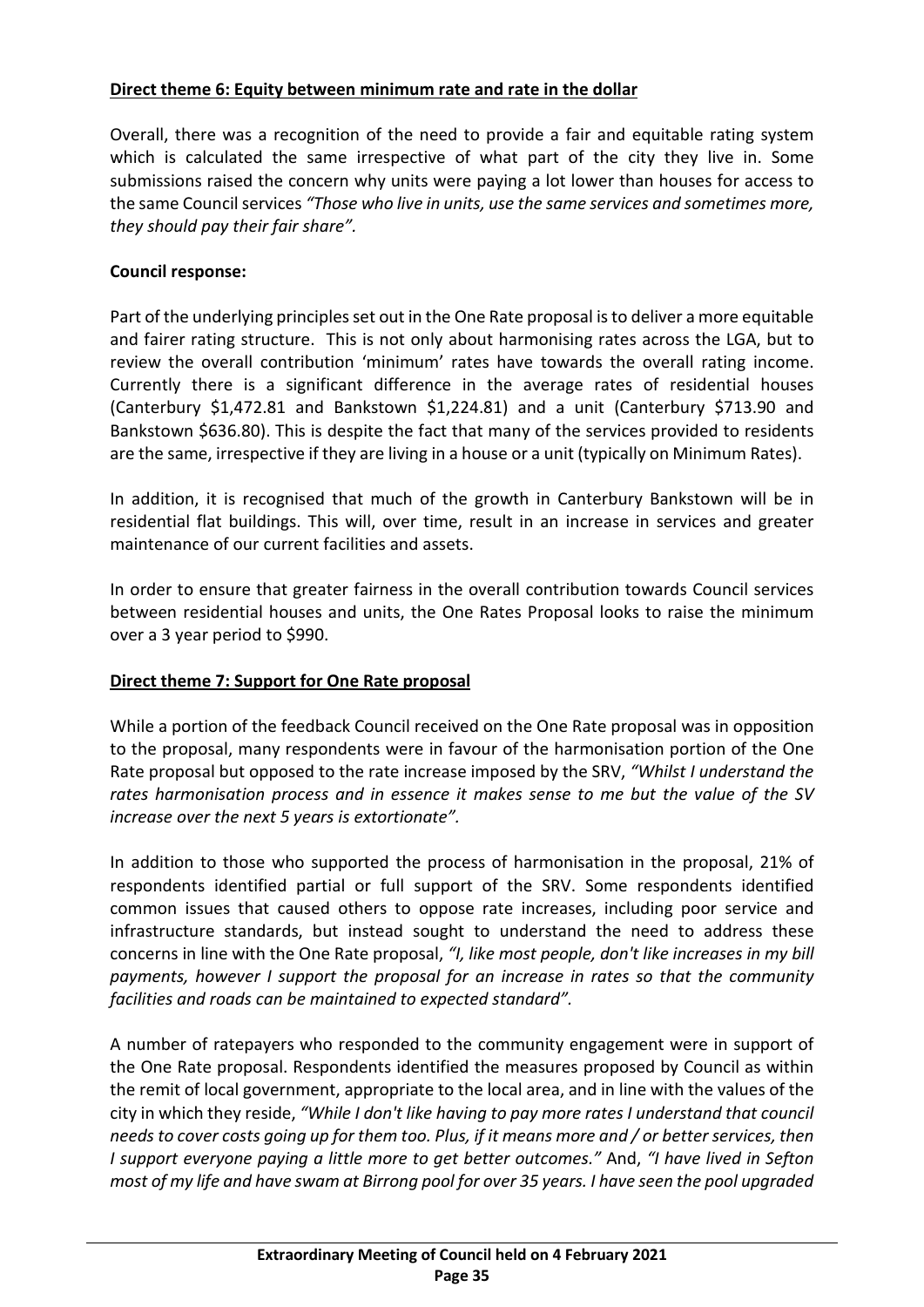**Direct theme 6: Equity between minimum rate and rate in the dollar**

Overall, there was a recognition of the need to provide a fair and equitable rating system which is calculated the same irrespective of what part of the city they live in. Some submissions raised the concern why units were paying a lot lower than houses for access to the same Council services *"Those who live in units, use the same services and sometimes more, they should pay their fair share".*

**Council response:**

Part of the underlying principles set out in the One Rate proposal is to deliver a more equitable and fairer rating structure. This is not only about harmonising rates across the LGA, but to review the overall contribution 'minimum' rates have towards the overall rating income. Currently there is a significant difference in the average rates of residential houses (Canterbury $1,472.81 and Bankstown $1,224.81) and a unit (Canterbury $713.90 and Bankstown $636.80). This is despite the fact that many of the services provided to residents are the same, irrespective if they are living in a house or a unit (typically on Minimum Rates).

In addition, it is recognised that much of the growth in Canterbury Bankstown will be in residential flat buildings. This will, over time, result in an increase in services and greater maintenance of our current facilities and assets.

In order to ensure that greater fairness in the overall contribution towards Council services between residential houses and units, the One Rates Proposal looks to raise the minimum over a 3 year period to $990.

**Direct theme 7: Support for One Rate proposal**

While a portion of the feedback Council received on the One Rate proposal was in opposition to the proposal, many respondents were in favour of the harmonisation portion of the One Rate proposal but opposed to the rate increase imposed by the SRV, *"Whilst I understand the rates harmonisation process and in essence it makes sense to me but the value of the SV increase over the next 5 years is extortionate".*

In addition to those who supported the process of harmonisation in the proposal, 21% of respondents identified partial or full support of the SRV. Some respondents identified common issues that caused others to oppose rate increases, including poor service and infrastructure standards, but instead sought to understand the need to address these concerns in line with the One Rate proposal, *"I, like most people, don't like increases in my bill payments, however I support the proposal for an increase in rates so that the community facilities and roads can be maintained to expected standard".*

A number of ratepayers who responded to the community engagement were in support of the One Rate proposal. Respondents identified the measures proposed by Council as within the remit of local government, appropriate to the local area, and in line with the values of the city in which they reside, *"While I don't like having to pay more rates I understand that council needs to cover costs going up for them too. Plus, if it means more and / or better services, then I support everyone paying a little more to get better outcomes."* And, *"I have lived in Sefton most of my life and have swam at Birrong pool for over 35 years. I have seen the pool upgraded*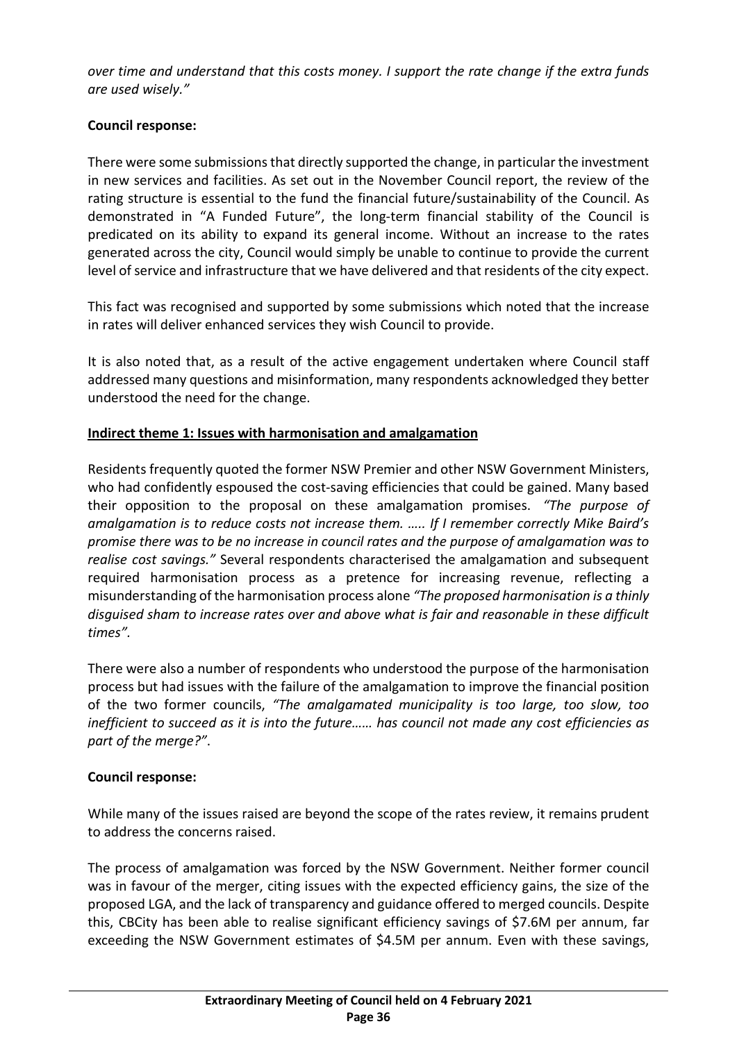*over time and understand that this costs money. I support the rate change if the extra funds are used wisely."*

**Council response:**

There were some submissions that directly supported the change, in particular the investment in new services and facilities. As set out in the November Council report, the review of the rating structure is essential to the fund the financial future/sustainability of the Council. As demonstrated in "A Funded Future", the long-term financial stability of the Council is predicated on its ability to expand its general income. Without an increase to the rates generated across the city, Council would simply be unable to continue to provide the current level of service and infrastructure that we have delivered and that residents of the city expect.

This fact was recognised and supported by some submissions which noted that the increase in rates will deliver enhanced services they wish Council to provide.

It is also noted that, as a result of the active engagement undertaken where Council staff addressed many questions and misinformation, many respondents acknowledged they better understood the need for the change.

**Indirect theme 1: Issues with harmonisation and amalgamation**

Residents frequently quoted the former NSW Premier and other NSW Government Ministers, who had confidently espoused the cost-saving efficiencies that could be gained. Many based their opposition to the proposal on these amalgamation promises. *"The purpose of amalgamation is to reduce costs not increase them. ….. If I remember correctly Mike Baird's promise there was to be no increase in council rates and the purpose of amalgamation was to realise cost savings."* Several respondents characterised the amalgamation and subsequent required harmonisation process as a pretence for increasing revenue, reflecting a misunderstanding of the harmonisation process alone *"The proposed harmonisation is a thinly disguised sham to increase rates over and above what is fair and reasonable in these difficult times"*.

There were also a number of respondents who understood the purpose of the harmonisation process but had issues with the failure of the amalgamation to improve the financial position of the two former councils, *"The amalgamated municipality is too large, too slow, too inefficient to succeed as it is into the future…… has council not made any cost efficiencies as part of the merge?"*.

**Council response:**

While many of the issues raised are beyond the scope of the rates review, it remains prudent to address the concerns raised.

The process of amalgamation was forced by the NSW Government. Neither former council was in favour of the merger, citing issues with the expected efficiency gains, the size of the proposed LGA, and the lack of transparency and guidance offered to merged councils. Despite this, CBCity has been able to realise significant efficiency savings of $7.6M per annum, far exceeding the NSW Government estimates of $4.5M per annum. Even with these savings,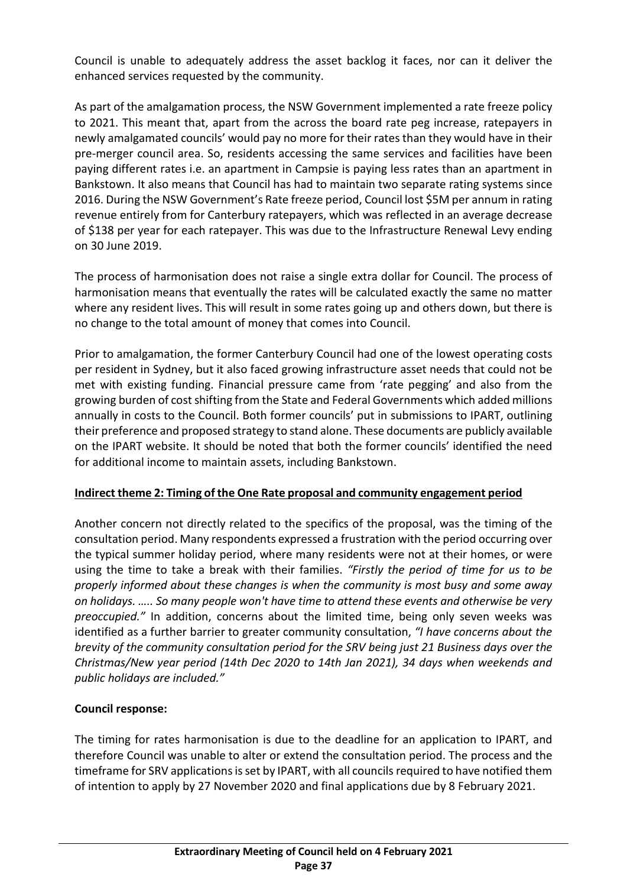Council is unable to adequately address the asset backlog it faces, nor can it deliver the enhanced services requested by the community.

As part of the amalgamation process, the NSW Government implemented a rate freeze policy to 2021. This meant that, apart from the across the board rate peg increase, ratepayers in newly amalgamated councils' would pay no more for their rates than they would have in their pre-merger council area. So, residents accessing the same services and facilities have been paying different rates i.e. an apartment in Campsie is paying less rates than an apartment in Bankstown. It also means that Council has had to maintain two separate rating systems since 2016. During the NSW Government's Rate freeze period, Council lost $5M per annum in rating revenue entirely from for Canterbury ratepayers, which was reflected in an average decrease of $138 per year for each ratepayer. This was due to the Infrastructure Renewal Levy ending on 30 June 2019.

The process of harmonisation does not raise a single extra dollar for Council. The process of harmonisation means that eventually the rates will be calculated exactly the same no matter where any resident lives. This will result in some rates going up and others down, but there is no change to the total amount of money that comes into Council.

Prior to amalgamation, the former Canterbury Council had one of the lowest operating costs per resident in Sydney, but it also faced growing infrastructure asset needs that could not be met with existing funding. Financial pressure came from 'rate pegging' and also from the growing burden of cost shifting from the State and Federal Governments which added millions annually in costs to the Council. Both former councils' put in submissions to IPART, outlining their preference and proposed strategy to stand alone. These documents are publicly available on the IPART website. It should be noted that both the former councils' identified the need for additional income to maintain assets, including Bankstown.

**Indirect theme 2: Timing of the One Rate proposal and community engagement period**

Another concern not directly related to the specifics of the proposal, was the timing of the consultation period. Many respondents expressed a frustration with the period occurring over the typical summer holiday period, where many residents were not at their homes, or were using the time to take a break with their families. *"Firstly the period of time for us to be properly informed about these changes is when the community is most busy and some away on holidays. ….. So many people won't have time to attend these events and otherwise be very preoccupied."* In addition, concerns about the limited time, being only seven weeks was identified as a further barrier to greater community consultation, *"I have concerns about the brevity of the community consultation period for the SRV being just 21 Business days over the Christmas/New year period (14th Dec 2020 to 14th Jan 2021), 34 days when weekends and public holidays are included."*

**Council response:**

The timing for rates harmonisation is due to the deadline for an application to IPART, and therefore Council was unable to alter or extend the consultation period. The process and the timeframe for SRV applications is set by IPART, with all councils required to have notified them of intention to apply by 27 November 2020 and final applications due by 8 February 2021.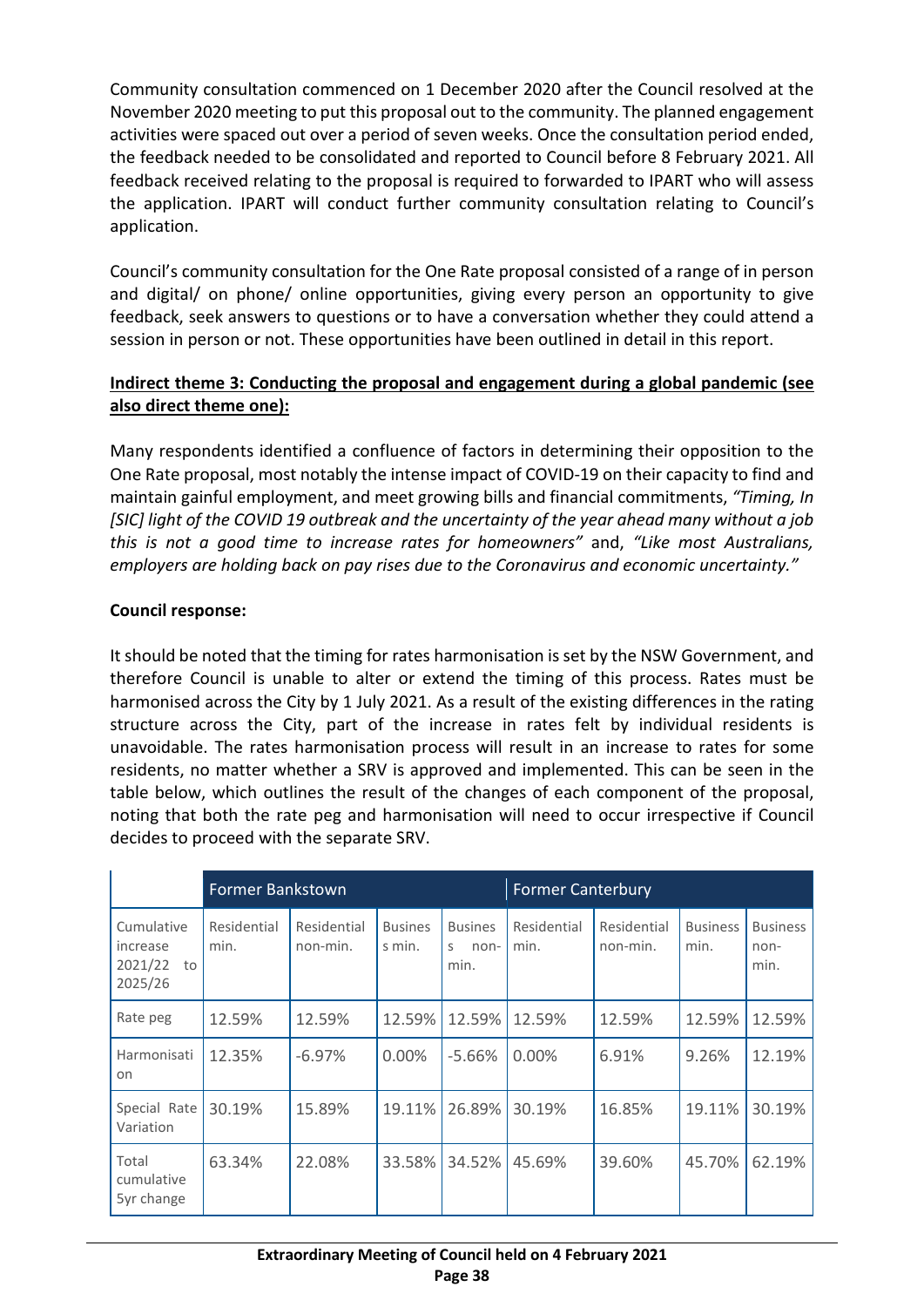Community consultation commenced on 1 December 2020 after the Council resolved at the November 2020 meeting to put this proposal out to the community. The planned engagement activities were spaced out over a period of seven weeks. Once the consultation period ended, the feedback needed to be consolidated and reported to Council before 8 February 2021. All feedback received relating to the proposal is required to forwarded to IPART who will assess the application. IPART will conduct further community consultation relating to Council's application.

Council's community consultation for the One Rate proposal consisted of a range of in person and digital/ on phone/ online opportunities, giving every person an opportunity to give feedback, seek answers to questions or to have a conversation whether they could attend a session in person or not. These opportunities have been outlined in detail in this report.

**Indirect theme 3: Conducting the proposal and engagement during a global pandemic (see also direct theme one):**

Many respondents identified a confluence of factors in determining their opposition to the One Rate proposal, most notably the intense impact of COVID-19 on their capacity to find and maintain gainful employment, and meet growing bills and financial commitments, *"Timing, In [SIC] light of the COVID 19 outbreak and the uncertainty of the year ahead many without a job this is not a good time to increase rates for homeowners"* and, *"Like most Australians, employers are holding back on pay rises due to the Coronavirus and economic uncertainty."*

**Council response:**

It should be noted that the timing for rates harmonisation is set by the NSW Government, and therefore Council is unable to alter or extend the timing of this process. Rates must be harmonised across the City by 1 July 2021. As a result of the existing differences in the rating structure across the City, part of the increase in rates felt by individual residents is unavoidable. The rates harmonisation process will result in an increase to rates for some residents, no matter whether a SRV is approved and implemented. This can be seen in the table below, which outlines the result of the changes of each component of the proposal, noting that both the rate peg and harmonisation will need to occur irrespective if Council decides to proceed with the separate SRV.

| | Former Bankstown | | | | Former Canterbury | | | |
|---|---|---|---|---|---|---|---|---|
| Cumulative increase 2021/22 to 2025/26 | Residential min. | Residential non-min. | Business min. | Business non-min. | Residential min. | Residential non-min. | Business min. | Business non-min. |
| Rate peg | 12.59% | 12.59% | 12.59% | 12.59% | 12.59% | 12.59% | 12.59% | 12.59% |
| Harmonisation | 12.35% | -6.97% | 0.00% | -5.66% | 0.00% | 6.91% | 9.26% | 12.19% |
| Special Rate Variation | 30.19% | 15.89% | 19.11% | 26.89% | 30.19% | 16.85% | 19.11% | 30.19% |
| Total cumulative 5yr change | 63.34% | 22.08% | 33.58% | 34.52% | 45.69% | 39.60% | 45.70% | 62.19% |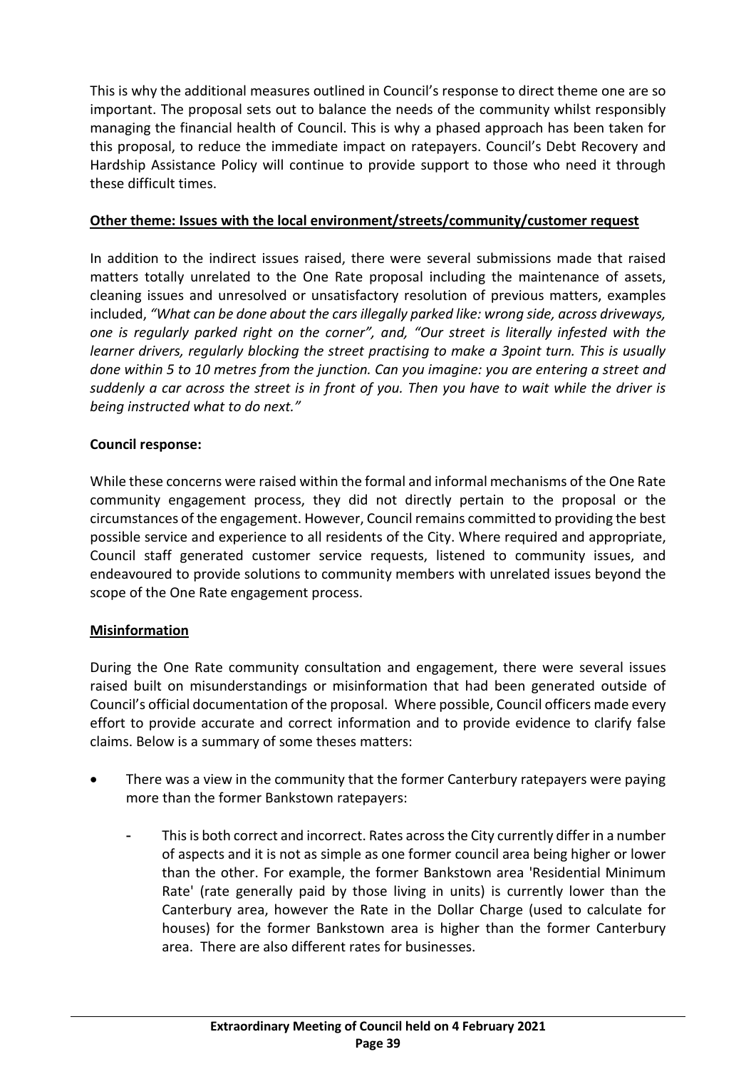This is why the additional measures outlined in Council's response to direct theme one are so important. The proposal sets out to balance the needs of the community whilst responsibly managing the financial health of Council. This is why a phased approach has been taken for this proposal, to reduce the immediate impact on ratepayers. Council's Debt Recovery and Hardship Assistance Policy will continue to provide support to those who need it through these difficult times.

**Other theme: Issues with the local environment/streets/community/customer request**

In addition to the indirect issues raised, there were several submissions made that raised matters totally unrelated to the One Rate proposal including the maintenance of assets, cleaning issues and unresolved or unsatisfactory resolution of previous matters, examples included, *"What can be done about the cars illegally parked like: wrong side, across driveways, one is regularly parked right on the corner"*, and, *"Our street is literally infested with the learner drivers, regularly blocking the street practising to make a 3point turn. This is usually done within 5 to 10 metres from the junction. Can you imagine: you are entering a street and suddenly a car across the street is in front of you. Then you have to wait while the driver is being instructed what to do next."*

**Council response:**

While these concerns were raised within the formal and informal mechanisms of the One Rate community engagement process, they did not directly pertain to the proposal or the circumstances of the engagement. However, Council remains committed to providing the best possible service and experience to all residents of the City. Where required and appropriate, Council staff generated customer service requests, listened to community issues, and endeavoured to provide solutions to community members with unrelated issues beyond the scope of the One Rate engagement process.

**Misinformation**

During the One Rate community consultation and engagement, there were several issues raised built on misunderstandings or misinformation that had been generated outside of Council's official documentation of the proposal. Where possible, Council officers made every effort to provide accurate and correct information and to provide evidence to clarify false claims. Below is a summary of some theses matters:

- There was a view in the community that the former Canterbury ratepayers were paying more than the former Bankstown ratepayers:
  - This is both correct and incorrect. Rates across the City currently differ in a number of aspects and it is not as simple as one former council area being higher or lower than the other. For example, the former Bankstown area 'Residential Minimum Rate' (rate generally paid by those living in units) is currently lower than the Canterbury area, however the Rate in the Dollar Charge (used to calculate for houses) for the former Bankstown area is higher than the former Canterbury area. There are also different rates for businesses.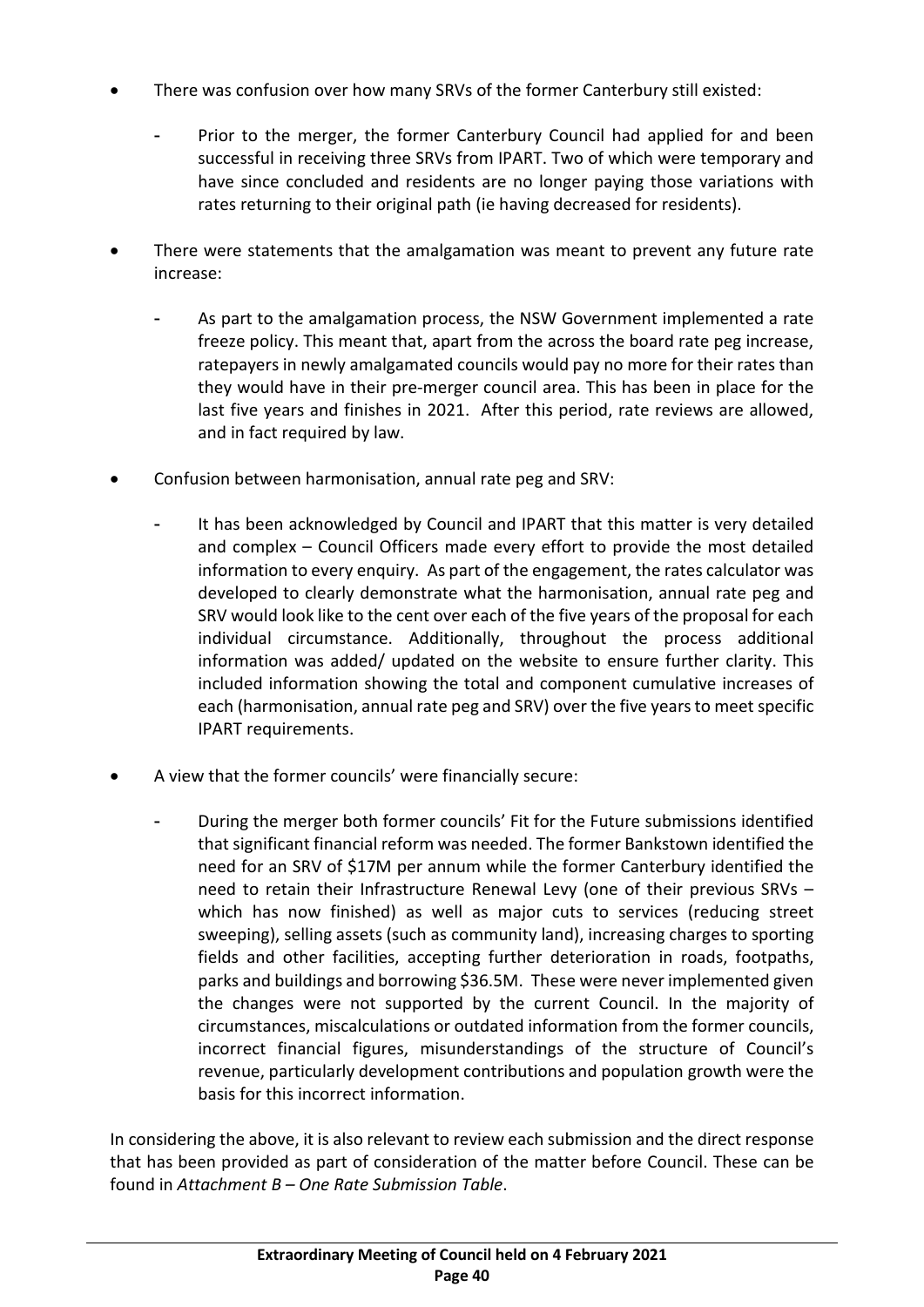- There was confusion over how many SRVs of the former Canterbury still existed:
  - Prior to the merger, the former Canterbury Council had applied for and been successful in receiving three SRVs from IPART. Two of which were temporary and have since concluded and residents are no longer paying those variations with rates returning to their original path (ie having decreased for residents).
- There were statements that the amalgamation was meant to prevent any future rate increase:
  - As part to the amalgamation process, the NSW Government implemented a rate freeze policy. This meant that, apart from the across the board rate peg increase, ratepayers in newly amalgamated councils would pay no more for their rates than they would have in their pre-merger council area. This has been in place for the last five years and finishes in 2021. After this period, rate reviews are allowed, and in fact required by law.
- Confusion between harmonisation, annual rate peg and SRV:
  - It has been acknowledged by Council and IPART that this matter is very detailed and complex – Council Officers made every effort to provide the most detailed information to every enquiry. As part of the engagement, the rates calculator was developed to clearly demonstrate what the harmonisation, annual rate peg and SRV would look like to the cent over each of the five years of the proposal for each individual circumstance. Additionally, throughout the process additional information was added/ updated on the website to ensure further clarity. This included information showing the total and component cumulative increases of each (harmonisation, annual rate peg and SRV) over the five years to meet specific IPART requirements.
- A view that the former councils' were financially secure:
  - During the merger both former councils' Fit for the Future submissions identified that significant financial reform was needed. The former Bankstown identified the need for an SRV of $17M per annum while the former Canterbury identified the need to retain their Infrastructure Renewal Levy (one of their previous SRVs – which has now finished) as well as major cuts to services (reducing street sweeping), selling assets (such as community land), increasing charges to sporting fields and other facilities, accepting further deterioration in roads, footpaths, parks and buildings and borrowing $36.5M. These were never implemented given the changes were not supported by the current Council. In the majority of circumstances, miscalculations or outdated information from the former councils, incorrect financial figures, misunderstandings of the structure of Council's revenue, particularly development contributions and population growth were the basis for this incorrect information.

In considering the above, it is also relevant to review each submission and the direct response that has been provided as part of consideration of the matter before Council. These can be found in *Attachment B – One Rate Submission Table*.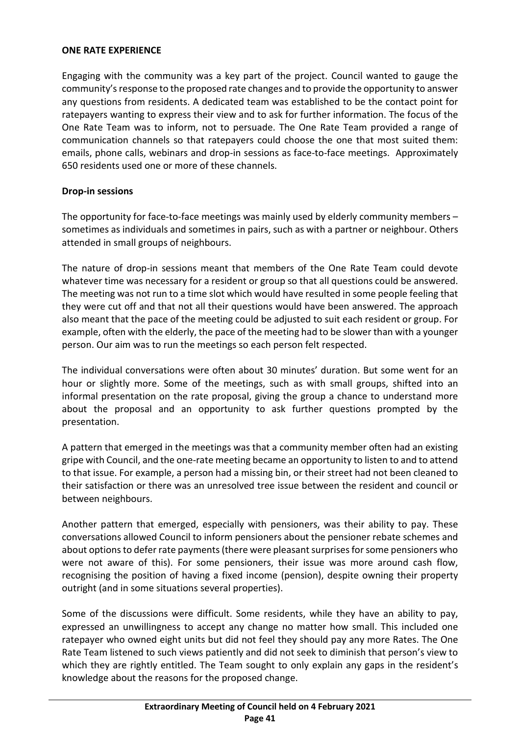**ONE RATE EXPERIENCE**

Engaging with the community was a key part of the project. Council wanted to gauge the community's response to the proposed rate changes and to provide the opportunity to answer any questions from residents. A dedicated team was established to be the contact point for ratepayers wanting to express their view and to ask for further information. The focus of the One Rate Team was to inform, not to persuade. The One Rate Team provided a range of communication channels so that ratepayers could choose the one that most suited them: emails, phone calls, webinars and drop-in sessions as face-to-face meetings. Approximately 650 residents used one or more of these channels.

**Drop-in sessions**

The opportunity for face-to-face meetings was mainly used by elderly community members – sometimes as individuals and sometimes in pairs, such as with a partner or neighbour. Others attended in small groups of neighbours.

The nature of drop-in sessions meant that members of the One Rate Team could devote whatever time was necessary for a resident or group so that all questions could be answered. The meeting was not run to a time slot which would have resulted in some people feeling that they were cut off and that not all their questions would have been answered. The approach also meant that the pace of the meeting could be adjusted to suit each resident or group. For example, often with the elderly, the pace of the meeting had to be slower than with a younger person. Our aim was to run the meetings so each person felt respected.

The individual conversations were often about 30 minutes' duration. But some went for an hour or slightly more. Some of the meetings, such as with small groups, shifted into an informal presentation on the rate proposal, giving the group a chance to understand more about the proposal and an opportunity to ask further questions prompted by the presentation.

A pattern that emerged in the meetings was that a community member often had an existing gripe with Council, and the one-rate meeting became an opportunity to listen to and to attend to that issue. For example, a person had a missing bin, or their street had not been cleaned to their satisfaction or there was an unresolved tree issue between the resident and council or between neighbours.

Another pattern that emerged, especially with pensioners, was their ability to pay. These conversations allowed Council to inform pensioners about the pensioner rebate schemes and about options to defer rate payments (there were pleasant surprises for some pensioners who were not aware of this). For some pensioners, their issue was more around cash flow, recognising the position of having a fixed income (pension), despite owning their property outright (and in some situations several properties).

Some of the discussions were difficult. Some residents, while they have an ability to pay, expressed an unwillingness to accept any change no matter how small. This included one ratepayer who owned eight units but did not feel they should pay any more Rates. The One Rate Team listened to such views patiently and did not seek to diminish that person's view to which they are rightly entitled. The Team sought to only explain any gaps in the resident's knowledge about the reasons for the proposed change.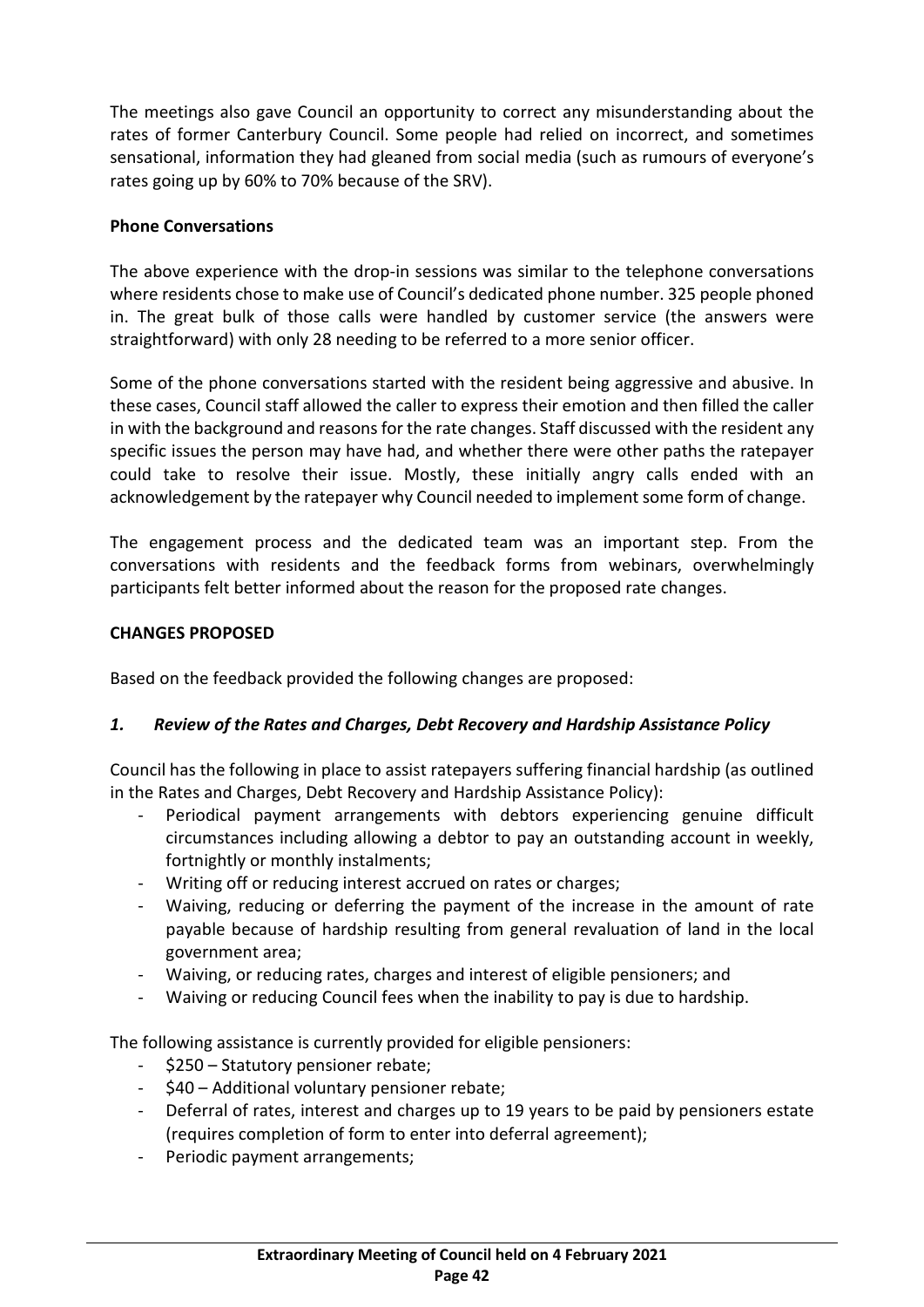The meetings also gave Council an opportunity to correct any misunderstanding about the rates of former Canterbury Council. Some people had relied on incorrect, and sometimes sensational, information they had gleaned from social media (such as rumours of everyone's rates going up by 60% to 70% because of the SRV).

**Phone Conversations**

The above experience with the drop-in sessions was similar to the telephone conversations where residents chose to make use of Council's dedicated phone number. 325 people phoned in. The great bulk of those calls were handled by customer service (the answers were straightforward) with only 28 needing to be referred to a more senior officer.

Some of the phone conversations started with the resident being aggressive and abusive. In these cases, Council staff allowed the caller to express their emotion and then filled the caller in with the background and reasons for the rate changes. Staff discussed with the resident any specific issues the person may have had, and whether there were other paths the ratepayer could take to resolve their issue. Mostly, these initially angry calls ended with an acknowledgement by the ratepayer why Council needed to implement some form of change.

The engagement process and the dedicated team was an important step. From the conversations with residents and the feedback forms from webinars, overwhelmingly participants felt better informed about the reason for the proposed rate changes.

**CHANGES PROPOSED**

Based on the feedback provided the following changes are proposed:

***1. Review of the Rates and Charges, Debt Recovery and Hardship Assistance Policy***

Council has the following in place to assist ratepayers suffering financial hardship (as outlined in the Rates and Charges, Debt Recovery and Hardship Assistance Policy):

- Periodical payment arrangements with debtors experiencing genuine difficult circumstances including allowing a debtor to pay an outstanding account in weekly, fortnightly or monthly instalments;
- Writing off or reducing interest accrued on rates or charges;
- Waiving, reducing or deferring the payment of the increase in the amount of rate payable because of hardship resulting from general revaluation of land in the local government area;
- Waiving, or reducing rates, charges and interest of eligible pensioners; and
- Waiving or reducing Council fees when the inability to pay is due to hardship.

The following assistance is currently provided for eligible pensioners:

- $250 – Statutory pensioner rebate;
- $40 – Additional voluntary pensioner rebate;
- Deferral of rates, interest and charges up to 19 years to be paid by pensioners estate (requires completion of form to enter into deferral agreement);
- Periodic payment arrangements;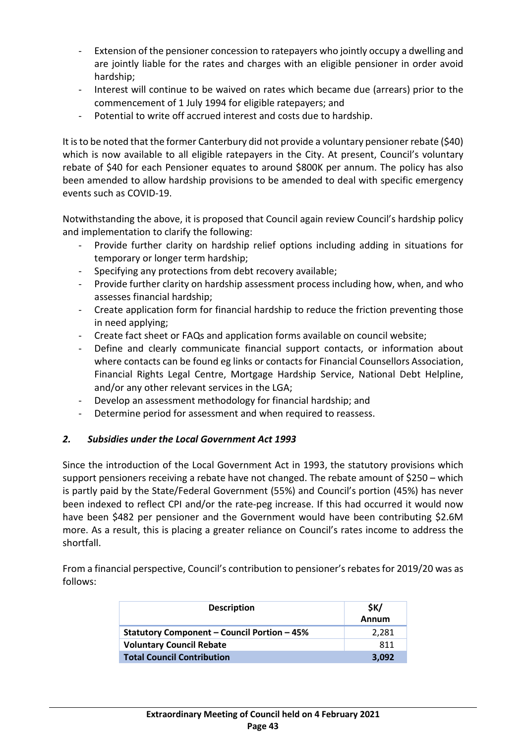- Extension of the pensioner concession to ratepayers who jointly occupy a dwelling and are jointly liable for the rates and charges with an eligible pensioner in order avoid hardship;
- Interest will continue to be waived on rates which became due (arrears) prior to the commencement of 1 July 1994 for eligible ratepayers; and
- Potential to write off accrued interest and costs due to hardship.

It is to be noted that the former Canterbury did not provide a voluntary pensioner rebate ($40) which is now available to all eligible ratepayers in the City. At present, Council's voluntary rebate of $40 for each Pensioner equates to around $800K per annum. The policy has also been amended to allow hardship provisions to be amended to deal with specific emergency events such as COVID-19.

Notwithstanding the above, it is proposed that Council again review Council's hardship policy and implementation to clarify the following:

- Provide further clarity on hardship relief options including adding in situations for temporary or longer term hardship;
- Specifying any protections from debt recovery available;
- Provide further clarity on hardship assessment process including how, when, and who assesses financial hardship;
- Create application form for financial hardship to reduce the friction preventing those in need applying;
- Create fact sheet or FAQs and application forms available on council website;
- Define and clearly communicate financial support contacts, or information about where contacts can be found eg links or contacts for Financial Counsellors Association, Financial Rights Legal Centre, Mortgage Hardship Service, National Debt Helpline, and/or any other relevant services in the LGA;
- Develop an assessment methodology for financial hardship; and
- Determine period for assessment and when required to reassess.

### *2. Subsidies under the Local Government Act 1993*

Since the introduction of the Local Government Act in 1993, the statutory provisions which support pensioners receiving a rebate have not changed. The rebate amount of $250 – which is partly paid by the State/Federal Government (55%) and Council's portion (45%) has never been indexed to reflect CPI and/or the rate-peg increase. If this had occurred it would now have been $482 per pensioner and the Government would have been contributing $2.6M more. As a result, this is placing a greater reliance on Council's rates income to address the shortfall.

From a financial perspective, Council's contribution to pensioner's rebates for 2019/20 was as follows:

| Description | $K/ Annum |
|---|---|
| **Statutory Component – Council Portion – 45%** | 2,281 |
| **Voluntary Council Rebate** | 811 |
| **Total Council Contribution** | **3,092** |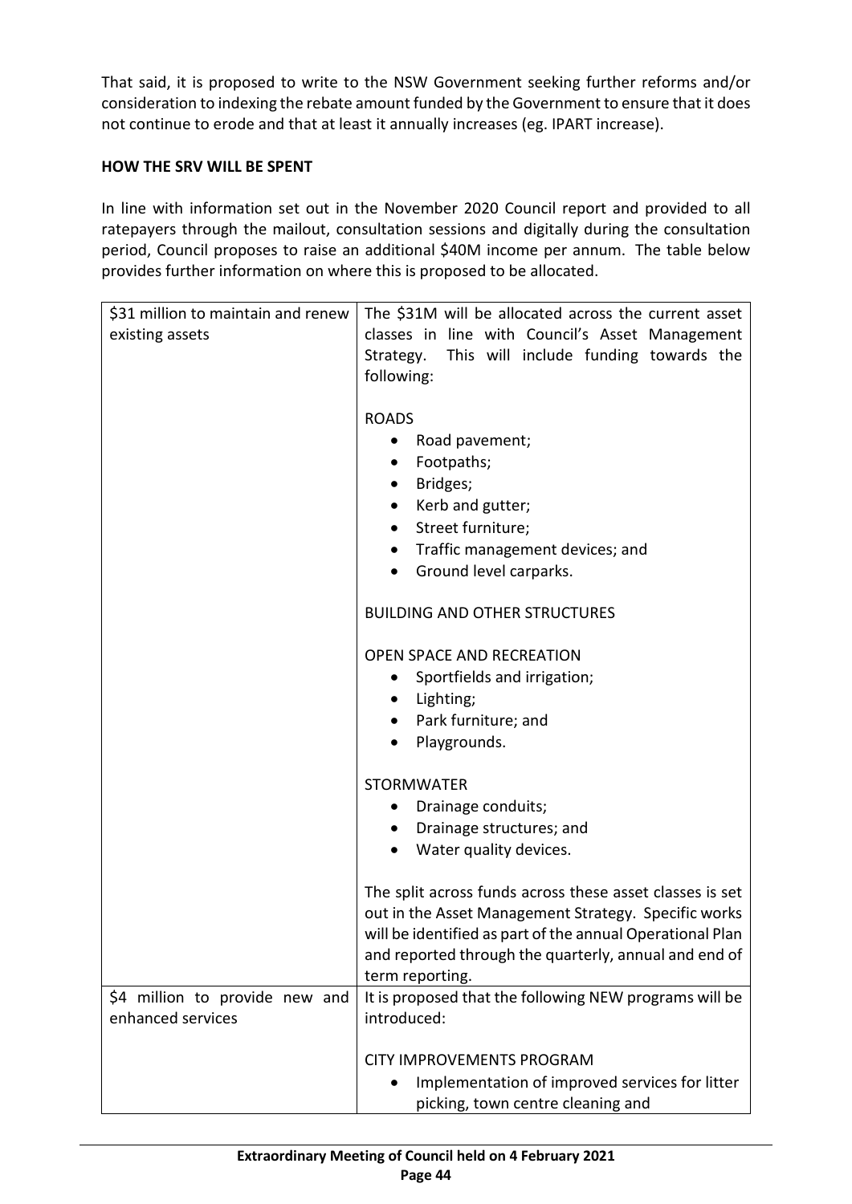That said, it is proposed to write to the NSW Government seeking further reforms and/or consideration to indexing the rebate amount funded by the Government to ensure that it does not continue to erode and that at least it annually increases (eg. IPART increase).

**HOW THE SRV WILL BE SPENT**

In line with information set out in the November 2020 Council report and provided to all ratepayers through the mailout, consultation sessions and digitally during the consultation period, Council proposes to raise an additional $40M income per annum. The table below provides further information on where this is proposed to be allocated.

| | |
|---|---|
| $31 million to maintain and renew existing assets | The $31M will be allocated across the current asset classes in line with Council's Asset Management Strategy. This will include funding towards the following:<br><br>ROADS<br>• Road pavement;<br>• Footpaths;<br>• Bridges;<br>• Kerb and gutter;<br>• Street furniture;<br>• Traffic management devices; and<br>• Ground level carparks.<br><br>BUILDING AND OTHER STRUCTURES<br><br>OPEN SPACE AND RECREATION<br>• Sportfields and irrigation;<br>• Lighting;<br>• Park furniture; and<br>• Playgrounds.<br><br>STORMWATER<br>• Drainage conduits;<br>• Drainage structures; and<br>• Water quality devices.<br><br>The split across funds across these asset classes is set out in the Asset Management Strategy. Specific works will be identified as part of the annual Operational Plan and reported through the quarterly, annual and end of term reporting. |
| $4 million to provide new and enhanced services | It is proposed that the following NEW programs will be introduced:<br><br>CITY IMPROVEMENTS PROGRAM<br>• Implementation of improved services for litter picking, town centre cleaning and |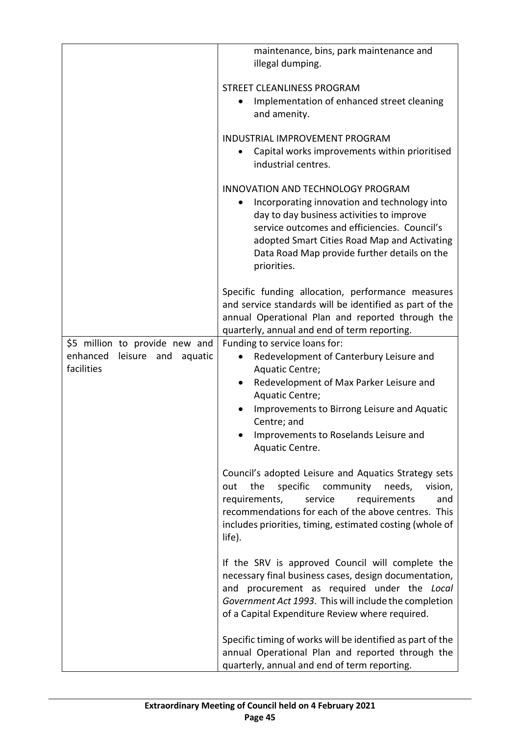| | |
|---|---|
| | maintenance, bins, park maintenance and illegal dumping.<br><br>STREET CLEANLINESS PROGRAM<br>• Implementation of enhanced street cleaning and amenity.<br><br>INDUSTRIAL IMPROVEMENT PROGRAM<br>• Capital works improvements within prioritised industrial centres.<br><br>INNOVATION AND TECHNOLOGY PROGRAM<br>• Incorporating innovation and technology into day to day business activities to improve service outcomes and efficiencies. Council's adopted Smart Cities Road Map and Activating Data Road Map provide further details on the priorities.<br><br>Specific funding allocation, performance measures and service standards will be identified as part of the annual Operational Plan and reported through the quarterly, annual and end of term reporting. |
| $5 million to provide new and enhanced leisure and aquatic facilities | Funding to service loans for:<br>• Redevelopment of Canterbury Leisure and Aquatic Centre;<br>• Redevelopment of Max Parker Leisure and Aquatic Centre;<br>• Improvements to Birrong Leisure and Aquatic Centre; and<br>• Improvements to Roselands Leisure and Aquatic Centre.<br><br>Council's adopted Leisure and Aquatics Strategy sets out the specific community needs, vision, requirements, service requirements and recommendations for each of the above centres. This includes priorities, timing, estimated costing (whole of life).<br><br>If the SRV is approved Council will complete the necessary final business cases, design documentation, and procurement as required under the *Local Government Act 1993*. This will include the completion of a Capital Expenditure Review where required.<br><br>Specific timing of works will be identified as part of the annual Operational Plan and reported through the quarterly, annual and end of term reporting. |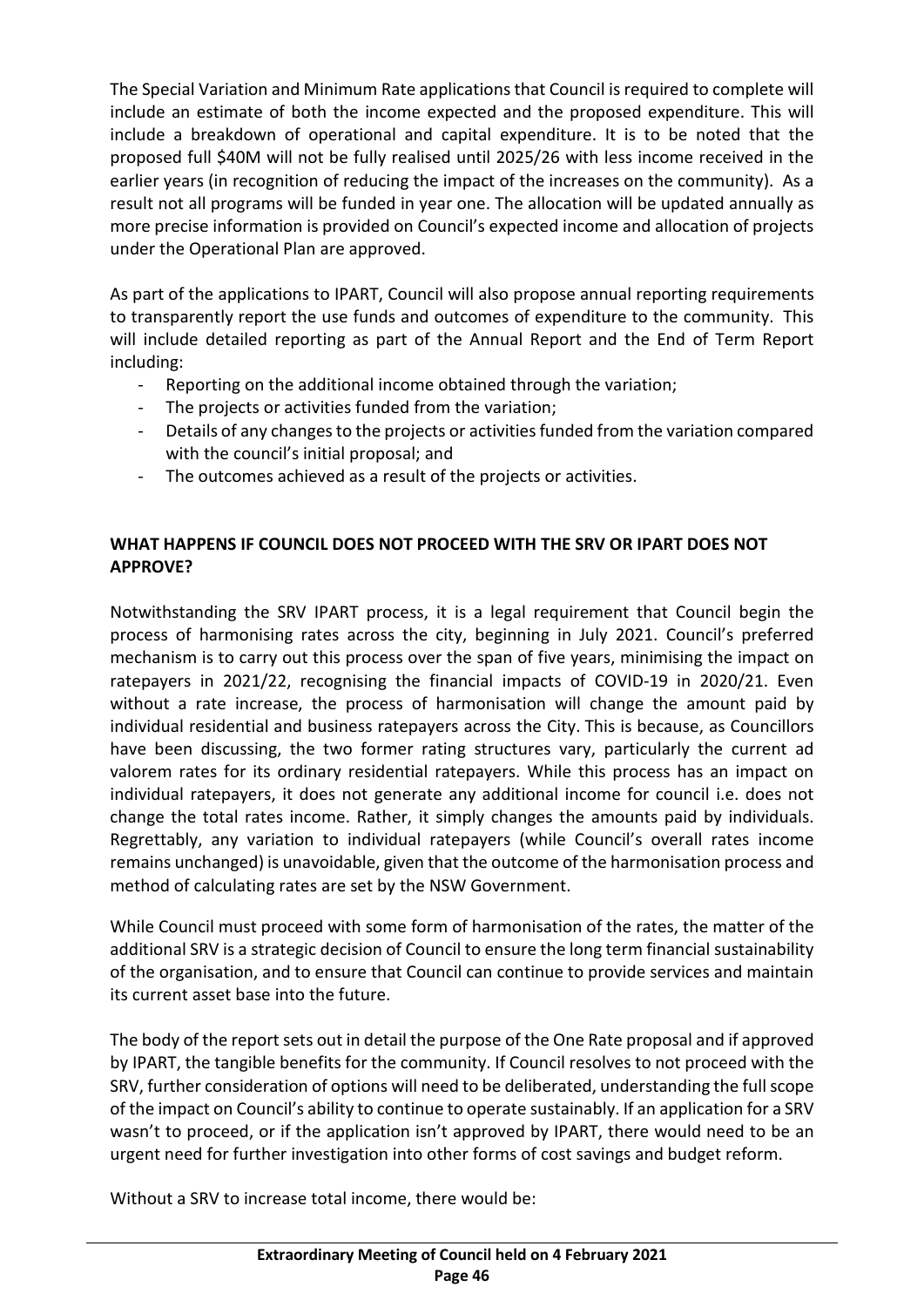The Special Variation and Minimum Rate applications that Council is required to complete will include an estimate of both the income expected and the proposed expenditure. This will include a breakdown of operational and capital expenditure. It is to be noted that the proposed full $40M will not be fully realised until 2025/26 with less income received in the earlier years (in recognition of reducing the impact of the increases on the community). As a result not all programs will be funded in year one. The allocation will be updated annually as more precise information is provided on Council's expected income and allocation of projects under the Operational Plan are approved.

As part of the applications to IPART, Council will also propose annual reporting requirements to transparently report the use funds and outcomes of expenditure to the community. This will include detailed reporting as part of the Annual Report and the End of Term Report including:

- Reporting on the additional income obtained through the variation;
- The projects or activities funded from the variation;
- Details of any changes to the projects or activities funded from the variation compared with the council's initial proposal; and
- The outcomes achieved as a result of the projects or activities.

**WHAT HAPPENS IF COUNCIL DOES NOT PROCEED WITH THE SRV OR IPART DOES NOT APPROVE?**

Notwithstanding the SRV IPART process, it is a legal requirement that Council begin the process of harmonising rates across the city, beginning in July 2021. Council's preferred mechanism is to carry out this process over the span of five years, minimising the impact on ratepayers in 2021/22, recognising the financial impacts of COVID-19 in 2020/21. Even without a rate increase, the process of harmonisation will change the amount paid by individual residential and business ratepayers across the City. This is because, as Councillors have been discussing, the two former rating structures vary, particularly the current ad valorem rates for its ordinary residential ratepayers. While this process has an impact on individual ratepayers, it does not generate any additional income for council i.e. does not change the total rates income. Rather, it simply changes the amounts paid by individuals. Regrettably, any variation to individual ratepayers (while Council's overall rates income remains unchanged) is unavoidable, given that the outcome of the harmonisation process and method of calculating rates are set by the NSW Government.

While Council must proceed with some form of harmonisation of the rates, the matter of the additional SRV is a strategic decision of Council to ensure the long term financial sustainability of the organisation, and to ensure that Council can continue to provide services and maintain its current asset base into the future.

The body of the report sets out in detail the purpose of the One Rate proposal and if approved by IPART, the tangible benefits for the community. If Council resolves to not proceed with the SRV, further consideration of options will need to be deliberated, understanding the full scope of the impact on Council's ability to continue to operate sustainably. If an application for a SRV wasn't to proceed, or if the application isn't approved by IPART, there would need to be an urgent need for further investigation into other forms of cost savings and budget reform.

Without a SRV to increase total income, there would be: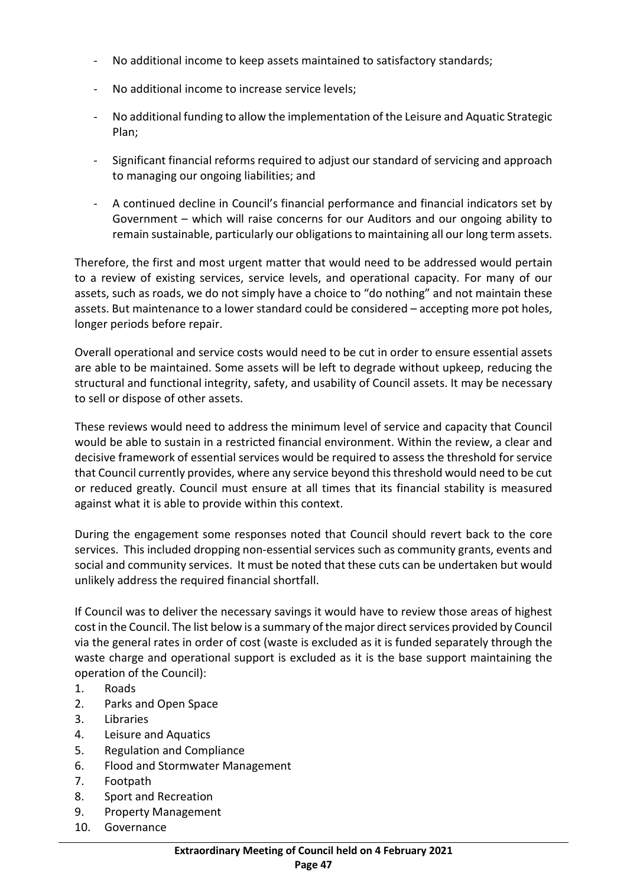- No additional income to keep assets maintained to satisfactory standards;
- No additional income to increase service levels;
- No additional funding to allow the implementation of the Leisure and Aquatic Strategic Plan;
- Significant financial reforms required to adjust our standard of servicing and approach to managing our ongoing liabilities; and
- A continued decline in Council's financial performance and financial indicators set by Government – which will raise concerns for our Auditors and our ongoing ability to remain sustainable, particularly our obligations to maintaining all our long term assets.

Therefore, the first and most urgent matter that would need to be addressed would pertain to a review of existing services, service levels, and operational capacity. For many of our assets, such as roads, we do not simply have a choice to "do nothing" and not maintain these assets. But maintenance to a lower standard could be considered – accepting more pot holes, longer periods before repair.

Overall operational and service costs would need to be cut in order to ensure essential assets are able to be maintained. Some assets will be left to degrade without upkeep, reducing the structural and functional integrity, safety, and usability of Council assets. It may be necessary to sell or dispose of other assets.

These reviews would need to address the minimum level of service and capacity that Council would be able to sustain in a restricted financial environment. Within the review, a clear and decisive framework of essential services would be required to assess the threshold for service that Council currently provides, where any service beyond this threshold would need to be cut or reduced greatly. Council must ensure at all times that its financial stability is measured against what it is able to provide within this context.

During the engagement some responses noted that Council should revert back to the core services. This included dropping non-essential services such as community grants, events and social and community services. It must be noted that these cuts can be undertaken but would unlikely address the required financial shortfall.

If Council was to deliver the necessary savings it would have to review those areas of highest cost in the Council. The list below is a summary of the major direct services provided by Council via the general rates in order of cost (waste is excluded as it is funded separately through the waste charge and operational support is excluded as it is the base support maintaining the operation of the Council):

1. Roads
2. Parks and Open Space
3. Libraries
4. Leisure and Aquatics
5. Regulation and Compliance
6. Flood and Stormwater Management
7. Footpath
8. Sport and Recreation
9. Property Management
10. Governance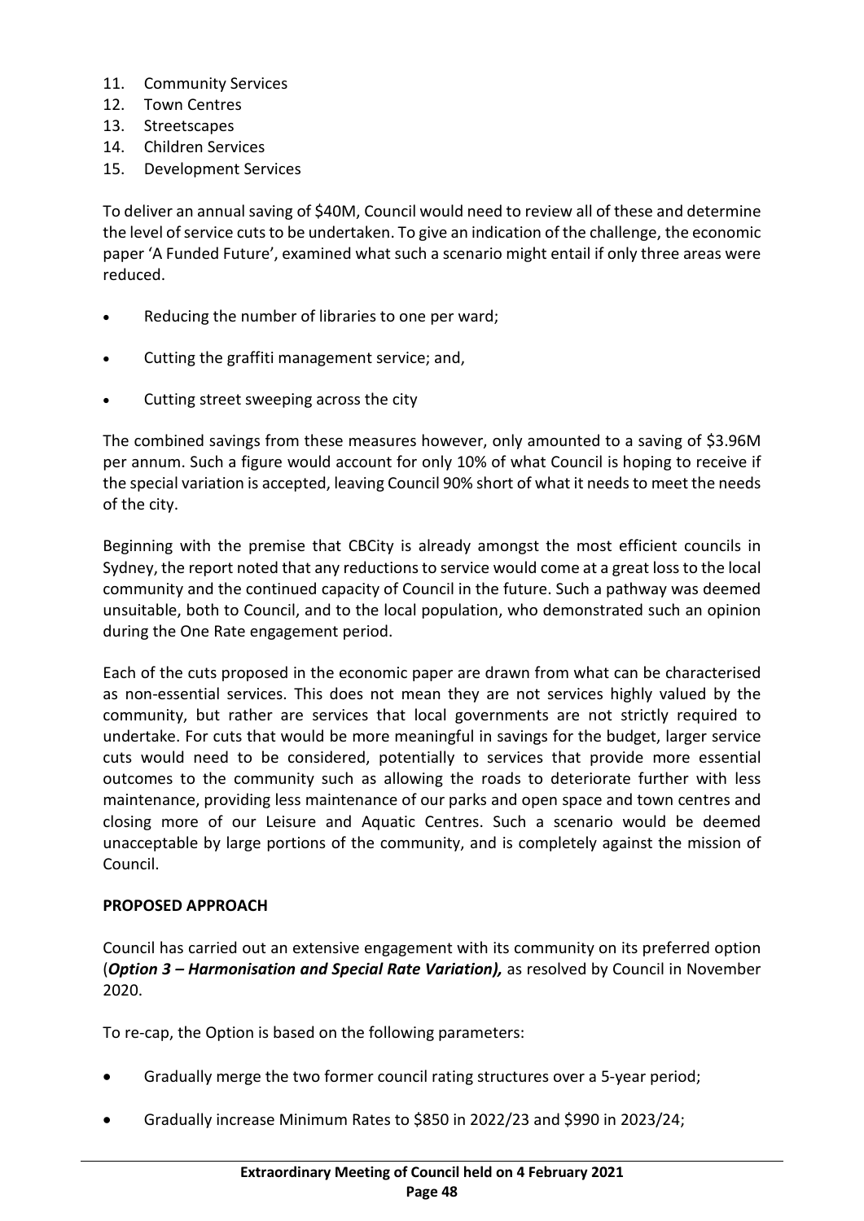11. Community Services
12. Town Centres
13. Streetscapes
14. Children Services
15. Development Services

To deliver an annual saving of $40M, Council would need to review all of these and determine the level of service cuts to be undertaken. To give an indication of the challenge, the economic paper 'A Funded Future', examined what such a scenario might entail if only three areas were reduced.

- Reducing the number of libraries to one per ward;
- Cutting the graffiti management service; and,
- Cutting street sweeping across the city

The combined savings from these measures however, only amounted to a saving of $3.96M per annum. Such a figure would account for only 10% of what Council is hoping to receive if the special variation is accepted, leaving Council 90% short of what it needs to meet the needs of the city.

Beginning with the premise that CBCity is already amongst the most efficient councils in Sydney, the report noted that any reductions to service would come at a great loss to the local community and the continued capacity of Council in the future. Such a pathway was deemed unsuitable, both to Council, and to the local population, who demonstrated such an opinion during the One Rate engagement period.

Each of the cuts proposed in the economic paper are drawn from what can be characterised as non-essential services. This does not mean they are not services highly valued by the community, but rather are services that local governments are not strictly required to undertake. For cuts that would be more meaningful in savings for the budget, larger service cuts would need to be considered, potentially to services that provide more essential outcomes to the community such as allowing the roads to deteriorate further with less maintenance, providing less maintenance of our parks and open space and town centres and closing more of our Leisure and Aquatic Centres. Such a scenario would be deemed unacceptable by large portions of the community, and is completely against the mission of Council.

**PROPOSED APPROACH**

Council has carried out an extensive engagement with its community on its preferred option (***Option 3 – Harmonisation and Special Rate Variation),*** as resolved by Council in November 2020.

To re-cap, the Option is based on the following parameters:

- Gradually merge the two former council rating structures over a 5-year period;
- Gradually increase Minimum Rates to $850 in 2022/23 and $990 in 2023/24;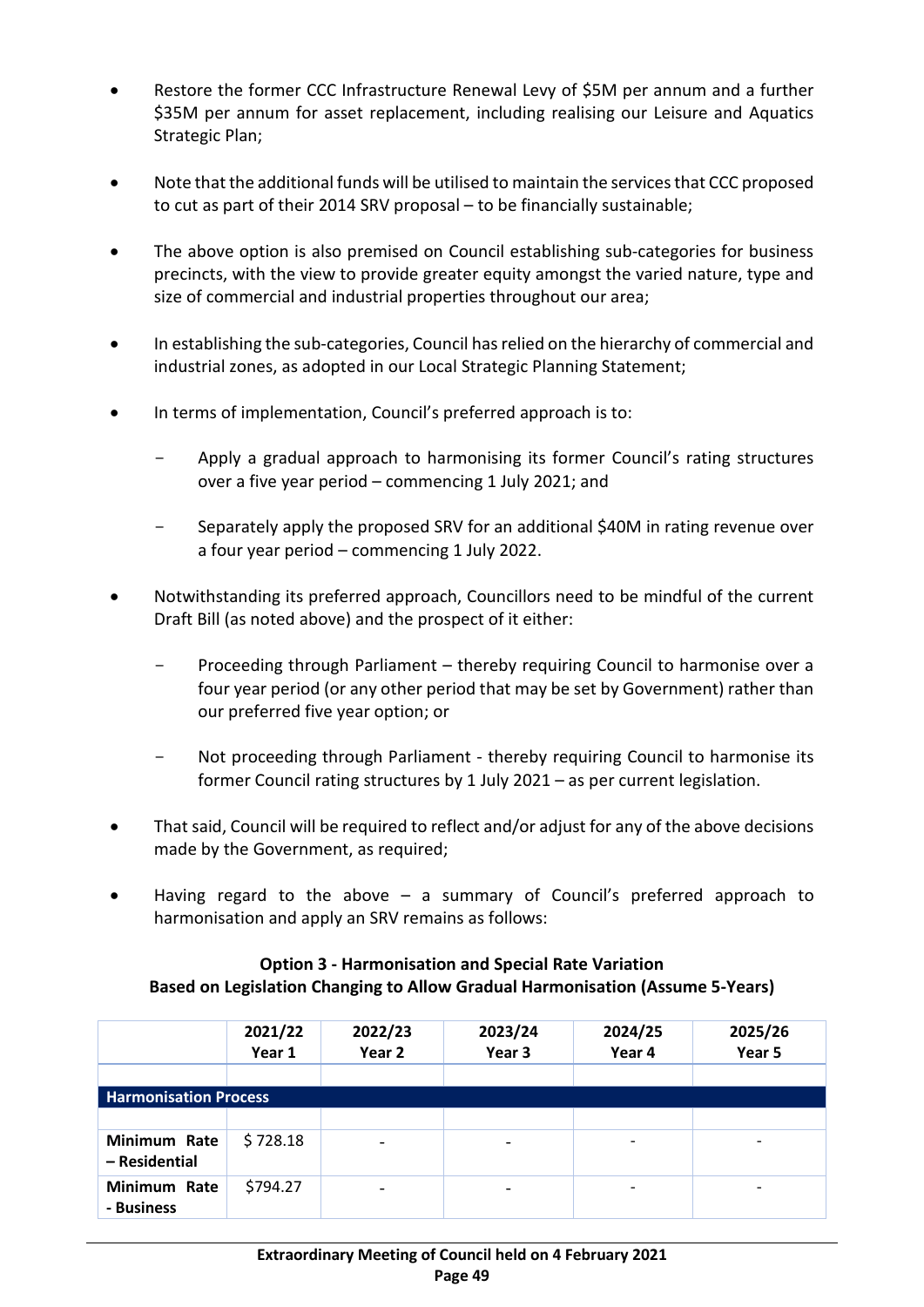- Restore the former CCC Infrastructure Renewal Levy of $5M per annum and a further $35M per annum for asset replacement, including realising our Leisure and Aquatics Strategic Plan;

- Note that the additional funds will be utilised to maintain the services that CCC proposed to cut as part of their 2014 SRV proposal – to be financially sustainable;

- The above option is also premised on Council establishing sub-categories for business precincts, with the view to provide greater equity amongst the varied nature, type and size of commercial and industrial properties throughout our area;

- In establishing the sub-categories, Council has relied on the hierarchy of commercial and industrial zones, as adopted in our Local Strategic Planning Statement;

- In terms of implementation, Council's preferred approach is to:

  - Apply a gradual approach to harmonising its former Council's rating structures over a five year period – commencing 1 July 2021; and

  - Separately apply the proposed SRV for an additional $40M in rating revenue over a four year period – commencing 1 July 2022.

- Notwithstanding its preferred approach, Councillors need to be mindful of the current Draft Bill (as noted above) and the prospect of it either:

  - Proceeding through Parliament – thereby requiring Council to harmonise over a four year period (or any other period that may be set by Government) rather than our preferred five year option; or

  - Not proceeding through Parliament - thereby requiring Council to harmonise its former Council rating structures by 1 July 2021 – as per current legislation.

- That said, Council will be required to reflect and/or adjust for any of the above decisions made by the Government, as required;

- Having regard to the above – a summary of Council's preferred approach to harmonisation and apply an SRV remains as follows:

**Option 3 - Harmonisation and Special Rate Variation**
**Based on Legislation Changing to Allow Gradual Harmonisation (Assume 5-Years)**

| | 2021/22 Year 1 | 2022/23 Year 2 | 2023/24 Year 3 | 2024/25 Year 4 | 2025/26 Year 5 |
|---|---|---|---|---|---|
| | | | | | |
| **Harmonisation Process** | | | | | |
| | | | | | |
| **Minimum Rate – Residential** | $ 728.18 | - | - | - | - |
| **Minimum Rate - Business** | $794.27 | - | - | - | - |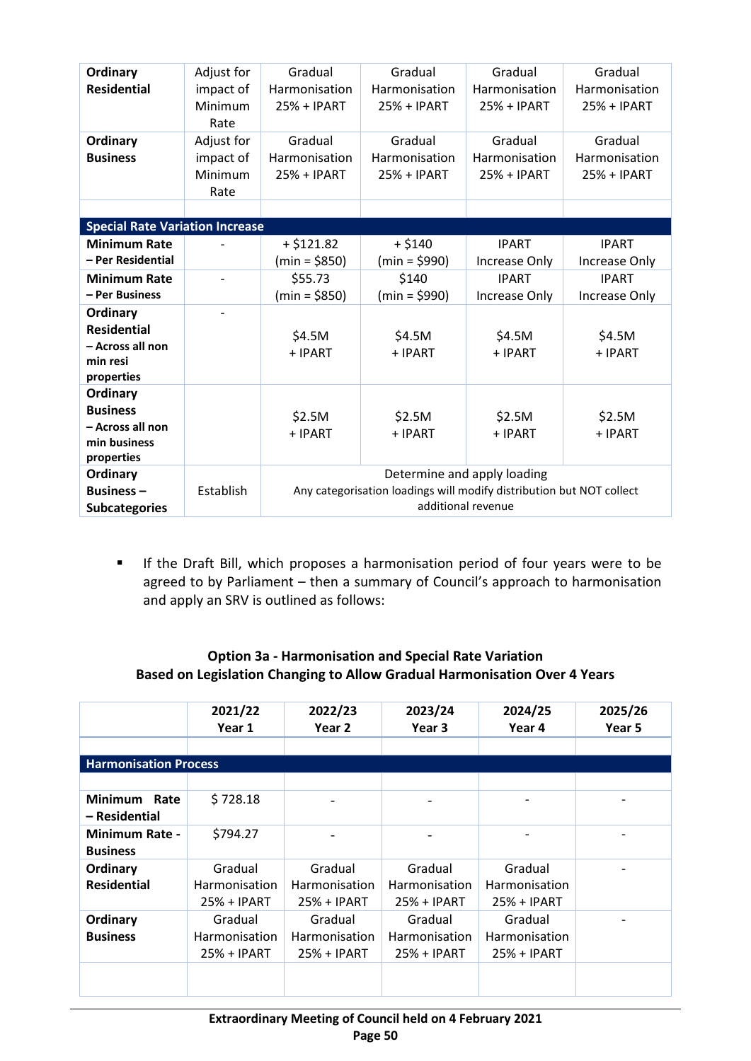| | | | | | |
|---|---|---|---|---|---|
| **Ordinary Residential** | Adjust for impact of Minimum Rate | Gradual Harmonisation 25% + IPART | Gradual Harmonisation 25% + IPART | Gradual Harmonisation 25% + IPART | Gradual Harmonisation 25% + IPART |
| **Ordinary Business** | Adjust for impact of Minimum Rate | Gradual Harmonisation 25% + IPART | Gradual Harmonisation 25% + IPART | Gradual Harmonisation 25% + IPART | Gradual Harmonisation 25% + IPART |
| | | | | | |
| **Special Rate Variation Increase** | | | | | |
| **Minimum Rate – Per Residential** | - | + $121.82 (min = $850) | + $140 (min = $990) | IPART Increase Only | IPART Increase Only |
| **Minimum Rate – Per Business** | - | $55.73 (min = $850) | $140 (min = $990) | IPART Increase Only | IPART Increase Only |
| **Ordinary Residential – Across all non min resi properties** | - | $4.5M + IPART | $4.5M + IPART | $4.5M + IPART | $4.5M + IPART |
| **Ordinary Business – Across all non min business properties** | | $2.5M + IPART | $2.5M + IPART | $2.5M + IPART | $2.5M + IPART |
| **Ordinary Business – Subcategories** | Establish | Determine and apply loading<br>Any categorisation loadings will modify distribution but NOT collect additional revenue | | | |

- If the Draft Bill, which proposes a harmonisation period of four years were to be agreed to by Parliament – then a summary of Council's approach to harmonisation and apply an SRV is outlined as follows:

**Option 3a - Harmonisation and Special Rate Variation**
**Based on Legislation Changing to Allow Gradual Harmonisation Over 4 Years**

| | **2021/22 Year 1** | **2022/23 Year 2** | **2023/24 Year 3** | **2024/25 Year 4** | **2025/26 Year 5** |
|---|---|---|---|---|---|
| | | | | | |
| **Harmonisation Process** | | | | | |
| | | | | | |
| **Minimum Rate – Residential** | $ 728.18 | - | - | - | - |
| **Minimum Rate - Business** | $794.27 | - | - | - | - |
| **Ordinary Residential** | Gradual Harmonisation 25% + IPART | Gradual Harmonisation 25% + IPART | Gradual Harmonisation 25% + IPART | Gradual Harmonisation 25% + IPART | - |
| **Ordinary Business** | Gradual Harmonisation 25% + IPART | Gradual Harmonisation 25% + IPART | Gradual Harmonisation 25% + IPART | Gradual Harmonisation 25% + IPART | - |
| | | | | | |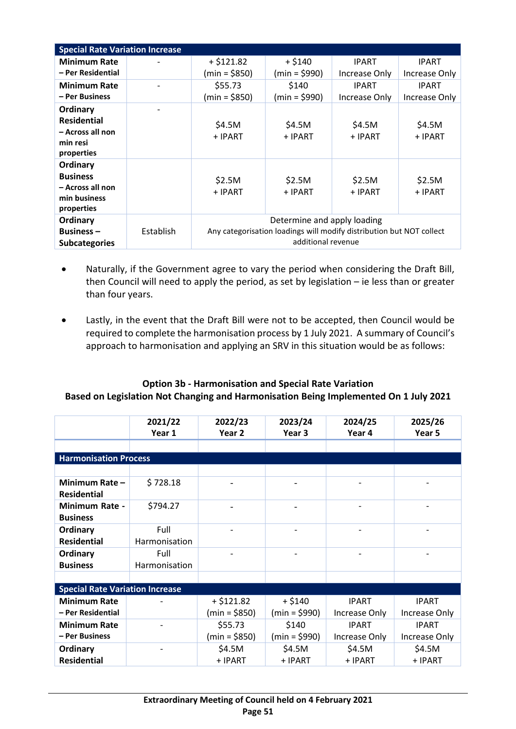| Special Rate Variation Increase | | | | | |
|---|---|---|---|---|---|
| **Minimum Rate – Per Residential** | - | + $121.82 (min = $850) | + $140 (min = $990) | IPART Increase Only | IPART Increase Only |
| **Minimum Rate – Per Business** | - | $55.73 (min = $850) | $140 (min = $990) | IPART Increase Only | IPART Increase Only |
| **Ordinary Residential – Across all non min resi properties** | - | $4.5M + IPART | $4.5M + IPART | $4.5M + IPART | $4.5M + IPART |
| **Ordinary Business – Across all non min business properties** | | $2.5M + IPART | $2.5M + IPART | $2.5M + IPART | $2.5M + IPART |
| **Ordinary Business – Subcategories** | Establish | Determine and apply loading Any categorisation loadings will modify distribution but NOT collect additional revenue | | | |

- Naturally, if the Government agree to vary the period when considering the Draft Bill, then Council will need to apply the period, as set by legislation – ie less than or greater than four years.

- Lastly, in the event that the Draft Bill were not to be accepted, then Council would be required to complete the harmonisation process by 1 July 2021. A summary of Council's approach to harmonisation and applying an SRV in this situation would be as follows:

**Option 3b - Harmonisation and Special Rate Variation**
**Based on Legislation Not Changing and Harmonisation Being Implemented On 1 July 2021**

| | 2021/22 Year 1 | 2022/23 Year 2 | 2023/24 Year 3 | 2024/25 Year 4 | 2025/26 Year 5 |
|---|---|---|---|---|---|
| | | | | | |
| **Harmonisation Process** | | | | | |
| | | | | | |
| **Minimum Rate – Residential** | $ 728.18 | - | - | - | - |
| **Minimum Rate - Business** | $794.27 | - | - | - | - |
| **Ordinary Residential** | Full Harmonisation | - | - | - | - |
| **Ordinary Business** | Full Harmonisation | - | - | - | - |
| | | | | | |
| **Special Rate Variation Increase** | | | | | |
| **Minimum Rate – Per Residential** | - | + $121.82 (min = $850) | + $140 (min = $990) | IPART Increase Only | IPART Increase Only |
| **Minimum Rate – Per Business** | - | $55.73 (min = $850) | $140 (min = $990) | IPART Increase Only | IPART Increase Only |
| **Ordinary Residential** | - | $4.5M + IPART | $4.5M + IPART | $4.5M + IPART | $4.5M + IPART |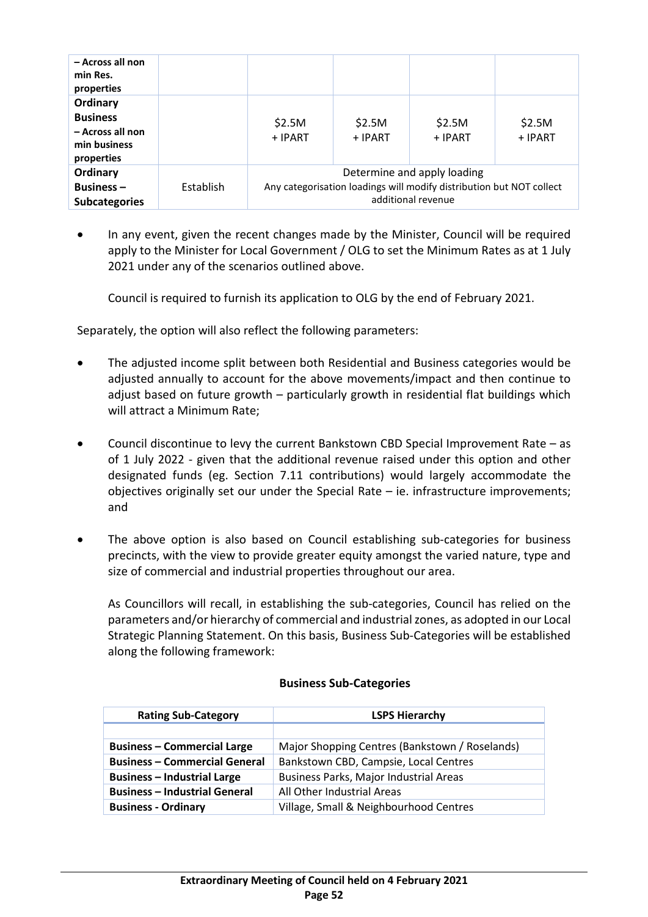| | | | | | |
|---|---|---|---|---|---|
| **– Across all non min Res. properties** | | | | | |
| **Ordinary Business – Across all non min business properties** | | $2.5M + IPART | $2.5M + IPART | $2.5M + IPART | $2.5M + IPART |
| **Ordinary Business – Subcategories** | Establish | Determine and apply loading Any categorisation loadings will modify distribution but NOT collect additional revenue | | | |

- In any event, given the recent changes made by the Minister, Council will be required apply to the Minister for Local Government / OLG to set the Minimum Rates as at 1 July 2021 under any of the scenarios outlined above.

  Council is required to furnish its application to OLG by the end of February 2021.

Separately, the option will also reflect the following parameters:

- The adjusted income split between both Residential and Business categories would be adjusted annually to account for the above movements/impact and then continue to adjust based on future growth – particularly growth in residential flat buildings which will attract a Minimum Rate;

- Council discontinue to levy the current Bankstown CBD Special Improvement Rate – as of 1 July 2022 - given that the additional revenue raised under this option and other designated funds (eg. Section 7.11 contributions) would largely accommodate the objectives originally set our under the Special Rate – ie. infrastructure improvements; and

- The above option is also based on Council establishing sub-categories for business precincts, with the view to provide greater equity amongst the varied nature, type and size of commercial and industrial properties throughout our area.

  As Councillors will recall, in establishing the sub-categories, Council has relied on the parameters and/or hierarchy of commercial and industrial zones, as adopted in our Local Strategic Planning Statement. On this basis, Business Sub-Categories will be established along the following framework:

**Business Sub-Categories**

| Rating Sub-Category | LSPS Hierarchy |
|---|---|
| | |
| **Business – Commercial Large** | Major Shopping Centres (Bankstown / Roselands) |
| **Business – Commercial General** | Bankstown CBD, Campsie, Local Centres |
| **Business – Industrial Large** | Business Parks, Major Industrial Areas |
| **Business – Industrial General** | All Other Industrial Areas |
| **Business - Ordinary** | Village, Small & Neighbourhood Centres |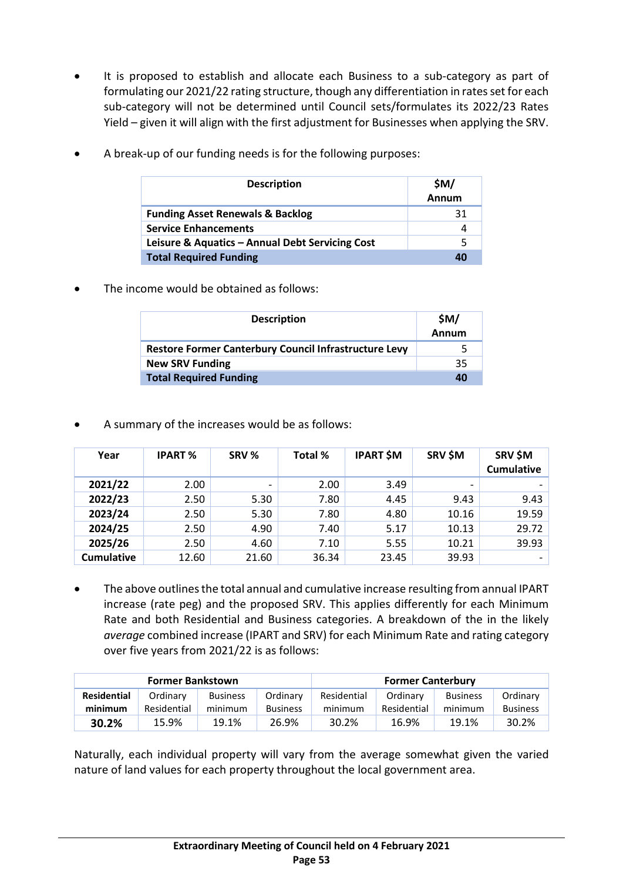- It is proposed to establish and allocate each Business to a sub-category as part of formulating our 2021/22 rating structure, though any differentiation in rates set for each sub-category will not be determined until Council sets/formulates its 2022/23 Rates Yield – given it will align with the first adjustment for Businesses when applying the SRV.

- A break-up of our funding needs is for the following purposes:

| Description | $M/ Annum |
|---|---|
| **Funding Asset Renewals & Backlog** | 31 |
| **Service Enhancements** | 4 |
| **Leisure & Aquatics – Annual Debt Servicing Cost** | 5 |
| **Total Required Funding** | **40** |

- The income would be obtained as follows:

| Description | $M/ Annum |
|---|---|
| **Restore Former Canterbury Council Infrastructure Levy** | 5 |
| **New SRV Funding** | 35 |
| **Total Required Funding** | **40** |

- A summary of the increases would be as follows:

| Year | IPART % | SRV % | Total % | IPART $M | SRV $M | SRV $M Cumulative |
|---|---|---|---|---|---|---|
| **2021/22** | 2.00 | - | 2.00 | 3.49 | - | - |
| **2022/23** | 2.50 | 5.30 | 7.80 | 4.45 | 9.43 | 9.43 |
| **2023/24** | 2.50 | 5.30 | 7.80 | 4.80 | 10.16 | 19.59 |
| **2024/25** | 2.50 | 4.90 | 7.40 | 5.17 | 10.13 | 29.72 |
| **2025/26** | 2.50 | 4.60 | 7.10 | 5.55 | 10.21 | 39.93 |
| **Cumulative** | 12.60 | 21.60 | 36.34 | 23.45 | 39.93 | - |

- The above outlines the total annual and cumulative increase resulting from annual IPART increase (rate peg) and the proposed SRV. This applies differently for each Minimum Rate and both Residential and Business categories. A breakdown of the in the likely *average* combined increase (IPART and SRV) for each Minimum Rate and rating category over five years from 2021/22 is as follows:

| **Former Bankstown** | | | | **Former Canterbury** | | | |
|---|---|---|---|---|---|---|---|
| **Residential minimum** | Ordinary Residential | Business minimum | Ordinary Business | Residential minimum | Ordinary Residential | Business minimum | Ordinary Business |
| **30.2%** | 15.9% | 19.1% | 26.9% | 30.2% | 16.9% | 19.1% | 30.2% |

Naturally, each individual property will vary from the average somewhat given the varied nature of land values for each property throughout the local government area.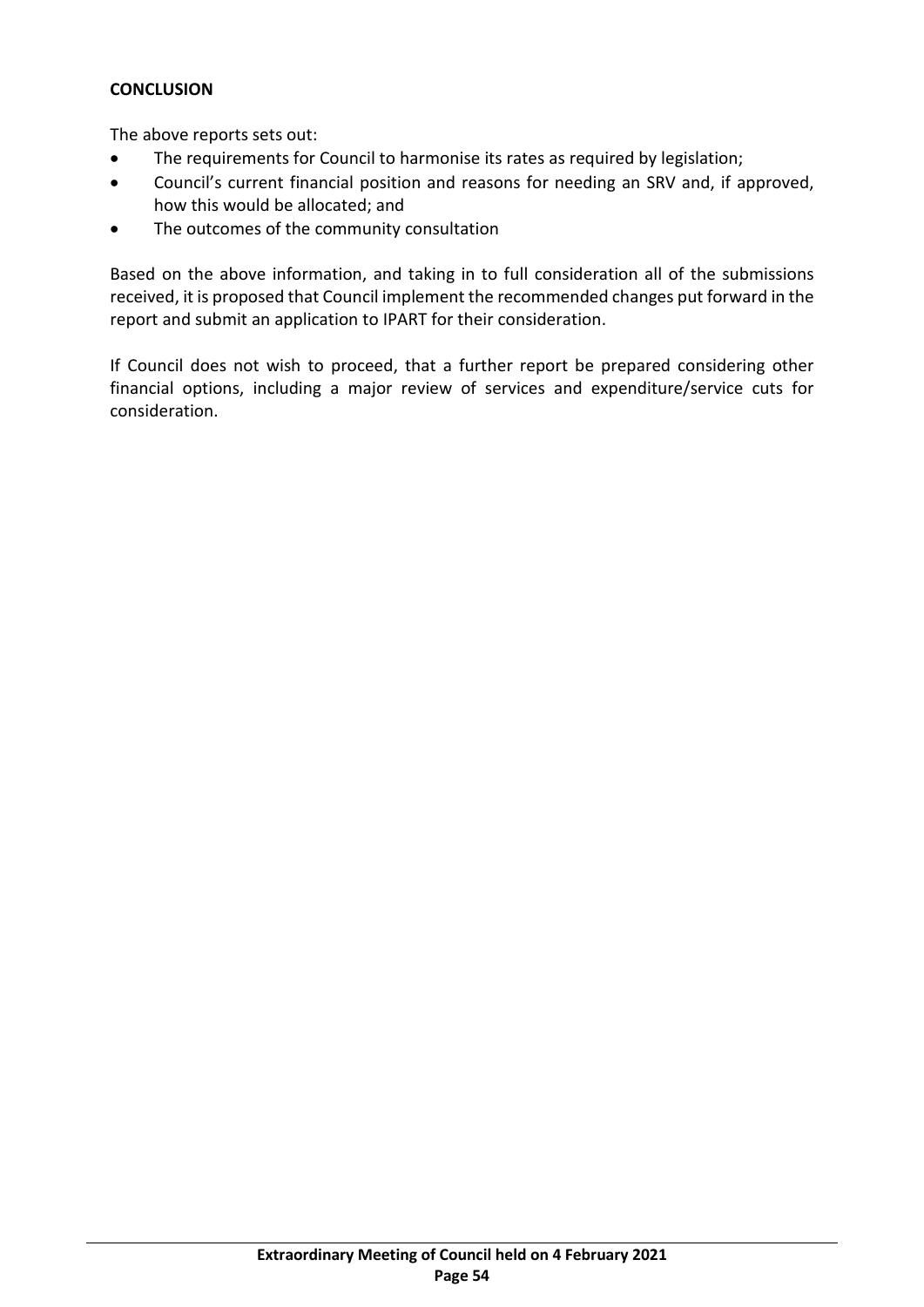**CONCLUSION**

The above reports sets out:

- The requirements for Council to harmonise its rates as required by legislation;
- Council's current financial position and reasons for needing an SRV and, if approved, how this would be allocated; and
- The outcomes of the community consultation

Based on the above information, and taking in to full consideration all of the submissions received, it is proposed that Council implement the recommended changes put forward in the report and submit an application to IPART for their consideration.

If Council does not wish to proceed, that a further report be prepared considering other financial options, including a major review of services and expenditure/service cuts for consideration.